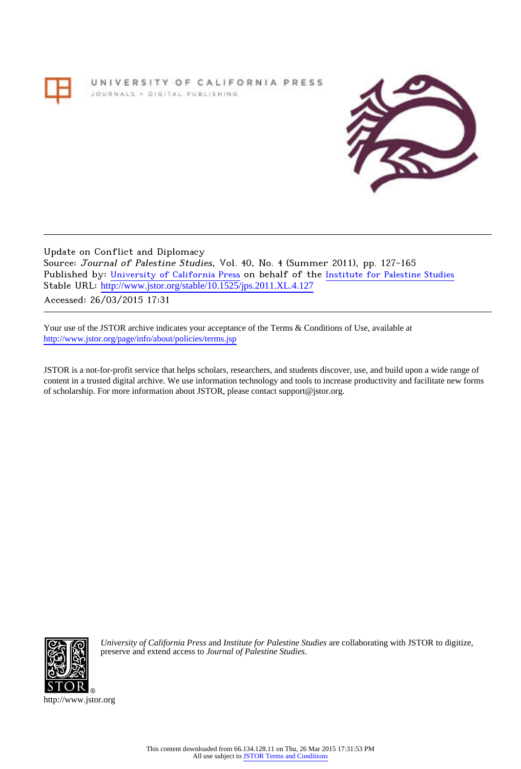UNIVERSITY OF CALIFORNIA PRESS
JOURNALS + DIGITAL PUBLISHING

Update on Conflict and Diplomacy
Source: *Journal of Palestine Studies*, Vol. 40, No. 4 (Summer 2011), pp. 127-165
Published by: University of California Press on behalf of the Institute for Palestine Studies
Stable URL: http://www.jstor.org/stable/10.1525/jps.2011.XL.4.127
Accessed: 26/03/2015 17:31

Your use of the JSTOR archive indicates your acceptance of the Terms & Conditions of Use, available at
http://www.jstor.org/page/info/about/policies/terms.jsp

JSTOR is a not-for-profit service that helps scholars, researchers, and students discover, use, and build upon a wide range of content in a trusted digital archive. We use information technology and tools to increase productivity and facilitate new forms of scholarship. For more information about JSTOR, please contact support@jstor.org.

*University of California Press* and *Institute for Palestine Studies* are collaborating with JSTOR to digitize, preserve and extend access to *Journal of Palestine Studies.*

http://www.jstor.org

This content downloaded from 66.134.128.11 on Thu, 26 Mar 2015 17:31:53 PM
All use subject to JSTOR Terms and Conditions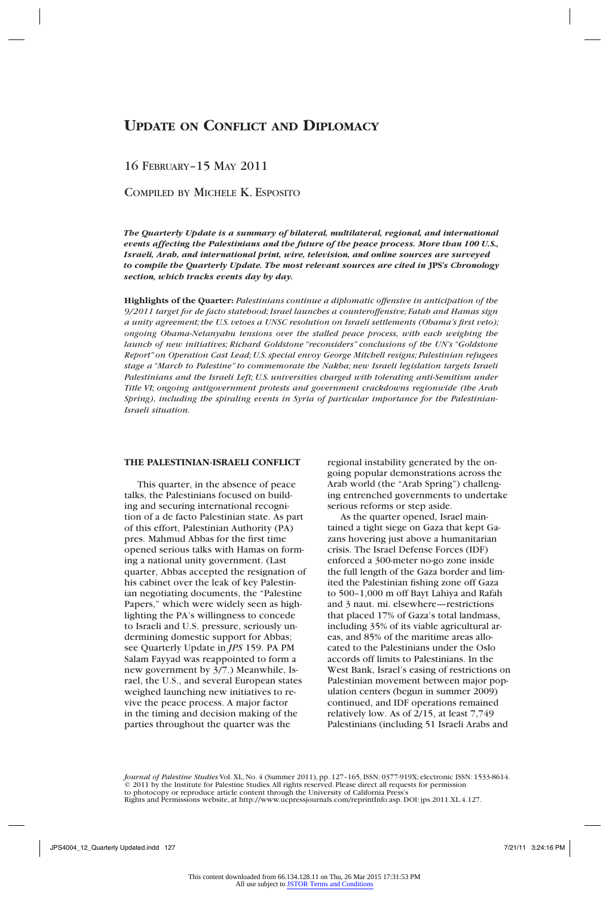# Update on Conflict and Diplomacy

16 February–15 May 2011

Compiled by Michele K. Esposito

***The Quarterly Update is a summary of bilateral, multilateral, regional, and international events affecting the Palestinians and the future of the peace process. More than 100 U.S., Israeli, Arab, and international print, wire, television, and online sources are surveyed to compile the Quarterly Update. The most relevant sources are cited in JPS's Chronology section, which tracks events day by day.***

**Highlights of the Quarter:** *Palestinians continue a diplomatic offensive in anticipation of the 9/2011 target for de facto statehood; Israel launches a counteroffensive; Fatah and Hamas sign a unity agreement; the U.S. vetoes a UNSC resolution on Israeli settlements (Obama's first veto); ongoing Obama-Netanyahu tensions over the stalled peace process, with each weighing the launch of new initiatives; Richard Goldstone "reconsiders" conclusions of the UN's "Goldstone Report" on Operation Cast Lead; U.S. special envoy George Mitchell resigns; Palestinian refugees stage a "March to Palestine" to commemorate the Nakba; new Israeli legislation targets Israeli Palestinians and the Israeli Left; U.S. universities charged with tolerating anti-Semitism under Title VI; ongoing antigovernment protests and government crackdowns regionwide (the Arab Spring), including the spiraling events in Syria of particular importance for the Palestinian-Israeli situation.*

## THE PALESTINIAN-ISRAELI CONFLICT

This quarter, in the absence of peace talks, the Palestinians focused on building and securing international recognition of a de facto Palestinian state. As part of this effort, Palestinian Authority (PA) pres. Mahmud Abbas for the first time opened serious talks with Hamas on forming a national unity government. (Last quarter, Abbas accepted the resignation of his cabinet over the leak of key Palestinian negotiating documents, the "Palestine Papers," which were widely seen as highlighting the PA's willingness to concede to Israeli and U.S. pressure, seriously undermining domestic support for Abbas; see Quarterly Update in *JPS* 159. PA PM Salam Fayyad was reappointed to form a new government by 3/7.) Meanwhile, Israel, the U.S., and several European states weighed launching new initiatives to revive the peace process. A major factor in the timing and decision making of the parties throughout the quarter was the regional instability generated by the ongoing popular demonstrations across the Arab world (the "Arab Spring") challenging entrenched governments to undertake serious reforms or step aside.

As the quarter opened, Israel maintained a tight siege on Gaza that kept Gazans hovering just above a humanitarian crisis. The Israel Defense Forces (IDF) enforced a 300-meter no-go zone inside the full length of the Gaza border and limited the Palestinian fishing zone off Gaza to 500–1,000 m off Bayt Lahiya and Rafah and 3 naut. mi. elsewhere—restrictions that placed 17% of Gaza's total landmass, including 35% of its viable agricultural areas, and 85% of the maritime areas allocated to the Palestinians under the Oslo accords off limits to Palestinians. In the West Bank, Israel's easing of restrictions on Palestinian movement between major population centers (begun in summer 2009) continued, and IDF operations remained relatively low. As of 2/15, at least 7,749 Palestinians (including 51 Israeli Arabs and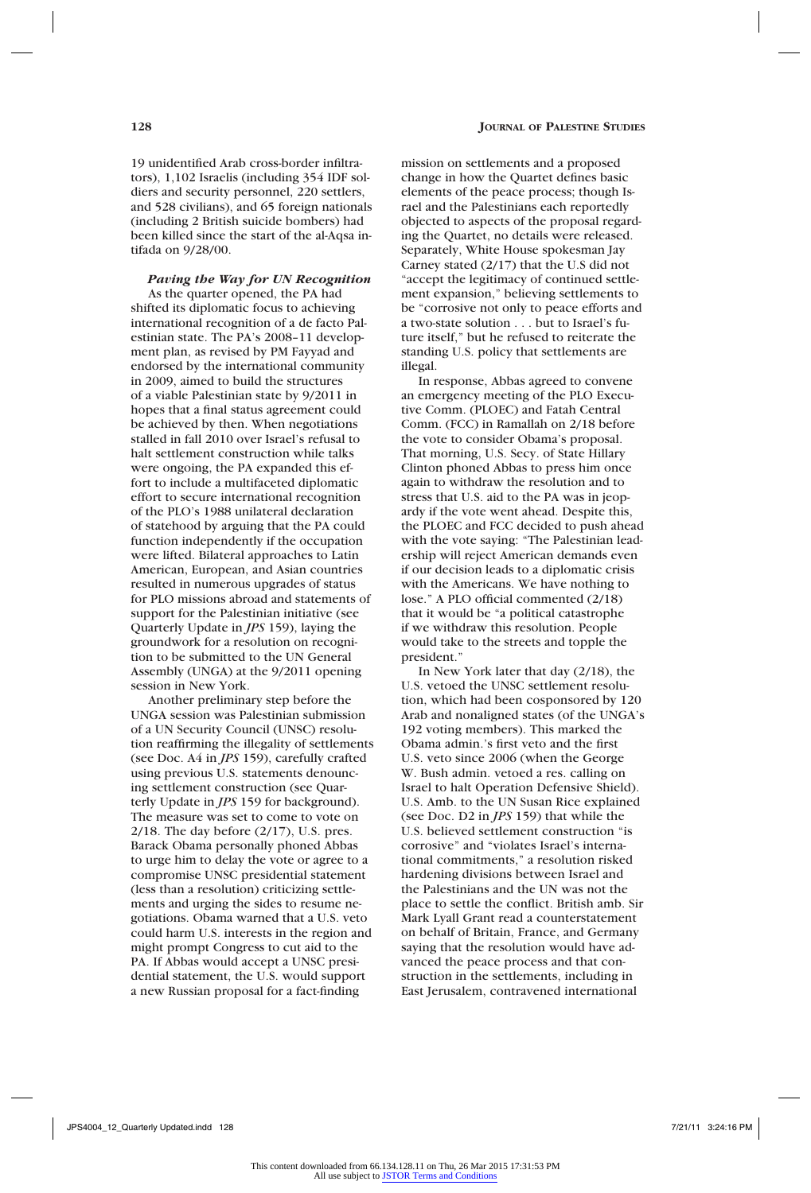19 unidentified Arab cross-border infiltrators), 1,102 Israelis (including 354 IDF soldiers and security personnel, 220 settlers, and 528 civilians), and 65 foreign nationals (including 2 British suicide bombers) had been killed since the start of the al-Aqsa intifada on 9/28/00.

***Paving the Way for UN Recognition***

As the quarter opened, the PA had shifted its diplomatic focus to achieving international recognition of a de facto Palestinian state. The PA's 2008–11 development plan, as revised by PM Fayyad and endorsed by the international community in 2009, aimed to build the structures of a viable Palestinian state by 9/2011 in hopes that a final status agreement could be achieved by then. When negotiations stalled in fall 2010 over Israel's refusal to halt settlement construction while talks were ongoing, the PA expanded this effort to include a multifaceted diplomatic effort to secure international recognition of the PLO's 1988 unilateral declaration of statehood by arguing that the PA could function independently if the occupation were lifted. Bilateral approaches to Latin American, European, and Asian countries resulted in numerous upgrades of status for PLO missions abroad and statements of support for the Palestinian initiative (see Quarterly Update in *JPS* 159), laying the groundwork for a resolution on recognition to be submitted to the UN General Assembly (UNGA) at the 9/2011 opening session in New York.

Another preliminary step before the UNGA session was Palestinian submission of a UN Security Council (UNSC) resolution reaffirming the illegality of settlements (see Doc. A4 in *JPS* 159), carefully crafted using previous U.S. statements denouncing settlement construction (see Quarterly Update in *JPS* 159 for background). The measure was set to come to vote on 2/18. The day before (2/17), U.S. pres. Barack Obama personally phoned Abbas to urge him to delay the vote or agree to a compromise UNSC presidential statement (less than a resolution) criticizing settlements and urging the sides to resume negotiations. Obama warned that a U.S. veto could harm U.S. interests in the region and might prompt Congress to cut aid to the PA. If Abbas would accept a UNSC presidential statement, the U.S. would support a new Russian proposal for a fact-finding mission on settlements and a proposed change in how the Quartet defines basic elements of the peace process; though Israel and the Palestinians each reportedly objected to aspects of the proposal regarding the Quartet, no details were released. Separately, White House spokesman Jay Carney stated (2/17) that the U.S did not "accept the legitimacy of continued settlement expansion," believing settlements to be "corrosive not only to peace efforts and a two-state solution . . . but to Israel's future itself," but he refused to reiterate the standing U.S. policy that settlements are illegal.

In response, Abbas agreed to convene an emergency meeting of the PLO Executive Comm. (PLOEC) and Fatah Central Comm. (FCC) in Ramallah on 2/18 before the vote to consider Obama's proposal. That morning, U.S. Secy. of State Hillary Clinton phoned Abbas to press him once again to withdraw the resolution and to stress that U.S. aid to the PA was in jeopardy if the vote went ahead. Despite this, the PLOEC and FCC decided to push ahead with the vote saying: "The Palestinian leadership will reject American demands even if our decision leads to a diplomatic crisis with the Americans. We have nothing to lose." A PLO official commented (2/18) that it would be "a political catastrophe if we withdraw this resolution. People would take to the streets and topple the president."

In New York later that day (2/18), the U.S. vetoed the UNSC settlement resolution, which had been cosponsored by 120 Arab and nonaligned states (of the UNGA's 192 voting members). This marked the Obama admin.'s first veto and the first U.S. veto since 2006 (when the George W. Bush admin. vetoed a res. calling on Israel to halt Operation Defensive Shield). U.S. Amb. to the UN Susan Rice explained (see Doc. D2 in *JPS* 159) that while the U.S. believed settlement construction "is corrosive" and "violates Israel's international commitments," a resolution risked hardening divisions between Israel and the Palestinians and the UN was not the place to settle the conflict. British amb. Sir Mark Lyall Grant read a counterstatement on behalf of Britain, France, and Germany saying that the resolution would have advanced the peace process and that construction in the settlements, including in East Jerusalem, contravened international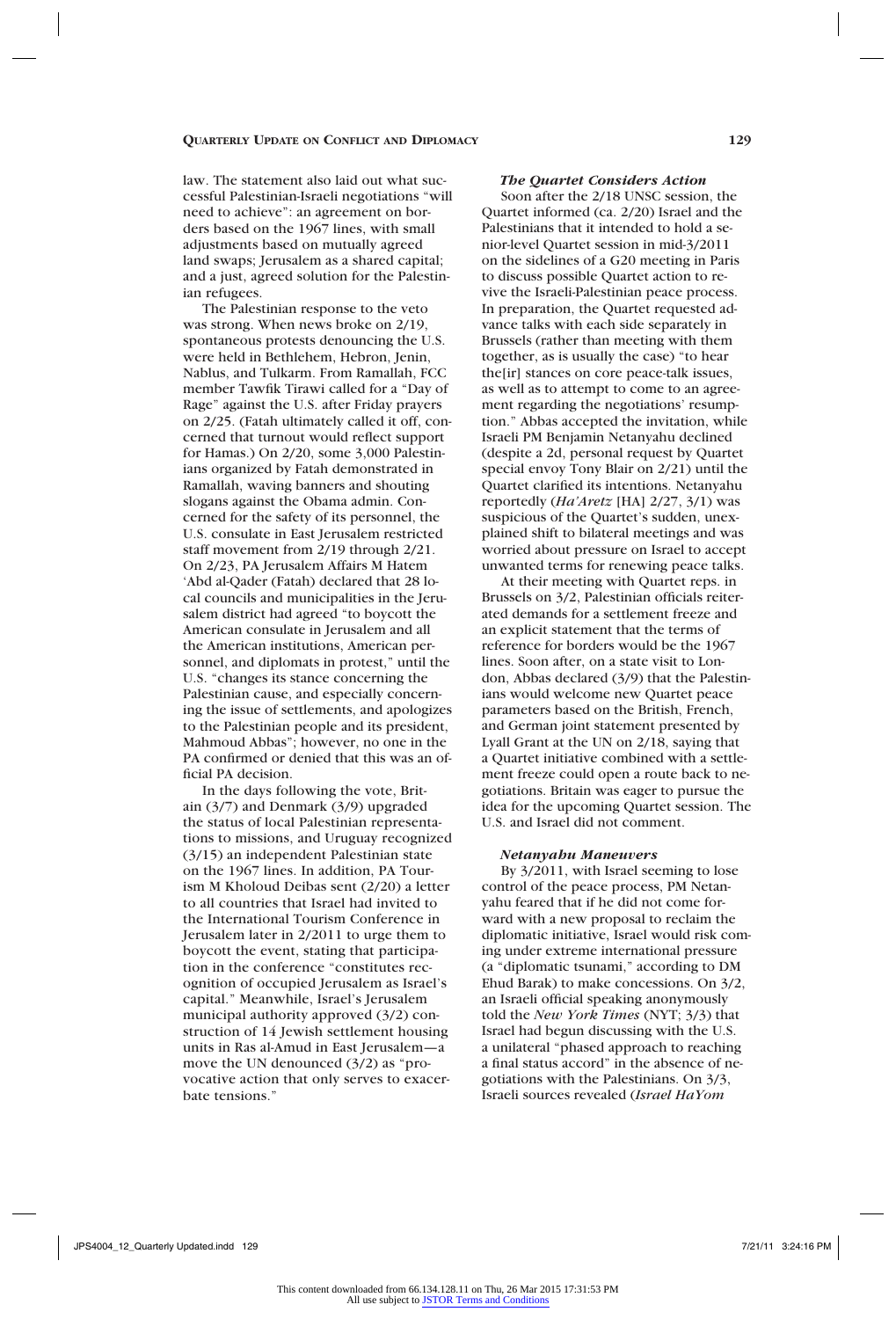law. The statement also laid out what successful Palestinian-Israeli negotiations "will need to achieve": an agreement on borders based on the 1967 lines, with small adjustments based on mutually agreed land swaps; Jerusalem as a shared capital; and a just, agreed solution for the Palestinian refugees.

The Palestinian response to the veto was strong. When news broke on 2/19, spontaneous protests denouncing the U.S. were held in Bethlehem, Hebron, Jenin, Nablus, and Tulkarm. From Ramallah, FCC member Tawfik Tirawi called for a "Day of Rage" against the U.S. after Friday prayers on 2/25. (Fatah ultimately called it off, concerned that turnout would reflect support for Hamas.) On 2/20, some 3,000 Palestinians organized by Fatah demonstrated in Ramallah, waving banners and shouting slogans against the Obama admin. Concerned for the safety of its personnel, the U.S. consulate in East Jerusalem restricted staff movement from 2/19 through 2/21. On 2/23, PA Jerusalem Affairs M Hatem 'Abd al-Qader (Fatah) declared that 28 local councils and municipalities in the Jerusalem district had agreed "to boycott the American consulate in Jerusalem and all the American institutions, American personnel, and diplomats in protest," until the U.S. "changes its stance concerning the Palestinian cause, and especially concerning the issue of settlements, and apologizes to the Palestinian people and its president, Mahmoud Abbas"; however, no one in the PA confirmed or denied that this was an official PA decision.

In the days following the vote, Britain (3/7) and Denmark (3/9) upgraded the status of local Palestinian representations to missions, and Uruguay recognized (3/15) an independent Palestinian state on the 1967 lines. In addition, PA Tourism M Kholoud Deibas sent (2/20) a letter to all countries that Israel had invited to the International Tourism Conference in Jerusalem later in 2/2011 to urge them to boycott the event, stating that participation in the conference "constitutes recognition of occupied Jerusalem as Israel's capital." Meanwhile, Israel's Jerusalem municipal authority approved (3/2) construction of 14 Jewish settlement housing units in Ras al-Amud in East Jerusalem—a move the UN denounced (3/2) as "provocative action that only serves to exacerbate tensions."

### *The Quartet Considers Action*

Soon after the 2/18 UNSC session, the Quartet informed (ca. 2/20) Israel and the Palestinians that it intended to hold a senior-level Quartet session in mid-3/2011 on the sidelines of a G20 meeting in Paris to discuss possible Quartet action to revive the Israeli-Palestinian peace process. In preparation, the Quartet requested advance talks with each side separately in Brussels (rather than meeting with them together, as is usually the case) "to hear the[ir] stances on core peace-talk issues, as well as to attempt to come to an agreement regarding the negotiations' resumption." Abbas accepted the invitation, while Israeli PM Benjamin Netanyahu declined (despite a 2d, personal request by Quartet special envoy Tony Blair on 2/21) until the Quartet clarified its intentions. Netanyahu reportedly (*Ha'Aretz* [HA] 2/27, 3/1) was suspicious of the Quartet's sudden, unexplained shift to bilateral meetings and was worried about pressure on Israel to accept unwanted terms for renewing peace talks.

At their meeting with Quartet reps. in Brussels on 3/2, Palestinian officials reiterated demands for a settlement freeze and an explicit statement that the terms of reference for borders would be the 1967 lines. Soon after, on a state visit to London, Abbas declared (3/9) that the Palestinians would welcome new Quartet peace parameters based on the British, French, and German joint statement presented by Lyall Grant at the UN on 2/18, saying that a Quartet initiative combined with a settlement freeze could open a route back to negotiations. Britain was eager to pursue the idea for the upcoming Quartet session. The U.S. and Israel did not comment.

### *Netanyahu Maneuvers*

By 3/2011, with Israel seeming to lose control of the peace process, PM Netanyahu feared that if he did not come forward with a new proposal to reclaim the diplomatic initiative, Israel would risk coming under extreme international pressure (a "diplomatic tsunami," according to DM Ehud Barak) to make concessions. On 3/2, an Israeli official speaking anonymously told the *New York Times* (NYT; 3/3) that Israel had begun discussing with the U.S. a unilateral "phased approach to reaching a final status accord" in the absence of negotiations with the Palestinians. On 3/3, Israeli sources revealed (*Israel HaYom*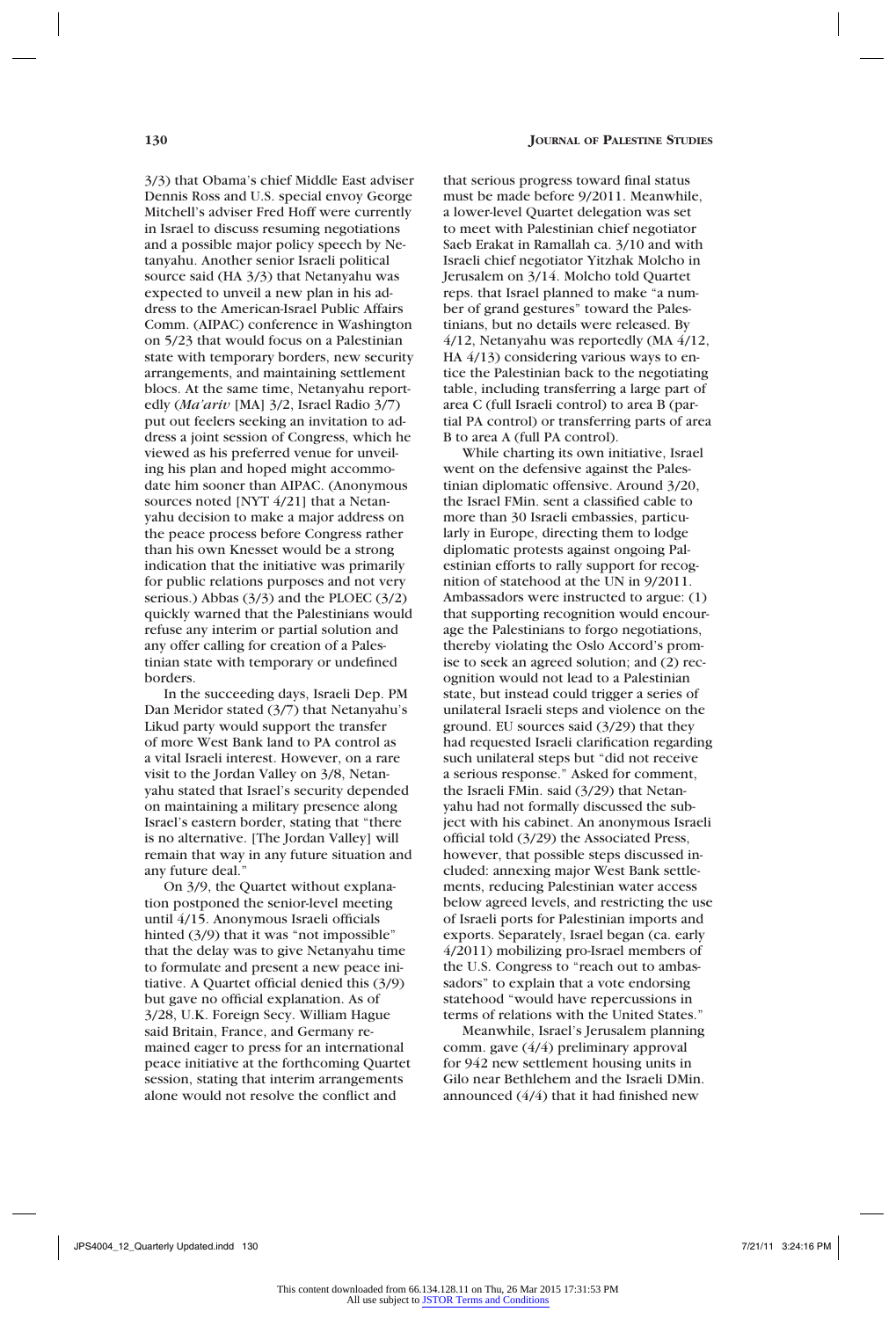3/3) that Obama's chief Middle East adviser Dennis Ross and U.S. special envoy George Mitchell's adviser Fred Hoff were currently in Israel to discuss resuming negotiations and a possible major policy speech by Netanyahu. Another senior Israeli political source said (HA 3/3) that Netanyahu was expected to unveil a new plan in his address to the American-Israel Public Affairs Comm. (AIPAC) conference in Washington on 5/23 that would focus on a Palestinian state with temporary borders, new security arrangements, and maintaining settlement blocs. At the same time, Netanyahu reportedly (*Ma'ariv* [MA] 3/2, Israel Radio 3/7) put out feelers seeking an invitation to address a joint session of Congress, which he viewed as his preferred venue for unveiling his plan and hoped might accommodate him sooner than AIPAC. (Anonymous sources noted [NYT 4/21] that a Netanyahu decision to make a major address on the peace process before Congress rather than his own Knesset would be a strong indication that the initiative was primarily for public relations purposes and not very serious.) Abbas (3/3) and the PLOEC (3/2) quickly warned that the Palestinians would refuse any interim or partial solution and any offer calling for creation of a Palestinian state with temporary or undefined borders.

In the succeeding days, Israeli Dep. PM Dan Meridor stated (3/7) that Netanyahu's Likud party would support the transfer of more West Bank land to PA control as a vital Israeli interest. However, on a rare visit to the Jordan Valley on 3/8, Netanyahu stated that Israel's security depended on maintaining a military presence along Israel's eastern border, stating that "there is no alternative. [The Jordan Valley] will remain that way in any future situation and any future deal."

On 3/9, the Quartet without explanation postponed the senior-level meeting until 4/15. Anonymous Israeli officials hinted (3/9) that it was "not impossible" that the delay was to give Netanyahu time to formulate and present a new peace initiative. A Quartet official denied this (3/9) but gave no official explanation. As of 3/28, U.K. Foreign Secy. William Hague said Britain, France, and Germany remained eager to press for an international peace initiative at the forthcoming Quartet session, stating that interim arrangements alone would not resolve the conflict and that serious progress toward final status must be made before 9/2011. Meanwhile, a lower-level Quartet delegation was set to meet with Palestinian chief negotiator Saeb Erakat in Ramallah ca. 3/10 and with Israeli chief negotiator Yitzhak Molcho in Jerusalem on 3/14. Molcho told Quartet reps. that Israel planned to make "a number of grand gestures" toward the Palestinians, but no details were released. By 4/12, Netanyahu was reportedly (MA 4/12, HA 4/13) considering various ways to entice the Palestinian back to the negotiating table, including transferring a large part of area C (full Israeli control) to area B (partial PA control) or transferring parts of area B to area A (full PA control).

While charting its own initiative, Israel went on the defensive against the Palestinian diplomatic offensive. Around 3/20, the Israel FMin. sent a classified cable to more than 30 Israeli embassies, particularly in Europe, directing them to lodge diplomatic protests against ongoing Palestinian efforts to rally support for recognition of statehood at the UN in 9/2011. Ambassadors were instructed to argue: (1) that supporting recognition would encourage the Palestinians to forgo negotiations, thereby violating the Oslo Accord's promise to seek an agreed solution; and (2) recognition would not lead to a Palestinian state, but instead could trigger a series of unilateral Israeli steps and violence on the ground. EU sources said (3/29) that they had requested Israeli clarification regarding such unilateral steps but "did not receive a serious response." Asked for comment, the Israeli FMin. said (3/29) that Netanyahu had not formally discussed the subject with his cabinet. An anonymous Israeli official told (3/29) the Associated Press, however, that possible steps discussed included: annexing major West Bank settlements, reducing Palestinian water access below agreed levels, and restricting the use of Israeli ports for Palestinian imports and exports. Separately, Israel began (ca. early 4/2011) mobilizing pro-Israel members of the U.S. Congress to "reach out to ambassadors" to explain that a vote endorsing statehood "would have repercussions in terms of relations with the United States."

Meanwhile, Israel's Jerusalem planning comm. gave (4/4) preliminary approval for 942 new settlement housing units in Gilo near Bethlehem and the Israeli DMin. announced (4/4) that it had finished new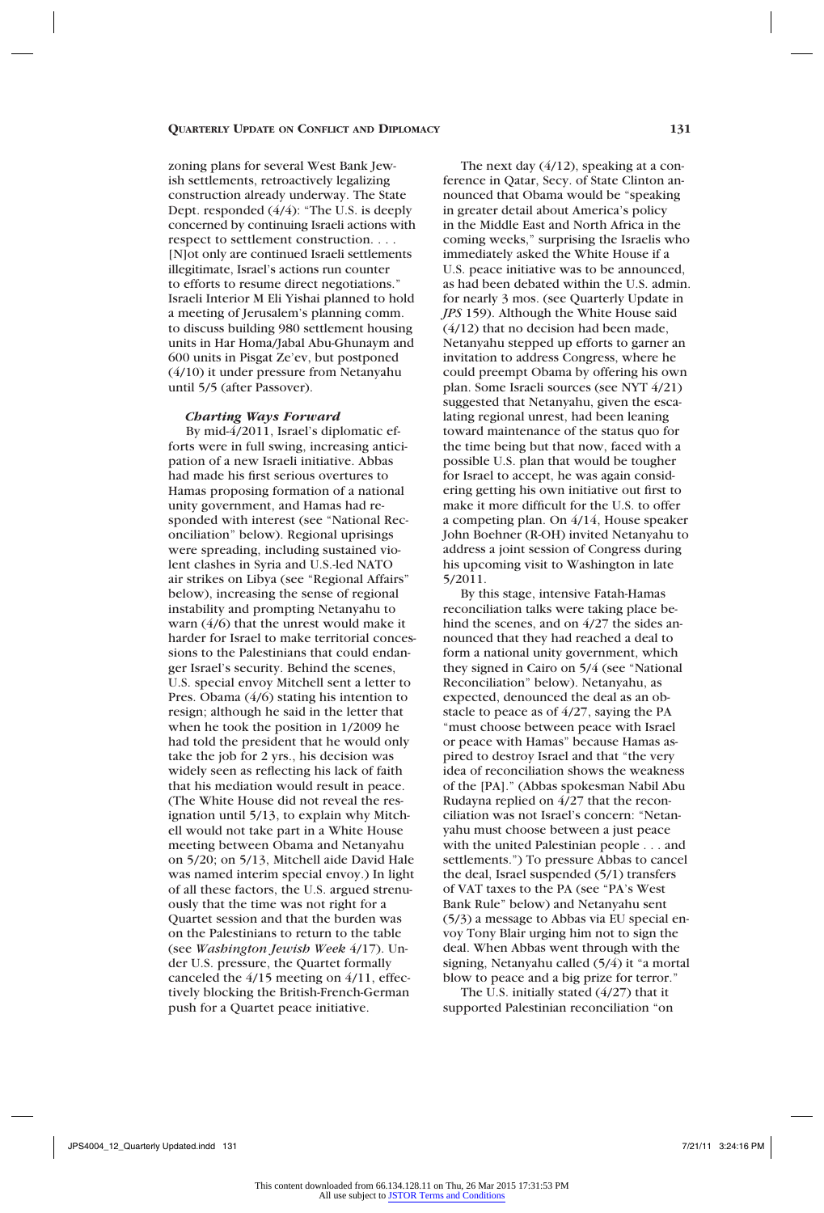zoning plans for several West Bank Jewish settlements, retroactively legalizing construction already underway. The State Dept. responded (4/4): "The U.S. is deeply concerned by continuing Israeli actions with respect to settlement construction. . . . [N]ot only are continued Israeli settlements illegitimate, Israel's actions run counter to efforts to resume direct negotiations." Israeli Interior M Eli Yishai planned to hold a meeting of Jerusalem's planning comm. to discuss building 980 settlement housing units in Har Homa/Jabal Abu-Ghunaym and 600 units in Pisgat Ze'ev, but postponed (4/10) it under pressure from Netanyahu until 5/5 (after Passover).

### *Charting Ways Forward*

By mid-4/2011, Israel's diplomatic efforts were in full swing, increasing anticipation of a new Israeli initiative. Abbas had made his first serious overtures to Hamas proposing formation of a national unity government, and Hamas had responded with interest (see "National Reconciliation" below). Regional uprisings were spreading, including sustained violent clashes in Syria and U.S.-led NATO air strikes on Libya (see "Regional Affairs" below), increasing the sense of regional instability and prompting Netanyahu to warn (4/6) that the unrest would make it harder for Israel to make territorial concessions to the Palestinians that could endanger Israel's security. Behind the scenes, U.S. special envoy Mitchell sent a letter to Pres. Obama (4/6) stating his intention to resign; although he said in the letter that when he took the position in 1/2009 he had told the president that he would only take the job for 2 yrs., his decision was widely seen as reflecting his lack of faith that his mediation would result in peace. (The White House did not reveal the resignation until 5/13, to explain why Mitchell would not take part in a White House meeting between Obama and Netanyahu on 5/20; on 5/13, Mitchell aide David Hale was named interim special envoy.) In light of all these factors, the U.S. argued strenuously that the time was not right for a Quartet session and that the burden was on the Palestinians to return to the table (see *Washington Jewish Week* 4/17). Under U.S. pressure, the Quartet formally canceled the 4/15 meeting on 4/11, effectively blocking the British-French-German push for a Quartet peace initiative.

The next day (4/12), speaking at a conference in Qatar, Secy. of State Clinton announced that Obama would be "speaking in greater detail about America's policy in the Middle East and North Africa in the coming weeks," surprising the Israelis who immediately asked the White House if a U.S. peace initiative was to be announced, as had been debated within the U.S. admin. for nearly 3 mos. (see Quarterly Update in *JPS* 159). Although the White House said (4/12) that no decision had been made, Netanyahu stepped up efforts to garner an invitation to address Congress, where he could preempt Obama by offering his own plan. Some Israeli sources (see NYT 4/21) suggested that Netanyahu, given the escalating regional unrest, had been leaning toward maintenance of the status quo for the time being but that now, faced with a possible U.S. plan that would be tougher for Israel to accept, he was again considering getting his own initiative out first to make it more difficult for the U.S. to offer a competing plan. On 4/14, House speaker John Boehner (R-OH) invited Netanyahu to address a joint session of Congress during his upcoming visit to Washington in late 5/2011.

By this stage, intensive Fatah-Hamas reconciliation talks were taking place behind the scenes, and on 4/27 the sides announced that they had reached a deal to form a national unity government, which they signed in Cairo on 5/4 (see "National Reconciliation" below). Netanyahu, as expected, denounced the deal as an obstacle to peace as of 4/27, saying the PA "must choose between peace with Israel or peace with Hamas" because Hamas aspired to destroy Israel and that "the very idea of reconciliation shows the weakness of the [PA]." (Abbas spokesman Nabil Abu Rudayna replied on 4/27 that the reconciliation was not Israel's concern: "Netanyahu must choose between a just peace with the united Palestinian people . . . and settlements.") To pressure Abbas to cancel the deal, Israel suspended (5/1) transfers of VAT taxes to the PA (see "PA's West Bank Rule" below) and Netanyahu sent (5/3) a message to Abbas via EU special envoy Tony Blair urging him not to sign the deal. When Abbas went through with the signing, Netanyahu called (5/4) it "a mortal blow to peace and a big prize for terror."

The U.S. initially stated (4/27) that it supported Palestinian reconciliation "on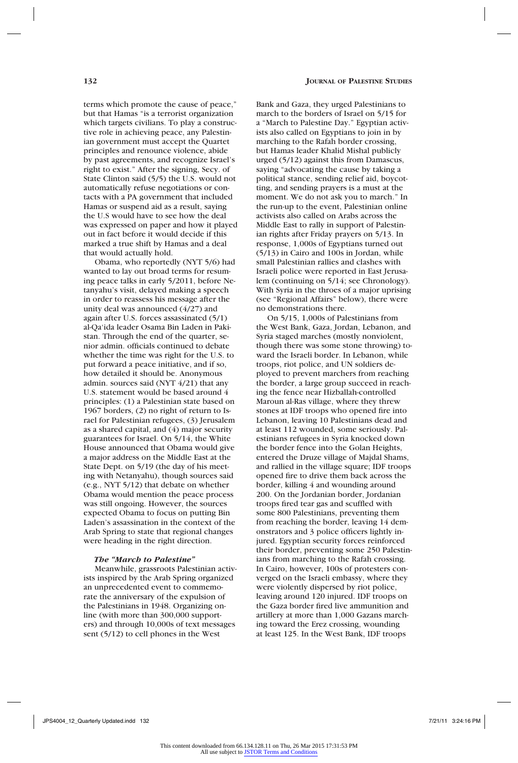terms which promote the cause of peace," but that Hamas "is a terrorist organization which targets civilians. To play a constructive role in achieving peace, any Palestinian government must accept the Quartet principles and renounce violence, abide by past agreements, and recognize Israel's right to exist." After the signing, Secy. of State Clinton said (5/5) the U.S. would not automatically refuse negotiations or contacts with a PA government that included Hamas or suspend aid as a result, saying the U.S would have to see how the deal was expressed on paper and how it played out in fact before it would decide if this marked a true shift by Hamas and a deal that would actually hold.

Obama, who reportedly (NYT 5/6) had wanted to lay out broad terms for resuming peace talks in early 5/2011, before Netanyahu's visit, delayed making a speech in order to reassess his message after the unity deal was announced (4/27) and again after U.S. forces assassinated (5/1) al-Qa'ida leader Osama Bin Laden in Pakistan. Through the end of the quarter, senior admin. officials continued to debate whether the time was right for the U.S. to put forward a peace initiative, and if so, how detailed it should be. Anonymous admin. sources said (NYT 4/21) that any U.S. statement would be based around 4 principles: (1) a Palestinian state based on 1967 borders, (2) no right of return to Israel for Palestinian refugees, (3) Jerusalem as a shared capital, and (4) major security guarantees for Israel. On 5/14, the White House announced that Obama would give a major address on the Middle East at the State Dept. on 5/19 (the day of his meeting with Netanyahu), though sources said (e.g., NYT 5/12) that debate on whether Obama would mention the peace process was still ongoing. However, the sources expected Obama to focus on putting Bin Laden's assassination in the context of the Arab Spring to state that regional changes were heading in the right direction.

### *The "March to Palestine"*

Meanwhile, grassroots Palestinian activists inspired by the Arab Spring organized an unprecedented event to commemorate the anniversary of the expulsion of the Palestinians in 1948. Organizing online (with more than 300,000 supporters) and through 10,000s of text messages sent (5/12) to cell phones in the West Bank and Gaza, they urged Palestinians to march to the borders of Israel on 5/15 for a "March to Palestine Day." Egyptian activists also called on Egyptians to join in by marching to the Rafah border crossing, but Hamas leader Khalid Mishal publicly urged (5/12) against this from Damascus, saying "advocating the cause by taking a political stance, sending relief aid, boycotting, and sending prayers is a must at the moment. We do not ask you to march." In the run-up to the event, Palestinian online activists also called on Arabs across the Middle East to rally in support of Palestinian rights after Friday prayers on 5/13. In response, 1,000s of Egyptians turned out (5/13) in Cairo and 100s in Jordan, while small Palestinian rallies and clashes with Israeli police were reported in East Jerusalem (continuing on 5/14; see Chronology). With Syria in the throes of a major uprising (see "Regional Affairs" below), there were no demonstrations there.

On 5/15, 1,000s of Palestinians from the West Bank, Gaza, Jordan, Lebanon, and Syria staged marches (mostly nonviolent, though there was some stone throwing) toward the Israeli border. In Lebanon, while troops, riot police, and UN soldiers deployed to prevent marchers from reaching the border, a large group succeed in reaching the fence near Hizballah-controlled Maroun al-Ras village, where they threw stones at IDF troops who opened fire into Lebanon, leaving 10 Palestinians dead and at least 112 wounded, some seriously. Palestinians refugees in Syria knocked down the border fence into the Golan Heights, entered the Druze village of Majdal Shams, and rallied in the village square; IDF troops opened fire to drive them back across the border, killing 4 and wounding around 200. On the Jordanian border, Jordanian troops fired tear gas and scuffled with some 800 Palestinians, preventing them from reaching the border, leaving 14 demonstrators and 3 police officers lightly injured. Egyptian security forces reinforced their border, preventing some 250 Palestinians from marching to the Rafah crossing. In Cairo, however, 100s of protesters converged on the Israeli embassy, where they were violently dispersed by riot police, leaving around 120 injured. IDF troops on the Gaza border fired live ammunition and artillery at more than 1,000 Gazans marching toward the Erez crossing, wounding at least 125. In the West Bank, IDF troops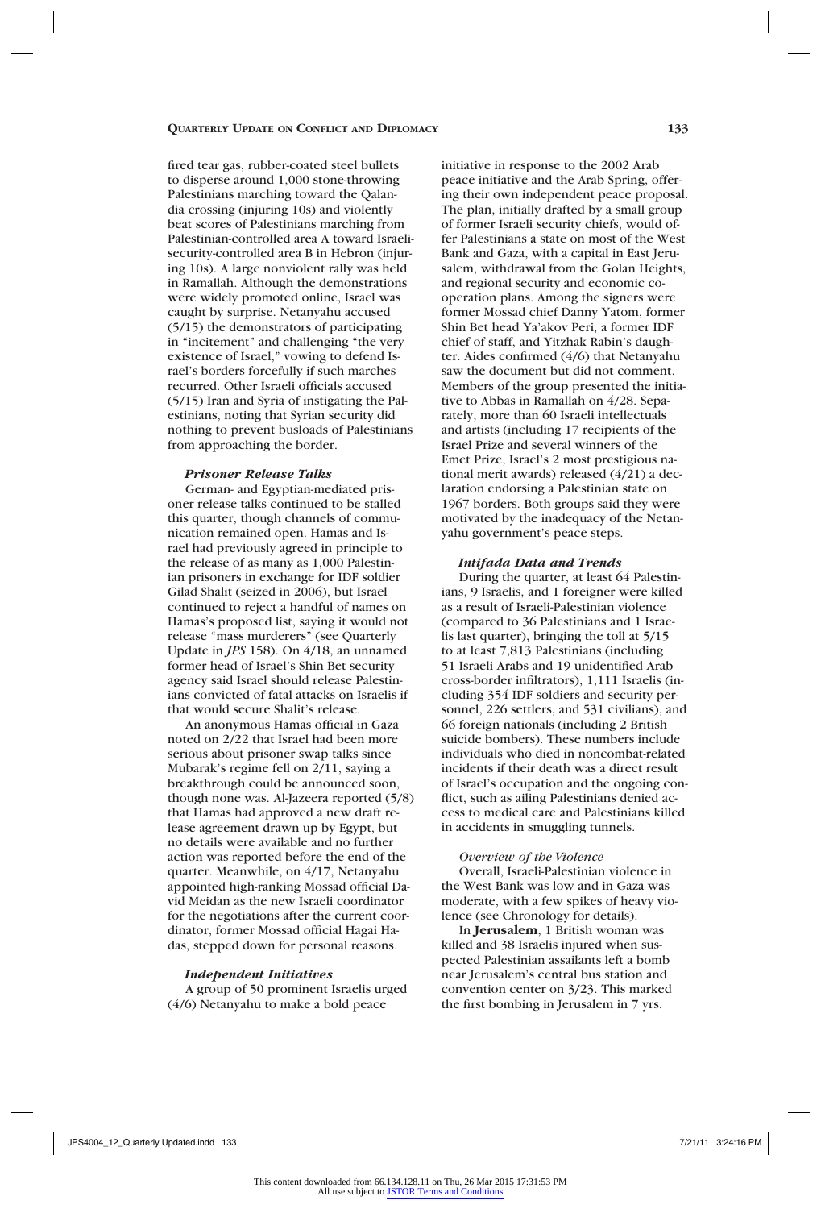fired tear gas, rubber-coated steel bullets to disperse around 1,000 stone-throwing Palestinians marching toward the Qalandia crossing (injuring 10s) and violently beat scores of Palestinians marching from Palestinian-controlled area A toward Israeli-security-controlled area B in Hebron (injuring 10s). A large nonviolent rally was held in Ramallah. Although the demonstrations were widely promoted online, Israel was caught by surprise. Netanyahu accused (5/15) the demonstrators of participating in "incitement" and challenging "the very existence of Israel," vowing to defend Israel's borders forcefully if such marches recurred. Other Israeli officials accused (5/15) Iran and Syria of instigating the Palestinians, noting that Syrian security did nothing to prevent busloads of Palestinians from approaching the border.

#### *Prisoner Release Talks*

German- and Egyptian-mediated prisoner release talks continued to be stalled this quarter, though channels of communication remained open. Hamas and Israel had previously agreed in principle to the release of as many as 1,000 Palestinian prisoners in exchange for IDF soldier Gilad Shalit (seized in 2006), but Israel continued to reject a handful of names on Hamas's proposed list, saying it would not release "mass murderers" (see Quarterly Update in *JPS* 158). On 4/18, an unnamed former head of Israel's Shin Bet security agency said Israel should release Palestinians convicted of fatal attacks on Israelis if that would secure Shalit's release.

An anonymous Hamas official in Gaza noted on 2/22 that Israel had been more serious about prisoner swap talks since Mubarak's regime fell on 2/11, saying a breakthrough could be announced soon, though none was. Al-Jazeera reported (5/8) that Hamas had approved a new draft release agreement drawn up by Egypt, but no details were available and no further action was reported before the end of the quarter. Meanwhile, on 4/17, Netanyahu appointed high-ranking Mossad official David Meidan as the new Israeli coordinator for the negotiations after the current coordinator, former Mossad official Hagai Hadas, stepped down for personal reasons.

#### *Independent Initiatives*

A group of 50 prominent Israelis urged (4/6) Netanyahu to make a bold peace initiative in response to the 2002 Arab peace initiative and the Arab Spring, offering their own independent peace proposal. The plan, initially drafted by a small group of former Israeli security chiefs, would offer Palestinians a state on most of the West Bank and Gaza, with a capital in East Jerusalem, withdrawal from the Golan Heights, and regional security and economic cooperation plans. Among the signers were former Mossad chief Danny Yatom, former Shin Bet head Ya'akov Peri, a former IDF chief of staff, and Yitzhak Rabin's daughter. Aides confirmed (4/6) that Netanyahu saw the document but did not comment. Members of the group presented the initiative to Abbas in Ramallah on 4/28. Separately, more than 60 Israeli intellectuals and artists (including 17 recipients of the Israel Prize and several winners of the Emet Prize, Israel's 2 most prestigious national merit awards) released (4/21) a declaration endorsing a Palestinian state on 1967 borders. Both groups said they were motivated by the inadequacy of the Netanyahu government's peace steps.

#### *Intifada Data and Trends*

During the quarter, at least 64 Palestinians, 9 Israelis, and 1 foreigner were killed as a result of Israeli-Palestinian violence (compared to 36 Palestinians and 1 Israelis last quarter), bringing the toll at 5/15 to at least 7,813 Palestinians (including 51 Israeli Arabs and 19 unidentified Arab cross-border infiltrators), 1,111 Israelis (including 354 IDF soldiers and security personnel, 226 settlers, and 531 civilians), and 66 foreign nationals (including 2 British suicide bombers). These numbers include individuals who died in noncombat-related incidents if their death was a direct result of Israel's occupation and the ongoing conflict, such as ailing Palestinians denied access to medical care and Palestinians killed in accidents in smuggling tunnels.

*Overview of the Violence*

Overall, Israeli-Palestinian violence in the West Bank was low and in Gaza was moderate, with a few spikes of heavy violence (see Chronology for details).

In **Jerusalem**, 1 British woman was killed and 38 Israelis injured when suspected Palestinian assailants left a bomb near Jerusalem's central bus station and convention center on 3/23. This marked the first bombing in Jerusalem in 7 yrs.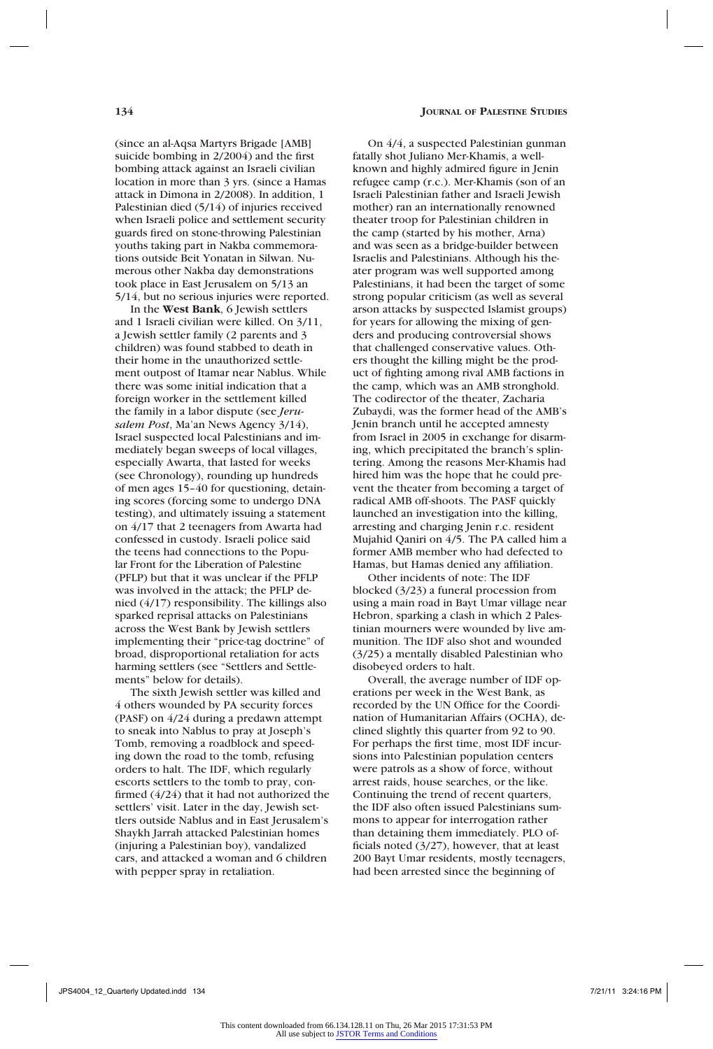(since an al-Aqsa Martyrs Brigade [AMB] suicide bombing in 2/2004) and the first bombing attack against an Israeli civilian location in more than 3 yrs. (since a Hamas attack in Dimona in 2/2008). In addition, 1 Palestinian died (5/14) of injuries received when Israeli police and settlement security guards fired on stone-throwing Palestinian youths taking part in Nakba commemorations outside Beit Yonatan in Silwan. Numerous other Nakba day demonstrations took place in East Jerusalem on 5/13 an 5/14, but no serious injuries were reported.

In the **West Bank**, 6 Jewish settlers and 1 Israeli civilian were killed. On 3/11, a Jewish settler family (2 parents and 3 children) was found stabbed to death in their home in the unauthorized settlement outpost of Itamar near Nablus. While there was some initial indication that a foreign worker in the settlement killed the family in a labor dispute (see *Jerusalem Post*, Ma'an News Agency 3/14), Israel suspected local Palestinians and immediately began sweeps of local villages, especially Awarta, that lasted for weeks (see Chronology), rounding up hundreds of men ages 15–40 for questioning, detaining scores (forcing some to undergo DNA testing), and ultimately issuing a statement on 4/17 that 2 teenagers from Awarta had confessed in custody. Israeli police said the teens had connections to the Popular Front for the Liberation of Palestine (PFLP) but that it was unclear if the PFLP was involved in the attack; the PFLP denied (4/17) responsibility. The killings also sparked reprisal attacks on Palestinians across the West Bank by Jewish settlers implementing their "price-tag doctrine" of broad, disproportional retaliation for acts harming settlers (see "Settlers and Settlements" below for details).

The sixth Jewish settler was killed and 4 others wounded by PA security forces (PASF) on 4/24 during a predawn attempt to sneak into Nablus to pray at Joseph's Tomb, removing a roadblock and speeding down the road to the tomb, refusing orders to halt. The IDF, which regularly escorts settlers to the tomb to pray, confirmed (4/24) that it had not authorized the settlers' visit. Later in the day, Jewish settlers outside Nablus and in East Jerusalem's Shaykh Jarrah attacked Palestinian homes (injuring a Palestinian boy), vandalized cars, and attacked a woman and 6 children with pepper spray in retaliation.

On 4/4, a suspected Palestinian gunman fatally shot Juliano Mer-Khamis, a well-known and highly admired figure in Jenin refugee camp (r.c.). Mer-Khamis (son of an Israeli Palestinian father and Israeli Jewish mother) ran an internationally renowned theater troop for Palestinian children in the camp (started by his mother, Arna) and was seen as a bridge-builder between Israelis and Palestinians. Although his theater program was well supported among Palestinians, it had been the target of some strong popular criticism (as well as several arson attacks by suspected Islamist groups) for years for allowing the mixing of genders and producing controversial shows that challenged conservative values. Others thought the killing might be the product of fighting among rival AMB factions in the camp, which was an AMB stronghold. The codirector of the theater, Zacharia Zubaydi, was the former head of the AMB's Jenin branch until he accepted amnesty from Israel in 2005 in exchange for disarming, which precipitated the branch's splintering. Among the reasons Mer-Khamis had hired him was the hope that he could prevent the theater from becoming a target of radical AMB off-shoots. The PASF quickly launched an investigation into the killing, arresting and charging Jenin r.c. resident Mujahid Qaniri on 4/5. The PA called him a former AMB member who had defected to Hamas, but Hamas denied any affiliation.

Other incidents of note: The IDF blocked (3/23) a funeral procession from using a main road in Bayt Umar village near Hebron, sparking a clash in which 2 Palestinian mourners were wounded by live ammunition. The IDF also shot and wounded (3/25) a mentally disabled Palestinian who disobeyed orders to halt.

Overall, the average number of IDF operations per week in the West Bank, as recorded by the UN Office for the Coordination of Humanitarian Affairs (OCHA), declined slightly this quarter from 92 to 90. For perhaps the first time, most IDF incursions into Palestinian population centers were patrols as a show of force, without arrest raids, house searches, or the like. Continuing the trend of recent quarters, the IDF also often issued Palestinians summons to appear for interrogation rather than detaining them immediately. PLO officials noted (3/27), however, that at least 200 Bayt Umar residents, mostly teenagers, had been arrested since the beginning of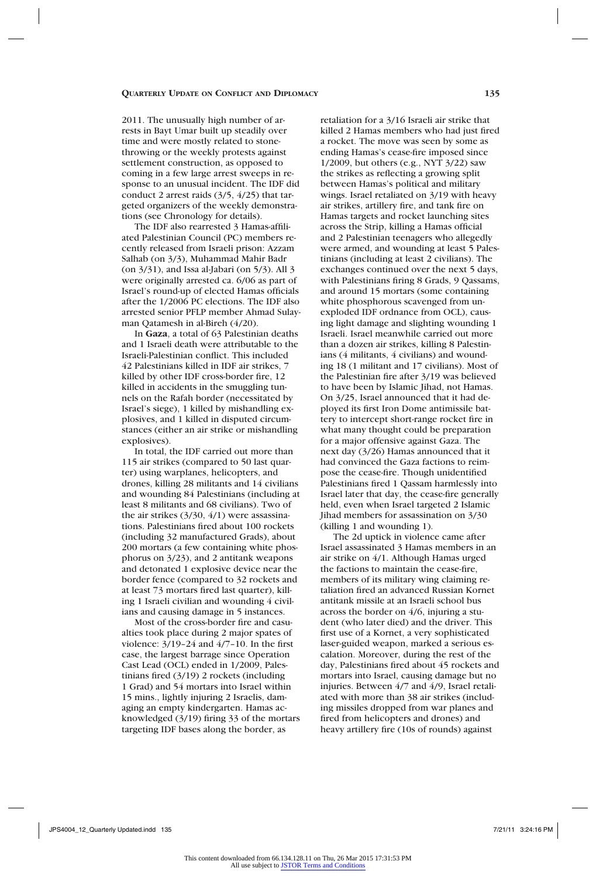2011. The unusually high number of arrests in Bayt Umar built up steadily over time and were mostly related to stone-throwing or the weekly protests against settlement construction, as opposed to coming in a few large arrest sweeps in response to an unusual incident. The IDF did conduct 2 arrest raids (3/5, 4/25) that targeted organizers of the weekly demonstrations (see Chronology for details).

The IDF also rearrested 3 Hamas-affiliated Palestinian Council (PC) members recently released from Israeli prison: Azzam Salhab (on 3/3), Muhammad Mahir Badr (on 3/31), and Issa al-Jabari (on 5/3). All 3 were originally arrested ca. 6/06 as part of Israel's round-up of elected Hamas officials after the 1/2006 PC elections. The IDF also arrested senior PFLP member Ahmad Sulayman Qatamesh in al-Bireh (4/20).

In **Gaza**, a total of 63 Palestinian deaths and 1 Israeli death were attributable to the Israeli-Palestinian conflict. This included 42 Palestinians killed in IDF air strikes, 7 killed by other IDF cross-border fire, 12 killed in accidents in the smuggling tunnels on the Rafah border (necessitated by Israel's siege), 1 killed by mishandling explosives, and 1 killed in disputed circumstances (either an air strike or mishandling explosives).

In total, the IDF carried out more than 115 air strikes (compared to 50 last quarter) using warplanes, helicopters, and drones, killing 28 militants and 14 civilians and wounding 84 Palestinians (including at least 8 militants and 68 civilians). Two of the air strikes (3/30, 4/1) were assassinations. Palestinians fired about 100 rockets (including 32 manufactured Grads), about 200 mortars (a few containing white phosphorus on 3/23), and 2 antitank weapons and detonated 1 explosive device near the border fence (compared to 32 rockets and at least 73 mortars fired last quarter), killing 1 Israeli civilian and wounding 4 civilians and causing damage in 5 instances.

Most of the cross-border fire and casualties took place during 2 major spates of violence: 3/19–24 and 4/7–10. In the first case, the largest barrage since Operation Cast Lead (OCL) ended in 1/2009, Palestinians fired (3/19) 2 rockets (including 1 Grad) and 54 mortars into Israel within 15 mins., lightly injuring 2 Israelis, damaging an empty kindergarten. Hamas acknowledged (3/19) firing 33 of the mortars targeting IDF bases along the border, as retaliation for a 3/16 Israeli air strike that killed 2 Hamas members who had just fired a rocket. The move was seen by some as ending Hamas's cease-fire imposed since 1/2009, but others (e.g., NYT 3/22) saw the strikes as reflecting a growing split between Hamas's political and military wings. Israel retaliated on 3/19 with heavy air strikes, artillery fire, and tank fire on Hamas targets and rocket launching sites across the Strip, killing a Hamas official and 2 Palestinian teenagers who allegedly were armed, and wounding at least 5 Palestinians (including at least 2 civilians). The exchanges continued over the next 5 days, with Palestinians firing 8 Grads, 9 Qassams, and around 15 mortars (some containing white phosphorous scavenged from unexploded IDF ordnance from OCL), causing light damage and slighting wounding 1 Israeli. Israel meanwhile carried out more than a dozen air strikes, killing 8 Palestinians (4 militants, 4 civilians) and wounding 18 (1 militant and 17 civilians). Most of the Palestinian fire after 3/19 was believed to have been by Islamic Jihad, not Hamas. On 3/25, Israel announced that it had deployed its first Iron Dome antimissile battery to intercept short-range rocket fire in what many thought could be preparation for a major offensive against Gaza. The next day (3/26) Hamas announced that it had convinced the Gaza factions to reimpose the cease-fire. Though unidentified Palestinians fired 1 Qassam harmlessly into Israel later that day, the cease-fire generally held, even when Israel targeted 2 Islamic Jihad members for assassination on 3/30 (killing 1 and wounding 1).

The 2d uptick in violence came after Israel assassinated 3 Hamas members in an air strike on 4/1. Although Hamas urged the factions to maintain the cease-fire, members of its military wing claiming retaliation fired an advanced Russian Kornet antitank missile at an Israeli school bus across the border on 4/6, injuring a student (who later died) and the driver. This first use of a Kornet, a very sophisticated laser-guided weapon, marked a serious escalation. Moreover, during the rest of the day, Palestinians fired about 45 rockets and mortars into Israel, causing damage but no injuries. Between 4/7 and 4/9, Israel retaliated with more than 38 air strikes (including missiles dropped from war planes and fired from helicopters and drones) and heavy artillery fire (10s of rounds) against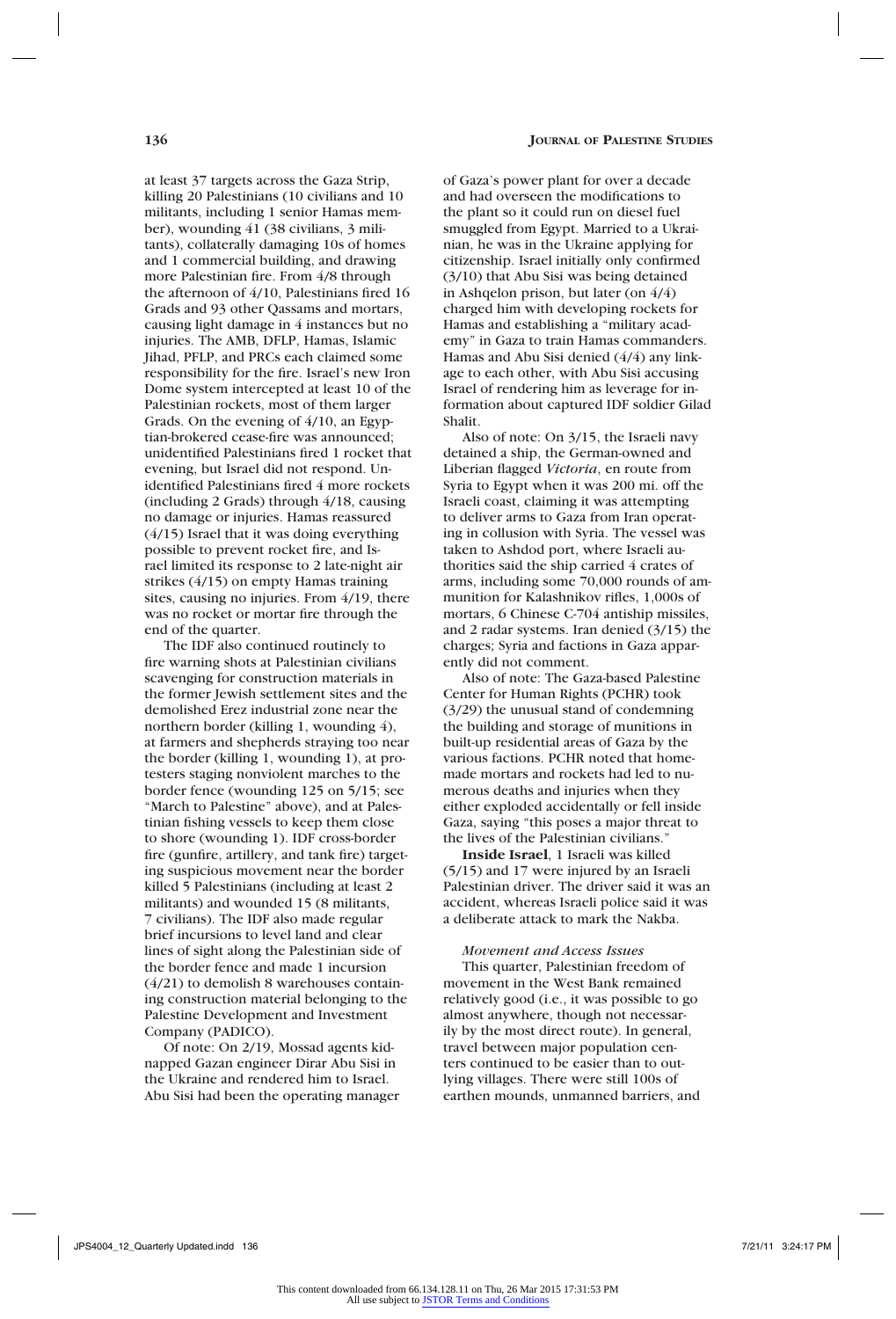at least 37 targets across the Gaza Strip, killing 20 Palestinians (10 civilians and 10 militants, including 1 senior Hamas member), wounding 41 (38 civilians, 3 militants), collaterally damaging 10s of homes and 1 commercial building, and drawing more Palestinian fire. From 4/8 through the afternoon of 4/10, Palestinians fired 16 Grads and 93 other Qassams and mortars, causing light damage in 4 instances but no injuries. The AMB, DFLP, Hamas, Islamic Jihad, PFLP, and PRCs each claimed some responsibility for the fire. Israel's new Iron Dome system intercepted at least 10 of the Palestinian rockets, most of them larger Grads. On the evening of 4/10, an Egyptian-brokered cease-fire was announced; unidentified Palestinians fired 1 rocket that evening, but Israel did not respond. Unidentified Palestinians fired 4 more rockets (including 2 Grads) through 4/18, causing no damage or injuries. Hamas reassured (4/15) Israel that it was doing everything possible to prevent rocket fire, and Israel limited its response to 2 late-night air strikes (4/15) on empty Hamas training sites, causing no injuries. From 4/19, there was no rocket or mortar fire through the end of the quarter.

The IDF also continued routinely to fire warning shots at Palestinian civilians scavenging for construction materials in the former Jewish settlement sites and the demolished Erez industrial zone near the northern border (killing 1, wounding 4), at farmers and shepherds straying too near the border (killing 1, wounding 1), at protesters staging nonviolent marches to the border fence (wounding 125 on 5/15; see "March to Palestine" above), and at Palestinian fishing vessels to keep them close to shore (wounding 1). IDF cross-border fire (gunfire, artillery, and tank fire) targeting suspicious movement near the border killed 5 Palestinians (including at least 2 militants) and wounded 15 (8 militants, 7 civilians). The IDF also made regular brief incursions to level land and clear lines of sight along the Palestinian side of the border fence and made 1 incursion (4/21) to demolish 8 warehouses containing construction material belonging to the Palestine Development and Investment Company (PADICO).

Of note: On 2/19, Mossad agents kidnapped Gazan engineer Dirar Abu Sisi in the Ukraine and rendered him to Israel. Abu Sisi had been the operating manager of Gaza's power plant for over a decade and had overseen the modifications to the plant so it could run on diesel fuel smuggled from Egypt. Married to a Ukrainian, he was in the Ukraine applying for citizenship. Israel initially only confirmed (3/10) that Abu Sisi was being detained in Ashqelon prison, but later (on 4/4) charged him with developing rockets for Hamas and establishing a "military academy" in Gaza to train Hamas commanders. Hamas and Abu Sisi denied (4/4) any linkage to each other, with Abu Sisi accusing Israel of rendering him as leverage for information about captured IDF soldier Gilad Shalit.

Also of note: On 3/15, the Israeli navy detained a ship, the German-owned and Liberian flagged *Victoria*, en route from Syria to Egypt when it was 200 mi. off the Israeli coast, claiming it was attempting to deliver arms to Gaza from Iran operating in collusion with Syria. The vessel was taken to Ashdod port, where Israeli authorities said the ship carried 4 crates of arms, including some 70,000 rounds of ammunition for Kalashnikov rifles, 1,000s of mortars, 6 Chinese C-704 antiship missiles, and 2 radar systems. Iran denied (3/15) the charges; Syria and factions in Gaza apparently did not comment.

Also of note: The Gaza-based Palestine Center for Human Rights (PCHR) took (3/29) the unusual stand of condemning the building and storage of munitions in built-up residential areas of Gaza by the various factions. PCHR noted that homemade mortars and rockets had led to numerous deaths and injuries when they either exploded accidentally or fell inside Gaza, saying "this poses a major threat to the lives of the Palestinian civilians."

**Inside Israel**, 1 Israeli was killed (5/15) and 17 were injured by an Israeli Palestinian driver. The driver said it was an accident, whereas Israeli police said it was a deliberate attack to mark the Nakba.

*Movement and Access Issues*

This quarter, Palestinian freedom of movement in the West Bank remained relatively good (i.e., it was possible to go almost anywhere, though not necessarily by the most direct route). In general, travel between major population centers continued to be easier than to outlying villages. There were still 100s of earthen mounds, unmanned barriers, and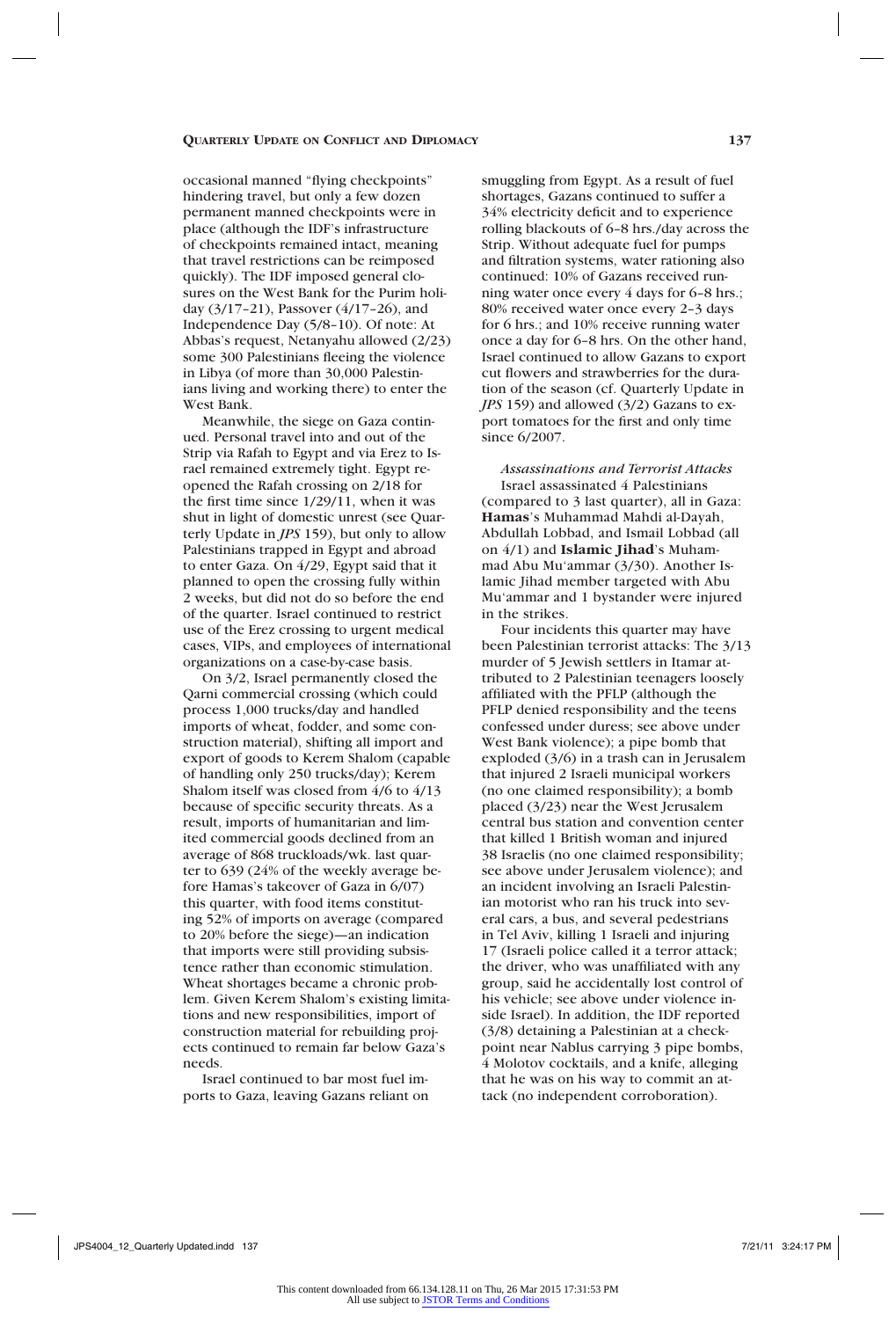occasional manned "flying checkpoints" hindering travel, but only a few dozen permanent manned checkpoints were in place (although the IDF's infrastructure of checkpoints remained intact, meaning that travel restrictions can be reimposed quickly). The IDF imposed general closures on the West Bank for the Purim holiday (3/17–21), Passover (4/17–26), and Independence Day (5/8–10). Of note: At Abbas's request, Netanyahu allowed (2/23) some 300 Palestinians fleeing the violence in Libya (of more than 30,000 Palestinians living and working there) to enter the West Bank.

Meanwhile, the siege on Gaza continued. Personal travel into and out of the Strip via Rafah to Egypt and via Erez to Israel remained extremely tight. Egypt reopened the Rafah crossing on 2/18 for the first time since 1/29/11, when it was shut in light of domestic unrest (see Quarterly Update in *JPS* 159), but only to allow Palestinians trapped in Egypt and abroad to enter Gaza. On 4/29, Egypt said that it planned to open the crossing fully within 2 weeks, but did not do so before the end of the quarter. Israel continued to restrict use of the Erez crossing to urgent medical cases, VIPs, and employees of international organizations on a case-by-case basis.

On 3/2, Israel permanently closed the Qarni commercial crossing (which could process 1,000 trucks/day and handled imports of wheat, fodder, and some construction material), shifting all import and export of goods to Kerem Shalom (capable of handling only 250 trucks/day); Kerem Shalom itself was closed from 4/6 to 4/13 because of specific security threats. As a result, imports of humanitarian and limited commercial goods declined from an average of 868 truckloads/wk. last quarter to 639 (24% of the weekly average before Hamas's takeover of Gaza in 6/07) this quarter, with food items constituting 52% of imports on average (compared to 20% before the siege)—an indication that imports were still providing subsistence rather than economic stimulation. Wheat shortages became a chronic problem. Given Kerem Shalom's existing limitations and new responsibilities, import of construction material for rebuilding projects continued to remain far below Gaza's needs.

Israel continued to bar most fuel imports to Gaza, leaving Gazans reliant on smuggling from Egypt. As a result of fuel shortages, Gazans continued to suffer a 34% electricity deficit and to experience rolling blackouts of 6–8 hrs./day across the Strip. Without adequate fuel for pumps and filtration systems, water rationing also continued: 10% of Gazans received running water once every 4 days for 6–8 hrs.; 80% received water once every 2–3 days for 6 hrs.; and 10% receive running water once a day for 6–8 hrs. On the other hand, Israel continued to allow Gazans to export cut flowers and strawberries for the duration of the season (cf. Quarterly Update in *JPS* 159) and allowed (3/2) Gazans to export tomatoes for the first and only time since 6/2007.

*Assassinations and Terrorist Attacks*

Israel assassinated 4 Palestinians (compared to 3 last quarter), all in Gaza: **Hamas**'s Muhammad Mahdi al-Dayah, Abdullah Lobbad, and Ismail Lobbad (all on 4/1) and **Islamic Jihad**'s Muhammad Abu Mu'ammar (3/30). Another Islamic Jihad member targeted with Abu Mu'ammar and 1 bystander were injured in the strikes.

Four incidents this quarter may have been Palestinian terrorist attacks: The 3/13 murder of 5 Jewish settlers in Itamar attributed to 2 Palestinian teenagers loosely affiliated with the PFLP (although the PFLP denied responsibility and the teens confessed under duress; see above under West Bank violence); a pipe bomb that exploded (3/6) in a trash can in Jerusalem that injured 2 Israeli municipal workers (no one claimed responsibility); a bomb placed (3/23) near the West Jerusalem central bus station and convention center that killed 1 British woman and injured 38 Israelis (no one claimed responsibility; see above under Jerusalem violence); and an incident involving an Israeli Palestinian motorist who ran his truck into several cars, a bus, and several pedestrians in Tel Aviv, killing 1 Israeli and injuring 17 (Israeli police called it a terror attack; the driver, who was unaffiliated with any group, said he accidentally lost control of his vehicle; see above under violence inside Israel). In addition, the IDF reported (3/8) detaining a Palestinian at a checkpoint near Nablus carrying 3 pipe bombs, 4 Molotov cocktails, and a knife, alleging that he was on his way to commit an attack (no independent corroboration).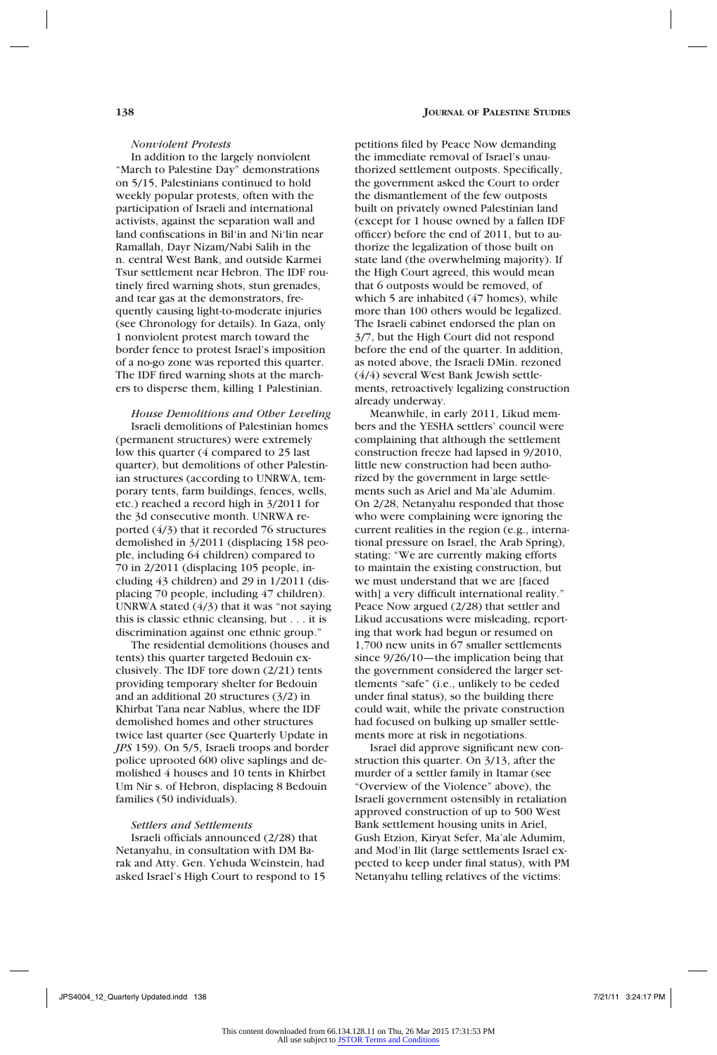*Nonviolent Protests*

In addition to the largely nonviolent "March to Palestine Day" demonstrations on 5/15, Palestinians continued to hold weekly popular protests, often with the participation of Israeli and international activists, against the separation wall and land confiscations in Bil'in and Ni'lin near Ramallah, Dayr Nizam/Nabi Salih in the n. central West Bank, and outside Karmei Tsur settlement near Hebron. The IDF routinely fired warning shots, stun grenades, and tear gas at the demonstrators, frequently causing light-to-moderate injuries (see Chronology for details). In Gaza, only 1 nonviolent protest march toward the border fence to protest Israel's imposition of a no-go zone was reported this quarter. The IDF fired warning shots at the marchers to disperse them, killing 1 Palestinian.

*House Demolitions and Other Leveling*

Israeli demolitions of Palestinian homes (permanent structures) were extremely low this quarter (4 compared to 25 last quarter), but demolitions of other Palestinian structures (according to UNRWA, temporary tents, farm buildings, fences, wells, etc.) reached a record high in 3/2011 for the 3d consecutive month. UNRWA reported (4/3) that it recorded 76 structures demolished in 3/2011 (displacing 158 people, including 64 children) compared to 70 in 2/2011 (displacing 105 people, including 43 children) and 29 in 1/2011 (displacing 70 people, including 47 children). UNRWA stated (4/3) that it was "not saying this is classic ethnic cleansing, but . . . it is discrimination against one ethnic group."

The residential demolitions (houses and tents) this quarter targeted Bedouin exclusively. The IDF tore down (2/21) tents providing temporary shelter for Bedouin and an additional 20 structures (3/2) in Khirbat Tana near Nablus, where the IDF demolished homes and other structures twice last quarter (see Quarterly Update in *JPS* 159). On 5/5, Israeli troops and border police uprooted 600 olive saplings and demolished 4 houses and 10 tents in Khirbet Um Nir s. of Hebron, displacing 8 Bedouin families (50 individuals).

*Settlers and Settlements*

Israeli officials announced (2/28) that Netanyahu, in consultation with DM Barak and Atty. Gen. Yehuda Weinstein, had asked Israel's High Court to respond to 15 petitions filed by Peace Now demanding the immediate removal of Israel's unauthorized settlement outposts. Specifically, the government asked the Court to order the dismantlement of the few outposts built on privately owned Palestinian land (except for 1 house owned by a fallen IDF officer) before the end of 2011, but to authorize the legalization of those built on state land (the overwhelming majority). If the High Court agreed, this would mean that 6 outposts would be removed, of which 5 are inhabited (47 homes), while more than 100 others would be legalized. The Israeli cabinet endorsed the plan on 3/7, but the High Court did not respond before the end of the quarter. In addition, as noted above, the Israeli DMin. rezoned (4/4) several West Bank Jewish settlements, retroactively legalizing construction already underway.

Meanwhile, in early 2011, Likud members and the YESHA settlers' council were complaining that although the settlement construction freeze had lapsed in 9/2010, little new construction had been authorized by the government in large settlements such as Ariel and Ma'ale Adumim. On 2/28, Netanyahu responded that those who were complaining were ignoring the current realities in the region (e.g., international pressure on Israel, the Arab Spring), stating: "We are currently making efforts to maintain the existing construction, but we must understand that we are [faced with] a very difficult international reality." Peace Now argued (2/28) that settler and Likud accusations were misleading, reporting that work had begun or resumed on 1,700 new units in 67 smaller settlements since 9/26/10—the implication being that the government considered the larger settlements "safe" (i.e., unlikely to be ceded under final status), so the building there could wait, while the private construction had focused on bulking up smaller settlements more at risk in negotiations.

Israel did approve significant new construction this quarter. On 3/13, after the murder of a settler family in Itamar (see "Overview of the Violence" above), the Israeli government ostensibly in retaliation approved construction of up to 500 West Bank settlement housing units in Ariel, Gush Etzion, Kiryat Sefer, Ma'ale Adumim, and Mod'in Ilit (large settlements Israel expected to keep under final status), with PM Netanyahu telling relatives of the victims: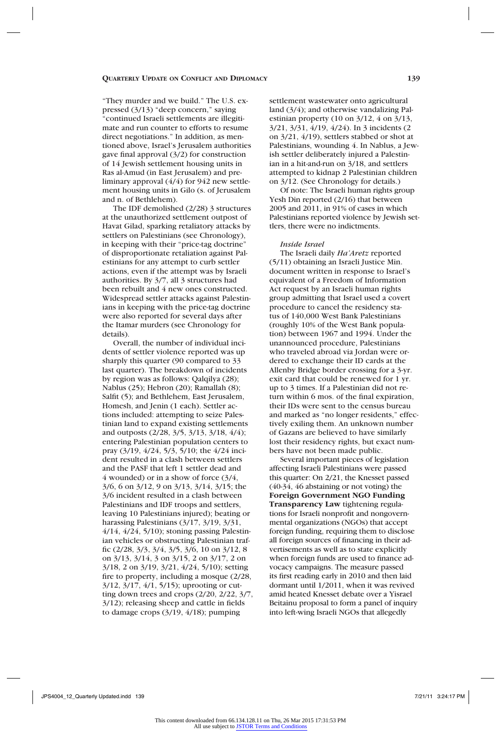"They murder and we build." The U.S. expressed (3/13) "deep concern," saying "continued Israeli settlements are illegitimate and run counter to efforts to resume direct negotiations." In addition, as mentioned above, Israel's Jerusalem authorities gave final approval (3/2) for construction of 14 Jewish settlement housing units in Ras al-Amud (in East Jerusalem) and preliminary approval (4/4) for 942 new settlement housing units in Gilo (s. of Jerusalem and n. of Bethlehem).

The IDF demolished (2/28) 3 structures at the unauthorized settlement outpost of Havat Gilad, sparking retaliatory attacks by settlers on Palestinians (see Chronology), in keeping with their "price-tag doctrine" of disproportionate retaliation against Palestinians for any attempt to curb settler actions, even if the attempt was by Israeli authorities. By 3/7, all 3 structures had been rebuilt and 4 new ones constructed. Widespread settler attacks against Palestinians in keeping with the price-tag doctrine were also reported for several days after the Itamar murders (see Chronology for details).

Overall, the number of individual incidents of settler violence reported was up sharply this quarter (90 compared to 33 last quarter). The breakdown of incidents by region was as follows: Qalqilya (28); Nablus (25); Hebron (20); Ramallah (8); Salfit (5); and Bethlehem, East Jerusalem, Homesh, and Jenin (1 each). Settler actions included: attempting to seize Palestinian land to expand existing settlements and outposts (2/28, 3/5, 3/13, 3/18, 4/4); entering Palestinian population centers to pray (3/19, 4/24, 5/3, 5/10; the 4/24 incident resulted in a clash between settlers and the PASF that left 1 settler dead and 4 wounded) or in a show of force (3/4, 3/6, 6 on 3/12, 9 on 3/13, 3/14, 3/15; the 3/6 incident resulted in a clash between Palestinians and IDF troops and settlers, leaving 10 Palestinians injured); beating or harassing Palestinians (3/17, 3/19, 3/31, 4/14, 4/24, 5/10); stoning passing Palestinian vehicles or obstructing Palestinian traffic (2/28, 3/3, 3/4, 3/5, 3/6, 10 on 3/12, 8 on 3/13, 3/14, 3 on 3/15, 2 on 3/17, 2 on 3/18, 2 on 3/19, 3/21, 4/24, 5/10); setting fire to property, including a mosque (2/28, 3/12, 3/17, 4/1, 5/15); uprooting or cutting down trees and crops (2/20, 2/22, 3/7, 3/12); releasing sheep and cattle in fields to damage crops (3/19, 4/18); pumping settlement wastewater onto agricultural land (3/4); and otherwise vandalizing Palestinian property (10 on 3/12, 4 on 3/13, 3/21, 3/31, 4/19, 4/24). In 3 incidents (2 on 3/21, 4/19), settlers stabbed or shot at Palestinians, wounding 4. In Nablus, a Jewish settler deliberately injured a Palestinian in a hit-and-run on 3/18, and settlers attempted to kidnap 2 Palestinian children on 3/12. (See Chronology for details.)

Of note: The Israeli human rights group Yesh Din reported (2/16) that between 2005 and 2011, in 91% of cases in which Palestinians reported violence by Jewish settlers, there were no indictments.

*Inside Israel*

The Israeli daily *Ha'Aretz* reported (5/11) obtaining an Israeli Justice Min. document written in response to Israel's equivalent of a Freedom of Information Act request by an Israeli human rights group admitting that Israel used a covert procedure to cancel the residency status of 140,000 West Bank Palestinians (roughly 10% of the West Bank population) between 1967 and 1994. Under the unannounced procedure, Palestinians who traveled abroad via Jordan were ordered to exchange their ID cards at the Allenby Bridge border crossing for a 3-yr. exit card that could be renewed for 1 yr. up to 3 times. If a Palestinian did not return within 6 mos. of the final expiration, their IDs were sent to the census bureau and marked as "no longer residents," effectively exiling them. An unknown number of Gazans are believed to have similarly lost their residency rights, but exact numbers have not been made public.

Several important pieces of legislation affecting Israeli Palestinians were passed this quarter: On 2/21, the Knesset passed (40-34, 46 abstaining or not voting) the **Foreign Government NGO Funding Transparency Law** tightening regulations for Israeli nonprofit and nongovernmental organizations (NGOs) that accept foreign funding, requiring them to disclose all foreign sources of financing in their advertisements as well as to state explicitly when foreign funds are used to finance advocacy campaigns. The measure passed its first reading early in 2010 and then laid dormant until 1/2011, when it was revived amid heated Knesset debate over a Yisrael Beitainu proposal to form a panel of inquiry into left-wing Israeli NGOs that allegedly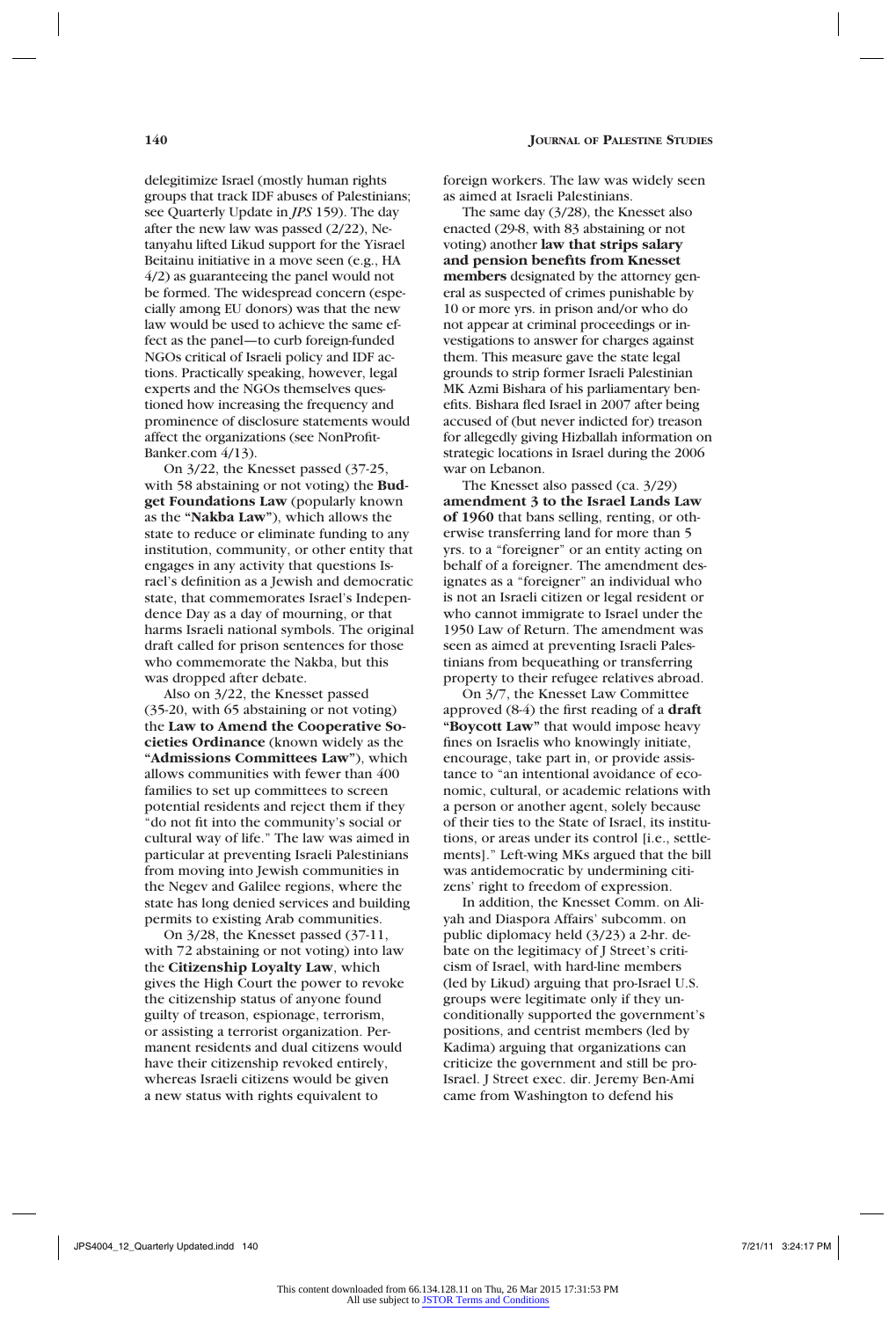delegitimize Israel (mostly human rights groups that track IDF abuses of Palestinians; see Quarterly Update in *JPS* 159). The day after the new law was passed (2/22), Netanyahu lifted Likud support for the Yisrael Beitainu initiative in a move seen (e.g., HA 4/2) as guaranteeing the panel would not be formed. The widespread concern (especially among EU donors) was that the new law would be used to achieve the same effect as the panel—to curb foreign-funded NGOs critical of Israeli policy and IDF actions. Practically speaking, however, legal experts and the NGOs themselves questioned how increasing the frequency and prominence of disclosure statements would affect the organizations (see NonProfitBanker.com 4/13).

On 3/22, the Knesset passed (37-25, with 58 abstaining or not voting) the **Budget Foundations Law** (popularly known as the **"Nakba Law"**), which allows the state to reduce or eliminate funding to any institution, community, or other entity that engages in any activity that questions Israel's definition as a Jewish and democratic state, that commemorates Israel's Independence Day as a day of mourning, or that harms Israeli national symbols. The original draft called for prison sentences for those who commemorate the Nakba, but this was dropped after debate.

Also on 3/22, the Knesset passed (35-20, with 65 abstaining or not voting) the **Law to Amend the Cooperative Societies Ordinance** (known widely as the **"Admissions Committees Law"**), which allows communities with fewer than 400 families to set up committees to screen potential residents and reject them if they "do not fit into the community's social or cultural way of life." The law was aimed in particular at preventing Israeli Palestinians from moving into Jewish communities in the Negev and Galilee regions, where the state has long denied services and building permits to existing Arab communities.

On 3/28, the Knesset passed (37-11, with 72 abstaining or not voting) into law the **Citizenship Loyalty Law**, which gives the High Court the power to revoke the citizenship status of anyone found guilty of treason, espionage, terrorism, or assisting a terrorist organization. Permanent residents and dual citizens would have their citizenship revoked entirely, whereas Israeli citizens would be given a new status with rights equivalent to foreign workers. The law was widely seen as aimed at Israeli Palestinians.

The same day (3/28), the Knesset also enacted (29-8, with 83 abstaining or not voting) another **law that strips salary and pension benefits from Knesset members** designated by the attorney general as suspected of crimes punishable by 10 or more yrs. in prison and/or who do not appear at criminal proceedings or investigations to answer for charges against them. This measure gave the state legal grounds to strip former Israeli Palestinian MK Azmi Bishara of his parliamentary benefits. Bishara fled Israel in 2007 after being accused of (but never indicted for) treason for allegedly giving Hizballah information on strategic locations in Israel during the 2006 war on Lebanon.

The Knesset also passed (ca. 3/29) **amendment 3 to the Israel Lands Law of 1960** that bans selling, renting, or otherwise transferring land for more than 5 yrs. to a "foreigner" or an entity acting on behalf of a foreigner. The amendment designates as a "foreigner" an individual who is not an Israeli citizen or legal resident or who cannot immigrate to Israel under the 1950 Law of Return. The amendment was seen as aimed at preventing Israeli Palestinians from bequeathing or transferring property to their refugee relatives abroad.

On 3/7, the Knesset Law Committee approved (8-4) the first reading of a **draft "Boycott Law"** that would impose heavy fines on Israelis who knowingly initiate, encourage, take part in, or provide assistance to "an intentional avoidance of economic, cultural, or academic relations with a person or another agent, solely because of their ties to the State of Israel, its institutions, or areas under its control [i.e., settlements]." Left-wing MKs argued that the bill was antidemocratic by undermining citizens' right to freedom of expression.

In addition, the Knesset Comm. on Aliyah and Diaspora Affairs' subcomm. on public diplomacy held (3/23) a 2-hr. debate on the legitimacy of J Street's criticism of Israel, with hard-line members (led by Likud) arguing that pro-Israel U.S. groups were legitimate only if they unconditionally supported the government's positions, and centrist members (led by Kadima) arguing that organizations can criticize the government and still be pro-Israel. J Street exec. dir. Jeremy Ben-Ami came from Washington to defend his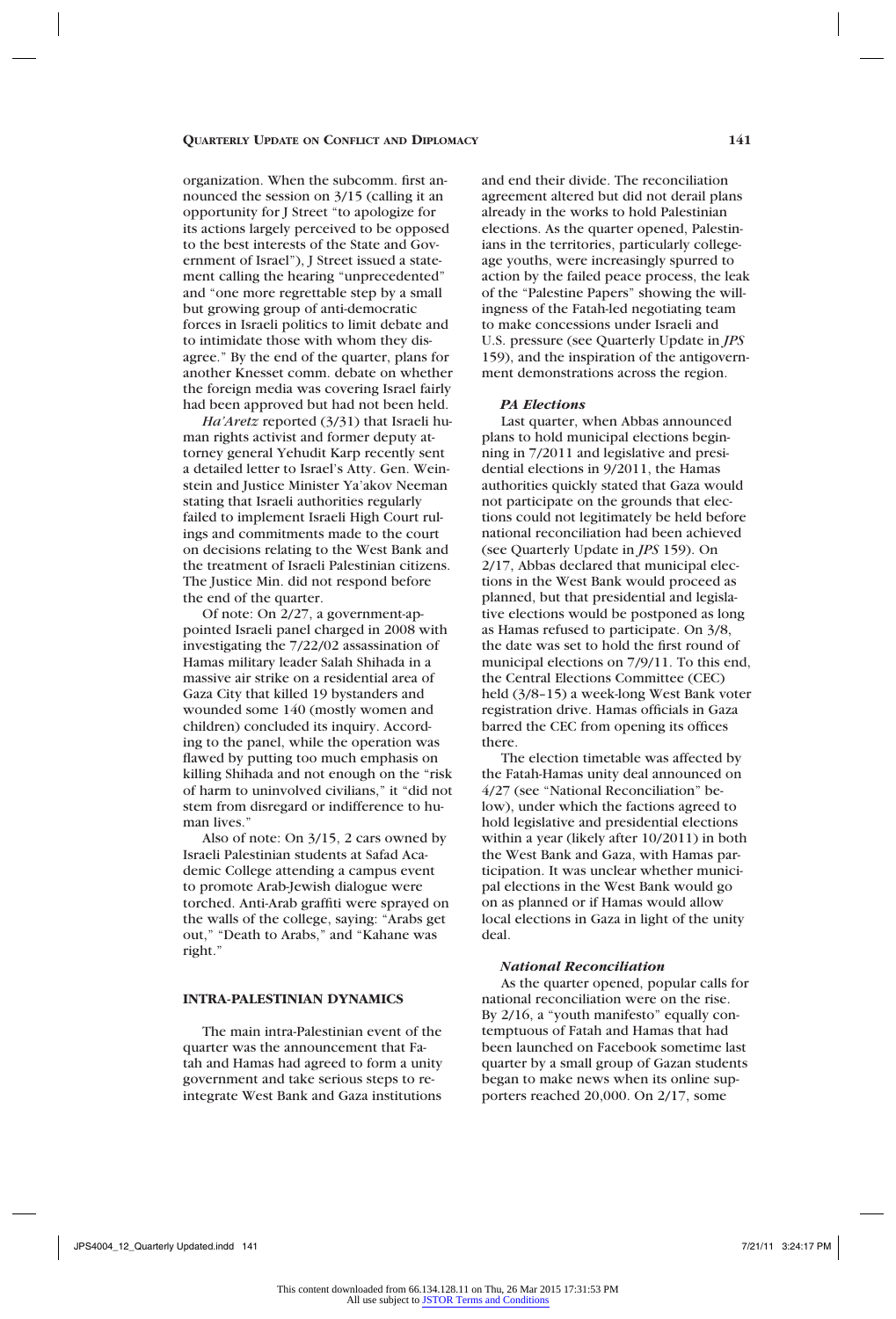organization. When the subcomm. first announced the session on 3/15 (calling it an opportunity for J Street "to apologize for its actions largely perceived to be opposed to the best interests of the State and Government of Israel"), J Street issued a statement calling the hearing "unprecedented" and "one more regrettable step by a small but growing group of anti-democratic forces in Israeli politics to limit debate and to intimidate those with whom they disagree." By the end of the quarter, plans for another Knesset comm. debate on whether the foreign media was covering Israel fairly had been approved but had not been held.

*Ha'Aretz* reported (3/31) that Israeli human rights activist and former deputy attorney general Yehudit Karp recently sent a detailed letter to Israel's Atty. Gen. Weinstein and Justice Minister Ya'akov Neeman stating that Israeli authorities regularly failed to implement Israeli High Court rulings and commitments made to the court on decisions relating to the West Bank and the treatment of Israeli Palestinian citizens. The Justice Min. did not respond before the end of the quarter.

Of note: On 2/27, a government-appointed Israeli panel charged in 2008 with investigating the 7/22/02 assassination of Hamas military leader Salah Shihada in a massive air strike on a residential area of Gaza City that killed 19 bystanders and wounded some 140 (mostly women and children) concluded its inquiry. According to the panel, while the operation was flawed by putting too much emphasis on killing Shihada and not enough on the "risk of harm to uninvolved civilians," it "did not stem from disregard or indifference to human lives."

Also of note: On 3/15, 2 cars owned by Israeli Palestinian students at Safad Academic College attending a campus event to promote Arab-Jewish dialogue were torched. Anti-Arab graffiti were sprayed on the walls of the college, saying: "Arabs get out," "Death to Arabs," and "Kahane was right."

## INTRA-PALESTINIAN DYNAMICS

The main intra-Palestinian event of the quarter was the announcement that Fatah and Hamas had agreed to form a unity government and take serious steps to reintegrate West Bank and Gaza institutions and end their divide. The reconciliation agreement altered but did not derail plans already in the works to hold Palestinian elections. As the quarter opened, Palestinians in the territories, particularly college-age youths, were increasingly spurred to action by the failed peace process, the leak of the "Palestine Papers" showing the willingness of the Fatah-led negotiating team to make concessions under Israeli and U.S. pressure (see Quarterly Update in *JPS* 159), and the inspiration of the antigovernment demonstrations across the region.

### *PA Elections*

Last quarter, when Abbas announced plans to hold municipal elections beginning in 7/2011 and legislative and presidential elections in 9/2011, the Hamas authorities quickly stated that Gaza would not participate on the grounds that elections could not legitimately be held before national reconciliation had been achieved (see Quarterly Update in *JPS* 159). On 2/17, Abbas declared that municipal elections in the West Bank would proceed as planned, but that presidential and legislative elections would be postponed as long as Hamas refused to participate. On 3/8, the date was set to hold the first round of municipal elections on 7/9/11. To this end, the Central Elections Committee (CEC) held (3/8–15) a week-long West Bank voter registration drive. Hamas officials in Gaza barred the CEC from opening its offices there.

The election timetable was affected by the Fatah-Hamas unity deal announced on 4/27 (see "National Reconciliation" below), under which the factions agreed to hold legislative and presidential elections within a year (likely after 10/2011) in both the West Bank and Gaza, with Hamas participation. It was unclear whether municipal elections in the West Bank would go on as planned or if Hamas would allow local elections in Gaza in light of the unity deal.

### *National Reconciliation*

As the quarter opened, popular calls for national reconciliation were on the rise. By 2/16, a "youth manifesto" equally contemptuous of Fatah and Hamas that had been launched on Facebook sometime last quarter by a small group of Gazan students began to make news when its online supporters reached 20,000. On 2/17, some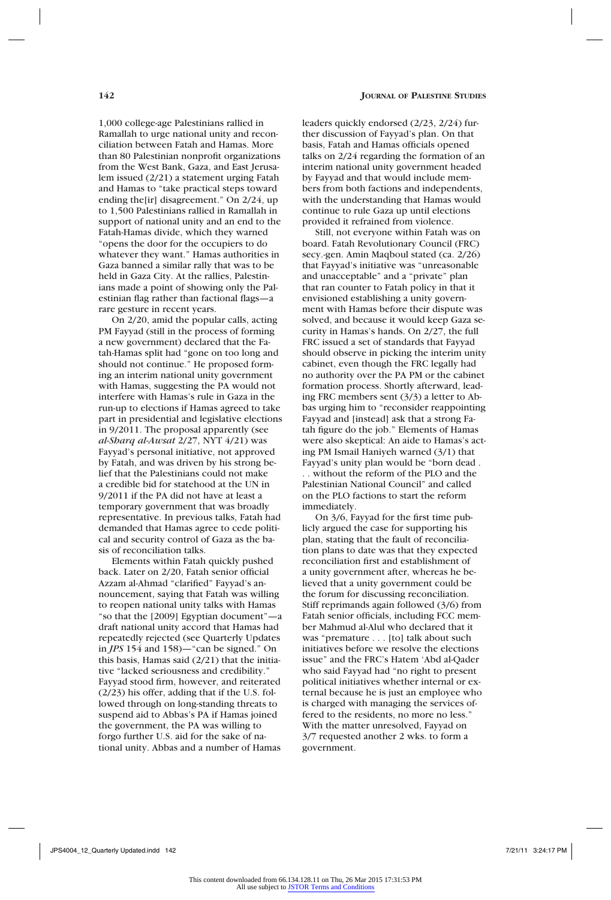1,000 college-age Palestinians rallied in Ramallah to urge national unity and reconciliation between Fatah and Hamas. More than 80 Palestinian nonprofit organizations from the West Bank, Gaza, and East Jerusalem issued (2/21) a statement urging Fatah and Hamas to "take practical steps toward ending the[ir] disagreement." On 2/24, up to 1,500 Palestinians rallied in Ramallah in support of national unity and an end to the Fatah-Hamas divide, which they warned "opens the door for the occupiers to do whatever they want." Hamas authorities in Gaza banned a similar rally that was to be held in Gaza City. At the rallies, Palestinians made a point of showing only the Palestinian flag rather than factional flags—a rare gesture in recent years.

On 2/20, amid the popular calls, acting PM Fayyad (still in the process of forming a new government) declared that the Fatah-Hamas split had "gone on too long and should not continue." He proposed forming an interim national unity government with Hamas, suggesting the PA would not interfere with Hamas's rule in Gaza in the run-up to elections if Hamas agreed to take part in presidential and legislative elections in 9/2011. The proposal apparently (see *al-Sharq al-Awsat* 2/27, NYT 4/21) was Fayyad's personal initiative, not approved by Fatah, and was driven by his strong belief that the Palestinians could not make a credible bid for statehood at the UN in 9/2011 if the PA did not have at least a temporary government that was broadly representative. In previous talks, Fatah had demanded that Hamas agree to cede political and security control of Gaza as the basis of reconciliation talks.

Elements within Fatah quickly pushed back. Later on 2/20, Fatah senior official Azzam al-Ahmad "clarified" Fayyad's announcement, saying that Fatah was willing to reopen national unity talks with Hamas "so that the [2009] Egyptian document"—a draft national unity accord that Hamas had repeatedly rejected (see Quarterly Updates in *JPS* 154 and 158)—"can be signed." On this basis, Hamas said (2/21) that the initiative "lacked seriousness and credibility." Fayyad stood firm, however, and reiterated (2/23) his offer, adding that if the U.S. followed through on long-standing threats to suspend aid to Abbas's PA if Hamas joined the government, the PA was willing to forgo further U.S. aid for the sake of national unity. Abbas and a number of Hamas leaders quickly endorsed (2/23, 2/24) further discussion of Fayyad's plan. On that basis, Fatah and Hamas officials opened talks on 2/24 regarding the formation of an interim national unity government headed by Fayyad and that would include members from both factions and independents, with the understanding that Hamas would continue to rule Gaza up until elections provided it refrained from violence.

Still, not everyone within Fatah was on board. Fatah Revolutionary Council (FRC) secy.-gen. Amin Maqboul stated (ca. 2/26) that Fayyad's initiative was "unreasonable and unacceptable" and a "private" plan that ran counter to Fatah policy in that it envisioned establishing a unity government with Hamas before their dispute was solved, and because it would keep Gaza security in Hamas's hands. On 2/27, the full FRC issued a set of standards that Fayyad should observe in picking the interim unity cabinet, even though the FRC legally had no authority over the PA PM or the cabinet formation process. Shortly afterward, leading FRC members sent (3/3) a letter to Abbas urging him to "reconsider reappointing Fayyad and [instead] ask that a strong Fatah figure do the job." Elements of Hamas were also skeptical: An aide to Hamas's acting PM Ismail Haniyeh warned (3/1) that Fayyad's unity plan would be "born dead . . . without the reform of the PLO and the Palestinian National Council" and called on the PLO factions to start the reform immediately.

On 3/6, Fayyad for the first time publicly argued the case for supporting his plan, stating that the fault of reconciliation plans to date was that they expected reconciliation first and establishment of a unity government after, whereas he believed that a unity government could be the forum for discussing reconciliation. Stiff reprimands again followed (3/6) from Fatah senior officials, including FCC member Mahmud al-Alul who declared that it was "premature . . . [to] talk about such initiatives before we resolve the elections issue" and the FRC's Hatem 'Abd al-Qader who said Fayyad had "no right to present political initiatives whether internal or external because he is just an employee who is charged with managing the services offered to the residents, no more no less." With the matter unresolved, Fayyad on 3/7 requested another 2 wks. to form a government.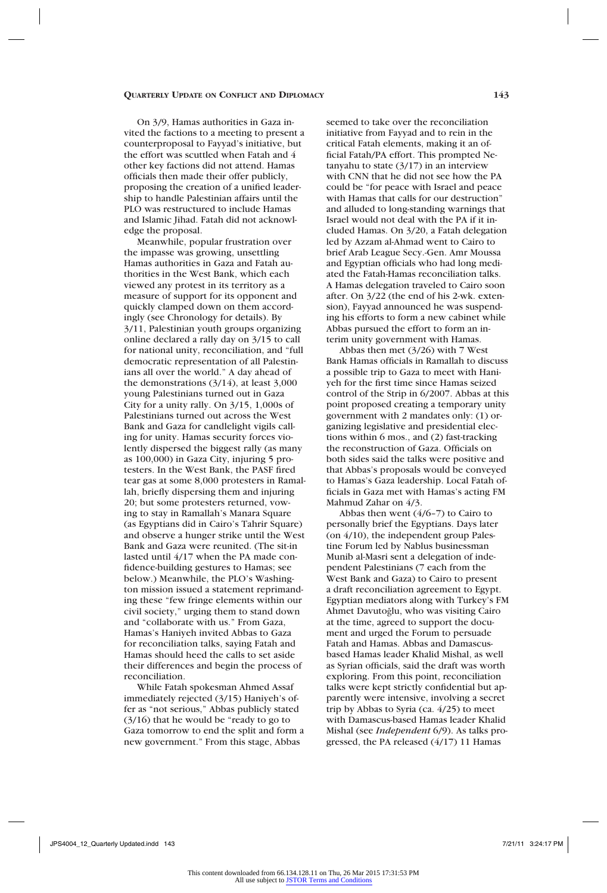On 3/9, Hamas authorities in Gaza invited the factions to a meeting to present a counterproposal to Fayyad's initiative, but the effort was scuttled when Fatah and 4 other key factions did not attend. Hamas officials then made their offer publicly, proposing the creation of a unified leadership to handle Palestinian affairs until the PLO was restructured to include Hamas and Islamic Jihad. Fatah did not acknowledge the proposal.

Meanwhile, popular frustration over the impasse was growing, unsettling Hamas authorities in Gaza and Fatah authorities in the West Bank, which each viewed any protest in its territory as a measure of support for its opponent and quickly clamped down on them accordingly (see Chronology for details). By 3/11, Palestinian youth groups organizing online declared a rally day on 3/15 to call for national unity, reconciliation, and "full democratic representation of all Palestinians all over the world." A day ahead of the demonstrations (3/14), at least 3,000 young Palestinians turned out in Gaza City for a unity rally. On 3/15, 1,000s of Palestinians turned out across the West Bank and Gaza for candlelight vigils calling for unity. Hamas security forces violently dispersed the biggest rally (as many as 100,000) in Gaza City, injuring 5 protesters. In the West Bank, the PASF fired tear gas at some 8,000 protesters in Ramallah, briefly dispersing them and injuring 20; but some protesters returned, vowing to stay in Ramallah's Manara Square (as Egyptians did in Cairo's Tahrir Square) and observe a hunger strike until the West Bank and Gaza were reunited. (The sit-in lasted until 4/17 when the PA made confidence-building gestures to Hamas; see below.) Meanwhile, the PLO's Washington mission issued a statement reprimanding these "few fringe elements within our civil society," urging them to stand down and "collaborate with us." From Gaza, Hamas's Haniyeh invited Abbas to Gaza for reconciliation talks, saying Fatah and Hamas should heed the calls to set aside their differences and begin the process of reconciliation.

While Fatah spokesman Ahmed Assaf immediately rejected (3/15) Haniyeh's offer as "not serious," Abbas publicly stated (3/16) that he would be "ready to go to Gaza tomorrow to end the split and form a new government." From this stage, Abbas seemed to take over the reconciliation initiative from Fayyad and to rein in the critical Fatah elements, making it an official Fatah/PA effort. This prompted Netanyahu to state (3/17) in an interview with CNN that he did not see how the PA could be "for peace with Israel and peace with Hamas that calls for our destruction" and alluded to long-standing warnings that Israel would not deal with the PA if it included Hamas. On 3/20, a Fatah delegation led by Azzam al-Ahmad went to Cairo to brief Arab League Secy.-Gen. Amr Moussa and Egyptian officials who had long mediated the Fatah-Hamas reconciliation talks. A Hamas delegation traveled to Cairo soon after. On 3/22 (the end of his 2-wk. extension), Fayyad announced he was suspending his efforts to form a new cabinet while Abbas pursued the effort to form an interim unity government with Hamas.

Abbas then met (3/26) with 7 West Bank Hamas officials in Ramallah to discuss a possible trip to Gaza to meet with Haniyeh for the first time since Hamas seized control of the Strip in 6/2007. Abbas at this point proposed creating a temporary unity government with 2 mandates only: (1) organizing legislative and presidential elections within 6 mos., and (2) fast-tracking the reconstruction of Gaza. Officials on both sides said the talks were positive and that Abbas's proposals would be conveyed to Hamas's Gaza leadership. Local Fatah officials in Gaza met with Hamas's acting FM Mahmud Zahar on 4/3.

Abbas then went (4/6–7) to Cairo to personally brief the Egyptians. Days later (on 4/10), the independent group Palestine Forum led by Nablus businessman Munib al-Masri sent a delegation of independent Palestinians (7 each from the West Bank and Gaza) to Cairo to present a draft reconciliation agreement to Egypt. Egyptian mediators along with Turkey's FM Ahmet Davutoğlu, who was visiting Cairo at the time, agreed to support the document and urged the Forum to persuade Fatah and Hamas. Abbas and Damascus-based Hamas leader Khalid Mishal, as well as Syrian officials, said the draft was worth exploring. From this point, reconciliation talks were kept strictly confidential but apparently were intensive, involving a secret trip by Abbas to Syria (ca. 4/25) to meet with Damascus-based Hamas leader Khalid Mishal (see *Independent* 6/9). As talks progressed, the PA released (4/17) 11 Hamas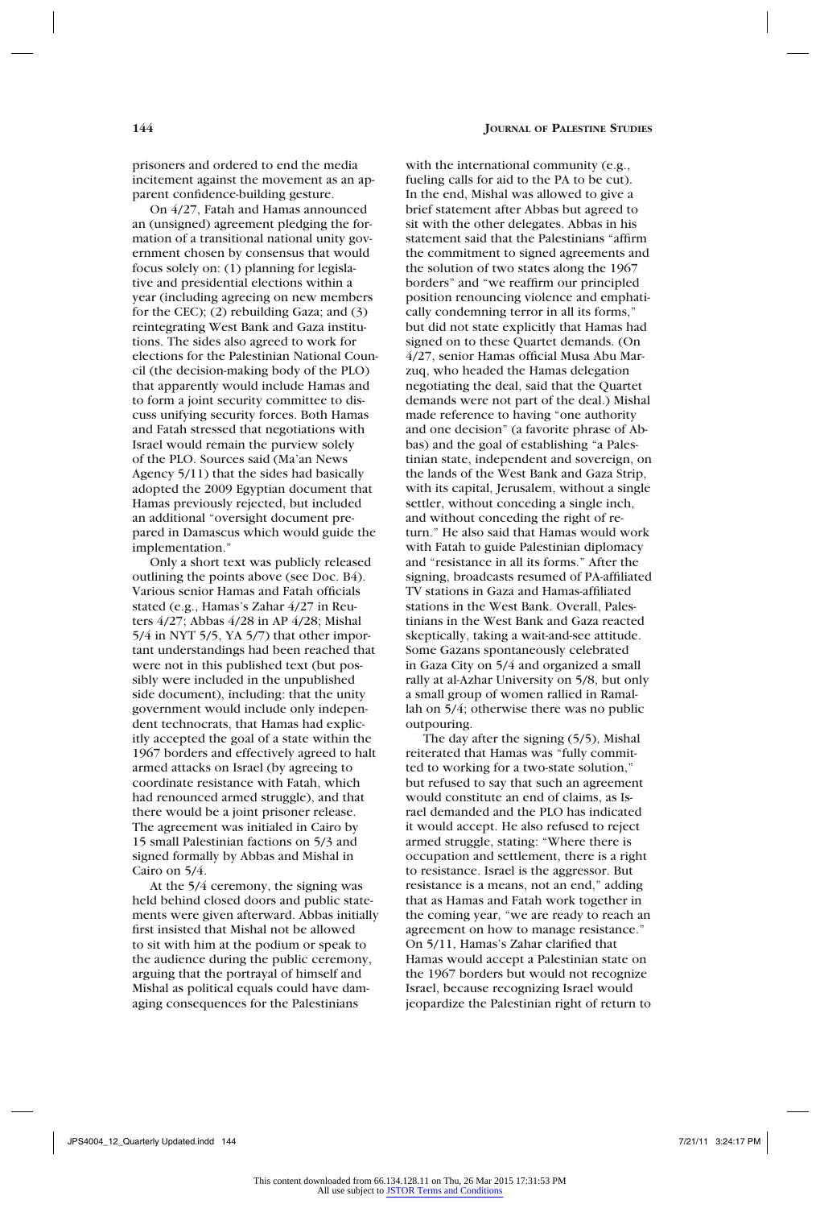prisoners and ordered to end the media incitement against the movement as an apparent confidence-building gesture.

On 4/27, Fatah and Hamas announced an (unsigned) agreement pledging the formation of a transitional national unity government chosen by consensus that would focus solely on: (1) planning for legislative and presidential elections within a year (including agreeing on new members for the CEC); (2) rebuilding Gaza; and (3) reintegrating West Bank and Gaza institutions. The sides also agreed to work for elections for the Palestinian National Council (the decision-making body of the PLO) that apparently would include Hamas and to form a joint security committee to discuss unifying security forces. Both Hamas and Fatah stressed that negotiations with Israel would remain the purview solely of the PLO. Sources said (Ma'an News Agency 5/11) that the sides had basically adopted the 2009 Egyptian document that Hamas previously rejected, but included an additional "oversight document prepared in Damascus which would guide the implementation."

Only a short text was publicly released outlining the points above (see Doc. B4). Various senior Hamas and Fatah officials stated (e.g., Hamas's Zahar 4/27 in Reuters 4/27; Abbas 4/28 in AP 4/28; Mishal 5/4 in NYT 5/5, YA 5/7) that other important understandings had been reached that were not in this published text (but possibly were included in the unpublished side document), including: that the unity government would include only independent technocrats, that Hamas had explicitly accepted the goal of a state within the 1967 borders and effectively agreed to halt armed attacks on Israel (by agreeing to coordinate resistance with Fatah, which had renounced armed struggle), and that there would be a joint prisoner release. The agreement was initialed in Cairo by 15 small Palestinian factions on 5/3 and signed formally by Abbas and Mishal in Cairo on 5/4.

At the 5/4 ceremony, the signing was held behind closed doors and public statements were given afterward. Abbas initially first insisted that Mishal not be allowed to sit with him at the podium or speak to the audience during the public ceremony, arguing that the portrayal of himself and Mishal as political equals could have damaging consequences for the Palestinians with the international community (e.g., fueling calls for aid to the PA to be cut). In the end, Mishal was allowed to give a brief statement after Abbas but agreed to sit with the other delegates. Abbas in his statement said that the Palestinians "affirm the commitment to signed agreements and the solution of two states along the 1967 borders" and "we reaffirm our principled position renouncing violence and emphatically condemning terror in all its forms," but did not state explicitly that Hamas had signed on to these Quartet demands. (On 4/27, senior Hamas official Musa Abu Marzuq, who headed the Hamas delegation negotiating the deal, said that the Quartet demands were not part of the deal.) Mishal made reference to having "one authority and one decision" (a favorite phrase of Abbas) and the goal of establishing "a Palestinian state, independent and sovereign, on the lands of the West Bank and Gaza Strip, with its capital, Jerusalem, without a single settler, without conceding a single inch, and without conceding the right of return." He also said that Hamas would work with Fatah to guide Palestinian diplomacy and "resistance in all its forms." After the signing, broadcasts resumed of PA-affiliated TV stations in Gaza and Hamas-affiliated stations in the West Bank. Overall, Palestinians in the West Bank and Gaza reacted skeptically, taking a wait-and-see attitude. Some Gazans spontaneously celebrated in Gaza City on 5/4 and organized a small rally at al-Azhar University on 5/8, but only a small group of women rallied in Ramallah on 5/4; otherwise there was no public outpouring.

The day after the signing (5/5), Mishal reiterated that Hamas was "fully committed to working for a two-state solution," but refused to say that such an agreement would constitute an end of claims, as Israel demanded and the PLO has indicated it would accept. He also refused to reject armed struggle, stating: "Where there is occupation and settlement, there is a right to resistance. Israel is the aggressor. But resistance is a means, not an end," adding that as Hamas and Fatah work together in the coming year, "we are ready to reach an agreement on how to manage resistance." On 5/11, Hamas's Zahar clarified that Hamas would accept a Palestinian state on the 1967 borders but would not recognize Israel, because recognizing Israel would jeopardize the Palestinian right of return to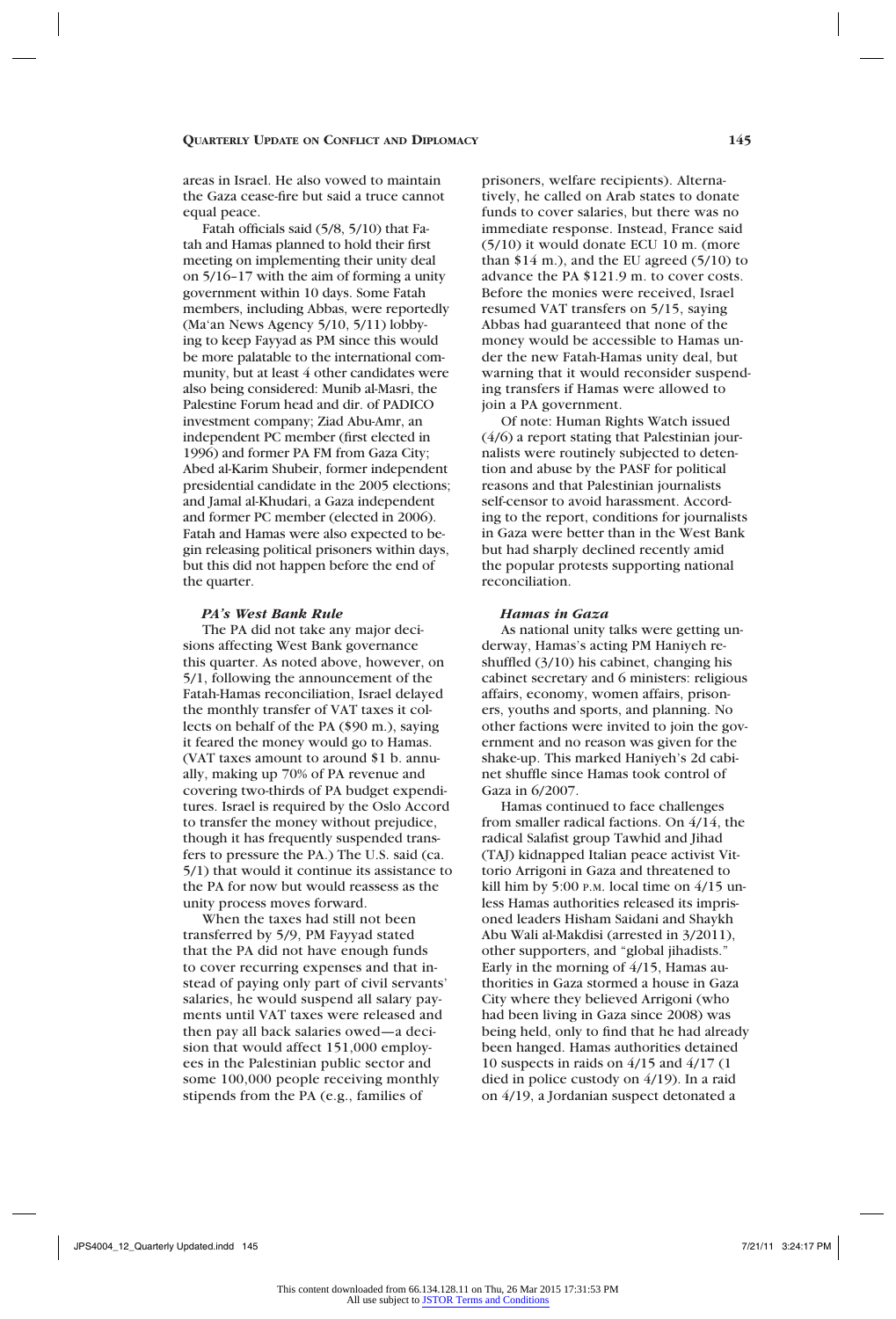areas in Israel. He also vowed to maintain the Gaza cease-fire but said a truce cannot equal peace.

Fatah officials said (5/8, 5/10) that Fatah and Hamas planned to hold their first meeting on implementing their unity deal on 5/16–17 with the aim of forming a unity government within 10 days. Some Fatah members, including Abbas, were reportedly (Ma'an News Agency 5/10, 5/11) lobbying to keep Fayyad as PM since this would be more palatable to the international community, but at least 4 other candidates were also being considered: Munib al-Masri, the Palestine Forum head and dir. of PADICO investment company; Ziad Abu-Amr, an independent PC member (first elected in 1996) and former PA FM from Gaza City; Abed al-Karim Shubeir, former independent presidential candidate in the 2005 elections; and Jamal al-Khudari, a Gaza independent and former PC member (elected in 2006). Fatah and Hamas were also expected to begin releasing political prisoners within days, but this did not happen before the end of the quarter.

### *PA's West Bank Rule*

The PA did not take any major decisions affecting West Bank governance this quarter. As noted above, however, on 5/1, following the announcement of the Fatah-Hamas reconciliation, Israel delayed the monthly transfer of VAT taxes it collects on behalf of the PA ($90 m.), saying it feared the money would go to Hamas. (VAT taxes amount to around $1 b. annually, making up 70% of PA revenue and covering two-thirds of PA budget expenditures. Israel is required by the Oslo Accord to transfer the money without prejudice, though it has frequently suspended transfers to pressure the PA.) The U.S. said (ca. 5/1) that would it continue its assistance to the PA for now but would reassess as the unity process moves forward.

When the taxes had still not been transferred by 5/9, PM Fayyad stated that the PA did not have enough funds to cover recurring expenses and that instead of paying only part of civil servants' salaries, he would suspend all salary payments until VAT taxes were released and then pay all back salaries owed—a decision that would affect 151,000 employees in the Palestinian public sector and some 100,000 people receiving monthly stipends from the PA (e.g., families of prisoners, welfare recipients). Alternatively, he called on Arab states to donate funds to cover salaries, but there was no immediate response. Instead, France said (5/10) it would donate ECU 10 m. (more than $14 m.), and the EU agreed (5/10) to advance the PA $121.9 m. to cover costs. Before the monies were received, Israel resumed VAT transfers on 5/15, saying Abbas had guaranteed that none of the money would be accessible to Hamas under the new Fatah-Hamas unity deal, but warning that it would reconsider suspending transfers if Hamas were allowed to join a PA government.

Of note: Human Rights Watch issued (4/6) a report stating that Palestinian journalists were routinely subjected to detention and abuse by the PASF for political reasons and that Palestinian journalists self-censor to avoid harassment. According to the report, conditions for journalists in Gaza were better than in the West Bank but had sharply declined recently amid the popular protests supporting national reconciliation.

### *Hamas in Gaza*

As national unity talks were getting underway, Hamas's acting PM Haniyeh reshuffled (3/10) his cabinet, changing his cabinet secretary and 6 ministers: religious affairs, economy, women affairs, prisoners, youths and sports, and planning. No other factions were invited to join the government and no reason was given for the shake-up. This marked Haniyeh's 2d cabinet shuffle since Hamas took control of Gaza in 6/2007.

Hamas continued to face challenges from smaller radical factions. On 4/14, the radical Salafist group Tawhid and Jihad (TAJ) kidnapped Italian peace activist Vittorio Arrigoni in Gaza and threatened to kill him by 5:00 P.M. local time on 4/15 unless Hamas authorities released its imprisoned leaders Hisham Saidani and Shaykh Abu Wali al-Makdisi (arrested in 3/2011), other supporters, and "global jihadists." Early in the morning of 4/15, Hamas authorities in Gaza stormed a house in Gaza City where they believed Arrigoni (who had been living in Gaza since 2008) was being held, only to find that he had already been hanged. Hamas authorities detained 10 suspects in raids on 4/15 and 4/17 (1 died in police custody on 4/19). In a raid on 4/19, a Jordanian suspect detonated a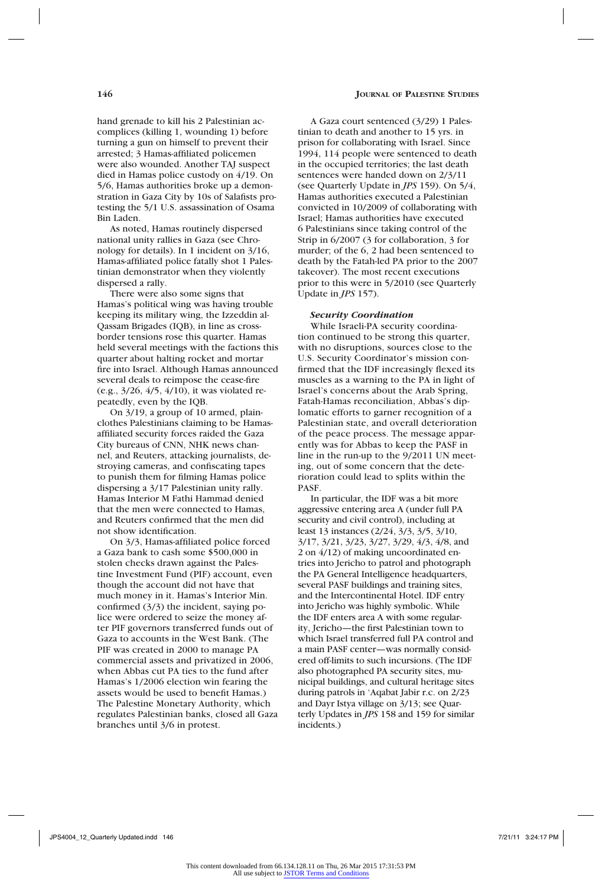hand grenade to kill his 2 Palestinian accomplices (killing 1, wounding 1) before turning a gun on himself to prevent their arrested; 3 Hamas-affiliated policemen were also wounded. Another TAJ suspect died in Hamas police custody on 4/19. On 5/6, Hamas authorities broke up a demonstration in Gaza City by 10s of Salafists protesting the 5/1 U.S. assassination of Osama Bin Laden.

As noted, Hamas routinely dispersed national unity rallies in Gaza (see Chronology for details). In 1 incident on 3/16, Hamas-affiliated police fatally shot 1 Palestinian demonstrator when they violently dispersed a rally.

There were also some signs that Hamas's political wing was having trouble keeping its military wing, the Izzeddin al-Qassam Brigades (IQB), in line as cross-border tensions rose this quarter. Hamas held several meetings with the factions this quarter about halting rocket and mortar fire into Israel. Although Hamas announced several deals to reimpose the cease-fire (e.g., 3/26, 4/5, 4/10), it was violated repeatedly, even by the IQB.

On 3/19, a group of 10 armed, plainclothes Palestinians claiming to be Hamas-affiliated security forces raided the Gaza City bureaus of CNN, NHK news channel, and Reuters, attacking journalists, destroying cameras, and confiscating tapes to punish them for filming Hamas police dispersing a 3/17 Palestinian unity rally. Hamas Interior M Fathi Hammad denied that the men were connected to Hamas, and Reuters confirmed that the men did not show identification.

On 3/3, Hamas-affiliated police forced a Gaza bank to cash some $500,000 in stolen checks drawn against the Palestine Investment Fund (PIF) account, even though the account did not have that much money in it. Hamas's Interior Min. confirmed (3/3) the incident, saying police were ordered to seize the money after PIF governors transferred funds out of Gaza to accounts in the West Bank. (The PIF was created in 2000 to manage PA commercial assets and privatized in 2006, when Abbas cut PA ties to the fund after Hamas's 1/2006 election win fearing the assets would be used to benefit Hamas.) The Palestine Monetary Authority, which regulates Palestinian banks, closed all Gaza branches until 3/6 in protest.

A Gaza court sentenced (3/29) 1 Palestinian to death and another to 15 yrs. in prison for collaborating with Israel. Since 1994, 114 people were sentenced to death in the occupied territories; the last death sentences were handed down on 2/3/11 (see Quarterly Update in *JPS* 159). On 5/4, Hamas authorities executed a Palestinian convicted in 10/2009 of collaborating with Israel; Hamas authorities have executed 6 Palestinians since taking control of the Strip in 6/2007 (3 for collaboration, 3 for murder; of the 6, 2 had been sentenced to death by the Fatah-led PA prior to the 2007 takeover). The most recent executions prior to this were in 5/2010 (see Quarterly Update in *JPS* 157).

#### *Security Coordination*

While Israeli-PA security coordination continued to be strong this quarter, with no disruptions, sources close to the U.S. Security Coordinator's mission confirmed that the IDF increasingly flexed its muscles as a warning to the PA in light of Israel's concerns about the Arab Spring, Fatah-Hamas reconciliation, Abbas's diplomatic efforts to garner recognition of a Palestinian state, and overall deterioration of the peace process. The message apparently was for Abbas to keep the PASF in line in the run-up to the 9/2011 UN meeting, out of some concern that the deterioration could lead to splits within the PASF.

In particular, the IDF was a bit more aggressive entering area A (under full PA security and civil control), including at least 13 instances (2/24, 3/3, 3/5, 3/10, 3/17, 3/21, 3/23, 3/27, 3/29, 4/3, 4/8, and 2 on 4/12) of making uncoordinated entries into Jericho to patrol and photograph the PA General Intelligence headquarters, several PASF buildings and training sites, and the Intercontinental Hotel. IDF entry into Jericho was highly symbolic. While the IDF enters area A with some regularity, Jericho—the first Palestinian town to which Israel transferred full PA control and a main PASF center—was normally considered off-limits to such incursions. (The IDF also photographed PA security sites, municipal buildings, and cultural heritage sites during patrols in 'Aqabat Jabir r.c. on 2/23 and Dayr Istya village on 3/13; see Quarterly Updates in *JPS* 158 and 159 for similar incidents.)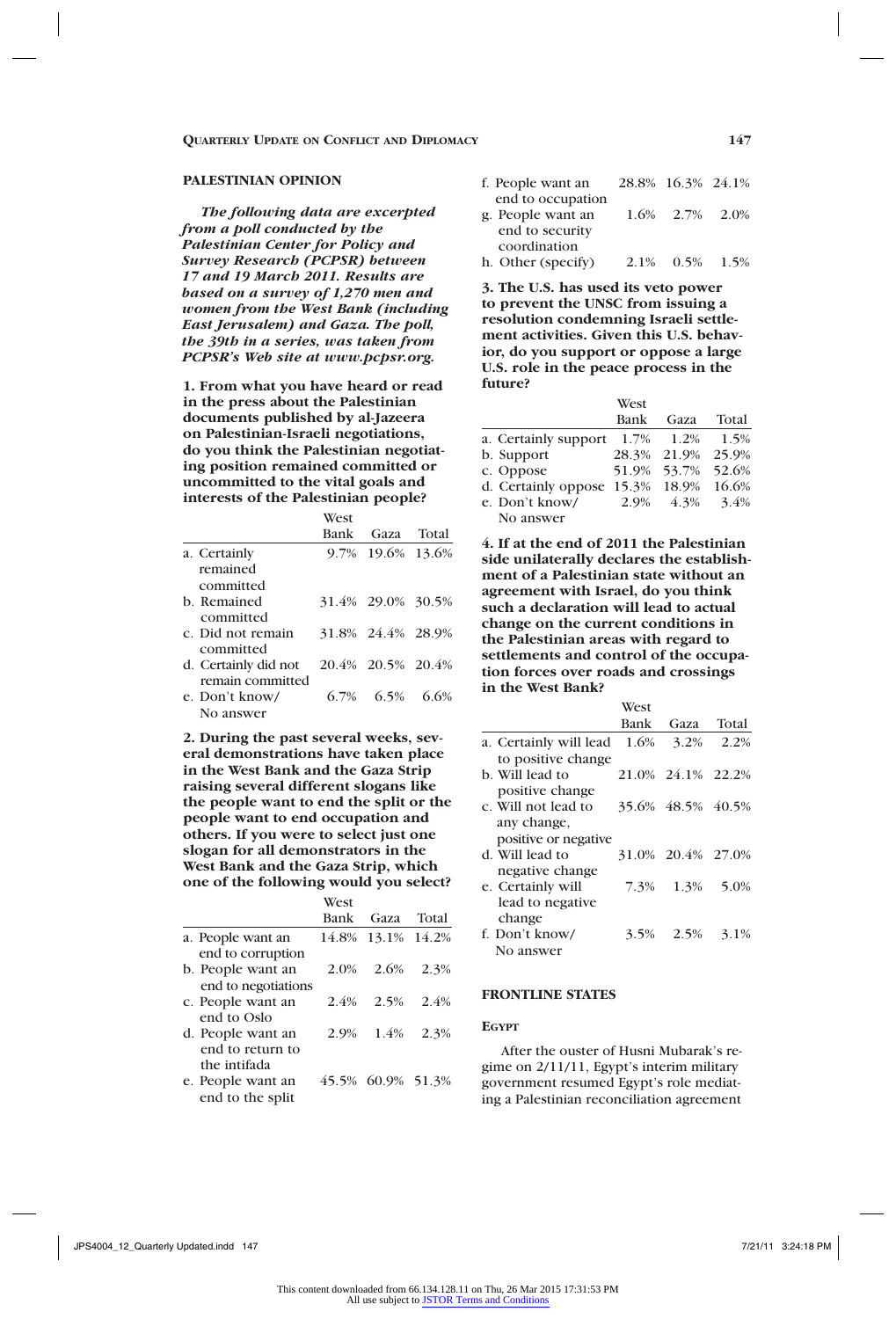## PALESTINIAN OPINION

***The following data are excerpted from a poll conducted by the Palestinian Center for Policy and Survey Research (PCPSR) between 17 and 19 March 2011. Results are based on a survey of 1,270 men and women from the West Bank (including East Jerusalem) and Gaza. The poll, the 39th in a series, was taken from PCPSR's Web site at www.pcpsr.org.***

**1. From what you have heard or read in the press about the Palestinian documents published by al-Jazeera on Palestinian-Israeli negotiations, do you think the Palestinian negotiating position remained committed or uncommitted to the vital goals and interests of the Palestinian people?**

| | West Bank | Gaza | Total |
|---|---|---|---|
| a. Certainly remained committed | 9.7% | 19.6% | 13.6% |
| b. Remained committed | 31.4% | 29.0% | 30.5% |
| c. Did not remain committed | 31.8% | 24.4% | 28.9% |
| d. Certainly did not remain committed | 20.4% | 20.5% | 20.4% |
| e. Don't know/ No answer | 6.7% | 6.5% | 6.6% |

**2. During the past several weeks, several demonstrations have taken place in the West Bank and the Gaza Strip raising several different slogans like the people want to end the split or the people want to end occupation and others. If you were to select just one slogan for all demonstrators in the West Bank and the Gaza Strip, which one of the following would you select?**

| | West Bank | Gaza | Total |
|---|---|---|---|
| a. People want an end to corruption | 14.8% | 13.1% | 14.2% |
| b. People want an end to negotiations | 2.0% | 2.6% | 2.3% |
| c. People want an end to Oslo | 2.4% | 2.5% | 2.4% |
| d. People want an end to return to the intifada | 2.9% | 1.4% | 2.3% |
| e. People want an end to the split | 45.5% | 60.9% | 51.3% |
| f. People want an end to occupation | 28.8% | 16.3% | 24.1% |
| g. People want an end to security coordination | 1.6% | 2.7% | 2.0% |
| h. Other (specify) | 2.1% | 0.5% | 1.5% |

**3. The U.S. has used its veto power to prevent the UNSC from issuing a resolution condemning Israeli settlement activities. Given this U.S. behavior, do you support or oppose a large U.S. role in the peace process in the future?**

| | West Bank | Gaza | Total |
|---|---|---|---|
| a. Certainly support | 1.7% | 1.2% | 1.5% |
| b. Support | 28.3% | 21.9% | 25.9% |
| c. Oppose | 51.9% | 53.7% | 52.6% |
| d. Certainly oppose | 15.3% | 18.9% | 16.6% |
| e. Don't know/ No answer | 2.9% | 4.3% | 3.4% |

**4. If at the end of 2011 the Palestinian side unilaterally declares the establishment of a Palestinian state without an agreement with Israel, do you think such a declaration will lead to actual change on the current conditions in the Palestinian areas with regard to settlements and control of the occupation forces over roads and crossings in the West Bank?**

| | West Bank | Gaza | Total |
|---|---|---|---|
| a. Certainly will lead to positive change | 1.6% | 3.2% | 2.2% |
| b. Will lead to positive change | 21.0% | 24.1% | 22.2% |
| c. Will not lead to any change, positive or negative | 35.6% | 48.5% | 40.5% |
| d. Will lead to negative change | 31.0% | 20.4% | 27.0% |
| e. Certainly will lead to negative change | 7.3% | 1.3% | 5.0% |
| f. Don't know/ No answer | 3.5% | 2.5% | 3.1% |

## FRONTLINE STATES

### EGYPT

After the ouster of Husni Mubarak's regime on 2/11/11, Egypt's interim military government resumed Egypt's role mediating a Palestinian reconciliation agreement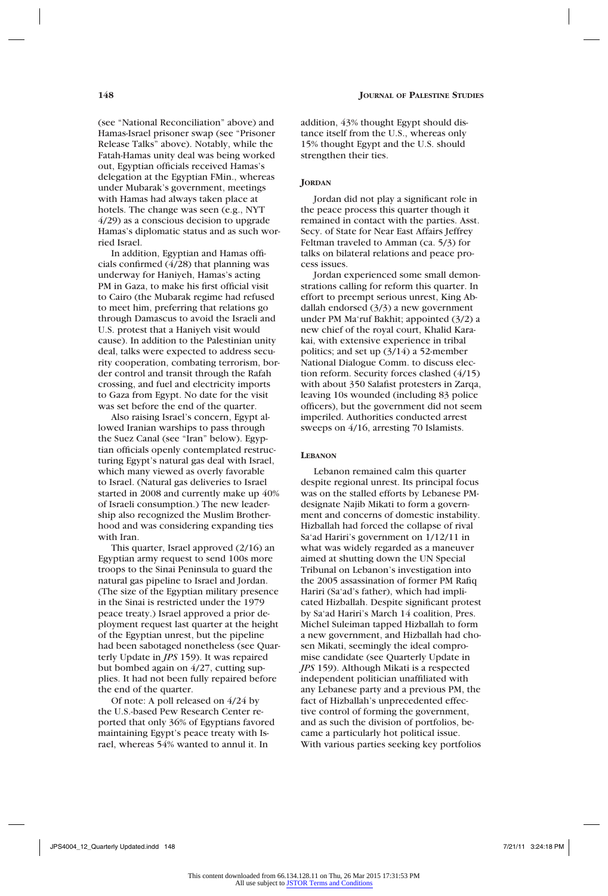(see "National Reconciliation" above) and Hamas-Israel prisoner swap (see "Prisoner Release Talks" above). Notably, while the Fatah-Hamas unity deal was being worked out, Egyptian officials received Hamas's delegation at the Egyptian FMin., whereas under Mubarak's government, meetings with Hamas had always taken place at hotels. The change was seen (e.g., NYT 4/29) as a conscious decision to upgrade Hamas's diplomatic status and as such worried Israel.

In addition, Egyptian and Hamas officials confirmed (4/28) that planning was underway for Haniyeh, Hamas's acting PM in Gaza, to make his first official visit to Cairo (the Mubarak regime had refused to meet him, preferring that relations go through Damascus to avoid the Israeli and U.S. protest that a Haniyeh visit would cause). In addition to the Palestinian unity deal, talks were expected to address security cooperation, combating terrorism, border control and transit through the Rafah crossing, and fuel and electricity imports to Gaza from Egypt. No date for the visit was set before the end of the quarter.

Also raising Israel's concern, Egypt allowed Iranian warships to pass through the Suez Canal (see "Iran" below). Egyptian officials openly contemplated restructuring Egypt's natural gas deal with Israel, which many viewed as overly favorable to Israel. (Natural gas deliveries to Israel started in 2008 and currently make up 40% of Israeli consumption.) The new leadership also recognized the Muslim Brotherhood and was considering expanding ties with Iran.

This quarter, Israel approved (2/16) an Egyptian army request to send 100s more troops to the Sinai Peninsula to guard the natural gas pipeline to Israel and Jordan. (The size of the Egyptian military presence in the Sinai is restricted under the 1979 peace treaty.) Israel approved a prior deployment request last quarter at the height of the Egyptian unrest, but the pipeline had been sabotaged nonetheless (see Quarterly Update in *JPS* 159). It was repaired but bombed again on 4/27, cutting supplies. It had not been fully repaired before the end of the quarter.

Of note: A poll released on 4/24 by the U.S.-based Pew Research Center reported that only 36% of Egyptians favored maintaining Egypt's peace treaty with Israel, whereas 54% wanted to annul it. In addition, 43% thought Egypt should distance itself from the U.S., whereas only 15% thought Egypt and the U.S. should strengthen their ties.

### Jordan

Jordan did not play a significant role in the peace process this quarter though it remained in contact with the parties. Asst. Secy. of State for Near East Affairs Jeffrey Feltman traveled to Amman (ca. 5/3) for talks on bilateral relations and peace process issues.

Jordan experienced some small demonstrations calling for reform this quarter. In effort to preempt serious unrest, King Abdallah endorsed (3/3) a new government under PM Ma'ruf Bakhit; appointed (3/2) a new chief of the royal court, Khalid Karakai, with extensive experience in tribal politics; and set up (3/14) a 52-member National Dialogue Comm. to discuss election reform. Security forces clashed (4/15) with about 350 Salafist protesters in Zarqa, leaving 10s wounded (including 83 police officers), but the government did not seem imperiled. Authorities conducted arrest sweeps on 4/16, arresting 70 Islamists.

### Lebanon

Lebanon remained calm this quarter despite regional unrest. Its principal focus was on the stalled efforts by Lebanese PM-designate Najib Mikati to form a government and concerns of domestic instability. Hizballah had forced the collapse of rival Sa'ad Hariri's government on 1/12/11 in what was widely regarded as a maneuver aimed at shutting down the UN Special Tribunal on Lebanon's investigation into the 2005 assassination of former PM Rafiq Hariri (Sa'ad's father), which had implicated Hizballah. Despite significant protest by Sa'ad Hariri's March 14 coalition, Pres. Michel Suleiman tapped Hizballah to form a new government, and Hizballah had chosen Mikati, seemingly the ideal compromise candidate (see Quarterly Update in *JPS* 159). Although Mikati is a respected independent politician unaffiliated with any Lebanese party and a previous PM, the fact of Hizballah's unprecedented effective control of forming the government, and as such the division of portfolios, became a particularly hot political issue. With various parties seeking key portfolios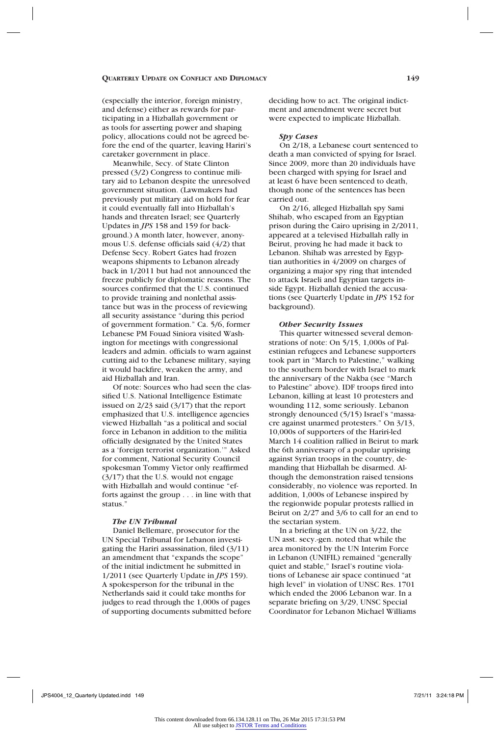(especially the interior, foreign ministry, and defense) either as rewards for participating in a Hizballah government or as tools for asserting power and shaping policy, allocations could not be agreed before the end of the quarter, leaving Hariri's caretaker government in place.

Meanwhile, Secy. of State Clinton pressed (3/2) Congress to continue military aid to Lebanon despite the unresolved government situation. (Lawmakers had previously put military aid on hold for fear it could eventually fall into Hizballah's hands and threaten Israel; see Quarterly Updates in *JPS* 158 and 159 for background.) A month later, however, anonymous U.S. defense officials said (4/2) that Defense Secy. Robert Gates had frozen weapons shipments to Lebanon already back in 1/2011 but had not announced the freeze publicly for diplomatic reasons. The sources confirmed that the U.S. continued to provide training and nonlethal assistance but was in the process of reviewing all security assistance "during this period of government formation." Ca. 5/6, former Lebanese PM Fouad Siniora visited Washington for meetings with congressional leaders and admin. officials to warn against cutting aid to the Lebanese military, saying it would backfire, weaken the army, and aid Hizballah and Iran.

Of note: Sources who had seen the classified U.S. National Intelligence Estimate issued on 2/23 said (3/17) that the report emphasized that U.S. intelligence agencies viewed Hizballah "as a political and social force in Lebanon in addition to the militia officially designated by the United States as a 'foreign terrorist organization.'" Asked for comment, National Security Council spokesman Tommy Vietor only reaffirmed (3/17) that the U.S. would not engage with Hizballah and would continue "efforts against the group . . . in line with that status."

#### *The UN Tribunal*

Daniel Bellemare, prosecutor for the UN Special Tribunal for Lebanon investigating the Hariri assassination, filed (3/11) an amendment that "expands the scope" of the initial indictment he submitted in 1/2011 (see Quarterly Update in *JPS* 159). A spokesperson for the tribunal in the Netherlands said it could take months for judges to read through the 1,000s of pages of supporting documents submitted before deciding how to act. The original indictment and amendment were secret but were expected to implicate Hizballah.

#### *Spy Cases*

On 2/18, a Lebanese court sentenced to death a man convicted of spying for Israel. Since 2009, more than 20 individuals have been charged with spying for Israel and at least 6 have been sentenced to death, though none of the sentences has been carried out.

On 2/16, alleged Hizballah spy Sami Shihab, who escaped from an Egyptian prison during the Cairo uprising in 2/2011, appeared at a televised Hizballah rally in Beirut, proving he had made it back to Lebanon. Shihab was arrested by Egyptian authorities in 4/2009 on charges of organizing a major spy ring that intended to attack Israeli and Egyptian targets inside Egypt. Hizballah denied the accusations (see Quarterly Update in *JPS* 152 for background).

#### *Other Security Issues*

This quarter witnessed several demonstrations of note: On 5/15, 1,000s of Palestinian refugees and Lebanese supporters took part in "March to Palestine," walking to the southern border with Israel to mark the anniversary of the Nakba (see "March to Palestine" above). IDF troops fired into Lebanon, killing at least 10 protesters and wounding 112, some seriously. Lebanon strongly denounced (5/15) Israel's "massacre against unarmed protesters." On 3/13, 10,000s of supporters of the Hariri-led March 14 coalition rallied in Beirut to mark the 6th anniversary of a popular uprising against Syrian troops in the country, demanding that Hizballah be disarmed. Although the demonstration raised tensions considerably, no violence was reported. In addition, 1,000s of Lebanese inspired by the regionwide popular protests rallied in Beirut on 2/27 and 3/6 to call for an end to the sectarian system.

In a briefing at the UN on 3/22, the UN asst. secy.-gen. noted that while the area monitored by the UN Interim Force in Lebanon (UNIFIL) remained "generally quiet and stable," Israel's routine violations of Lebanese air space continued "at high level" in violation of UNSC Res. 1701 which ended the 2006 Lebanon war. In a separate briefing on 3/29, UNSC Special Coordinator for Lebanon Michael Williams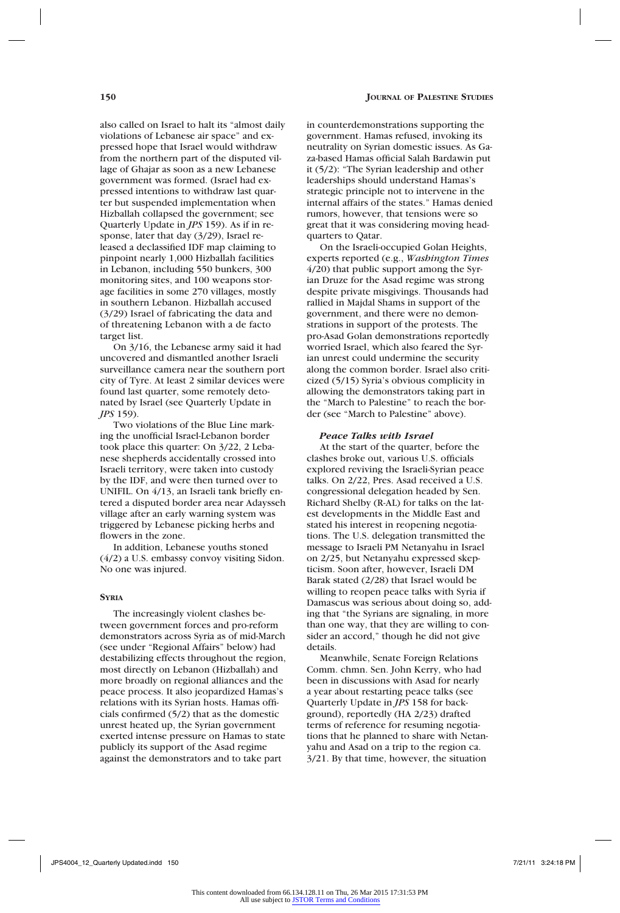also called on Israel to halt its "almost daily violations of Lebanese air space" and expressed hope that Israel would withdraw from the northern part of the disputed village of Ghajar as soon as a new Lebanese government was formed. (Israel had expressed intentions to withdraw last quarter but suspended implementation when Hizballah collapsed the government; see Quarterly Update in *JPS* 159). As if in response, later that day (3/29), Israel released a declassified IDF map claiming to pinpoint nearly 1,000 Hizballah facilities in Lebanon, including 550 bunkers, 300 monitoring sites, and 100 weapons storage facilities in some 270 villages, mostly in southern Lebanon. Hizballah accused (3/29) Israel of fabricating the data and of threatening Lebanon with a de facto target list.

On 3/16, the Lebanese army said it had uncovered and dismantled another Israeli surveillance camera near the southern port city of Tyre. At least 2 similar devices were found last quarter, some remotely detonated by Israel (see Quarterly Update in *JPS* 159).

Two violations of the Blue Line marking the unofficial Israel-Lebanon border took place this quarter: On 3/22, 2 Lebanese shepherds accidentally crossed into Israeli territory, were taken into custody by the IDF, and were then turned over to UNIFIL. On 4/13, an Israeli tank briefly entered a disputed border area near Adaysseh village after an early warning system was triggered by Lebanese picking herbs and flowers in the zone.

In addition, Lebanese youths stoned (4/2) a U.S. embassy convoy visiting Sidon. No one was injured.

## SYRIA

The increasingly violent clashes between government forces and pro-reform demonstrators across Syria as of mid-March (see under "Regional Affairs" below) had destabilizing effects throughout the region, most directly on Lebanon (Hizballah) and more broadly on regional alliances and the peace process. It also jeopardized Hamas's relations with its Syrian hosts. Hamas officials confirmed (5/2) that as the domestic unrest heated up, the Syrian government exerted intense pressure on Hamas to state publicly its support of the Asad regime against the demonstrators and to take part in counterdemonstrations supporting the government. Hamas refused, invoking its neutrality on Syrian domestic issues. As Gaza-based Hamas official Salah Bardawin put it (5/2): "The Syrian leadership and other leaderships should understand Hamas's strategic principle not to intervene in the internal affairs of the states." Hamas denied rumors, however, that tensions were so great that it was considering moving headquarters to Qatar.

On the Israeli-occupied Golan Heights, experts reported (e.g., *Washington Times* 4/20) that public support among the Syrian Druze for the Asad regime was strong despite private misgivings. Thousands had rallied in Majdal Shams in support of the government, and there were no demonstrations in support of the protests. The pro-Asad Golan demonstrations reportedly worried Israel, which also feared the Syrian unrest could undermine the security along the common border. Israel also criticized (5/15) Syria's obvious complicity in allowing the demonstrators taking part in the "March to Palestine" to reach the border (see "March to Palestine" above).

### *Peace Talks with Israel*

At the start of the quarter, before the clashes broke out, various U.S. officials explored reviving the Israeli-Syrian peace talks. On 2/22, Pres. Asad received a U.S. congressional delegation headed by Sen. Richard Shelby (R-AL) for talks on the latest developments in the Middle East and stated his interest in reopening negotiations. The U.S. delegation transmitted the message to Israeli PM Netanyahu in Israel on 2/25, but Netanyahu expressed skepticism. Soon after, however, Israeli DM Barak stated (2/28) that Israel would be willing to reopen peace talks with Syria if Damascus was serious about doing so, adding that "the Syrians are signaling, in more than one way, that they are willing to consider an accord," though he did not give details.

Meanwhile, Senate Foreign Relations Comm. chmn. Sen. John Kerry, who had been in discussions with Asad for nearly a year about restarting peace talks (see Quarterly Update in *JPS* 158 for background), reportedly (HA 2/23) drafted terms of reference for resuming negotiations that he planned to share with Netanyahu and Asad on a trip to the region ca. 3/21. By that time, however, the situation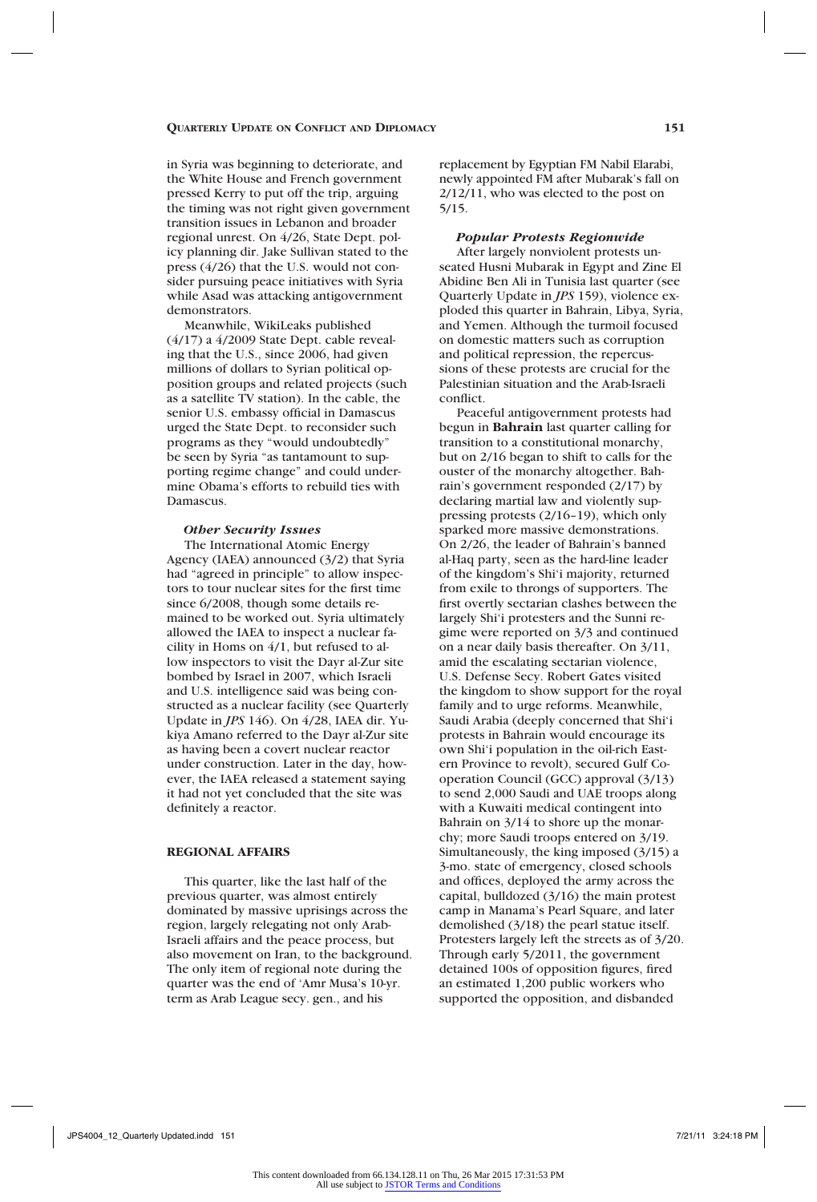in Syria was beginning to deteriorate, and the White House and French government pressed Kerry to put off the trip, arguing the timing was not right given government transition issues in Lebanon and broader regional unrest. On 4/26, State Dept. policy planning dir. Jake Sullivan stated to the press (4/26) that the U.S. would not consider pursuing peace initiatives with Syria while Asad was attacking antigovernment demonstrators.

Meanwhile, WikiLeaks published (4/17) a 4/2009 State Dept. cable revealing that the U.S., since 2006, had given millions of dollars to Syrian political opposition groups and related projects (such as a satellite TV station). In the cable, the senior U.S. embassy official in Damascus urged the State Dept. to reconsider such programs as they "would undoubtedly" be seen by Syria "as tantamount to supporting regime change" and could undermine Obama's efforts to rebuild ties with Damascus.

#### *Other Security Issues*

The International Atomic Energy Agency (IAEA) announced (3/2) that Syria had "agreed in principle" to allow inspectors to tour nuclear sites for the first time since 6/2008, though some details remained to be worked out. Syria ultimately allowed the IAEA to inspect a nuclear facility in Homs on 4/1, but refused to allow inspectors to visit the Dayr al-Zur site bombed by Israel in 2007, which Israeli and U.S. intelligence said was being constructed as a nuclear facility (see Quarterly Update in *JPS* 146). On 4/28, IAEA dir. Yukiya Amano referred to the Dayr al-Zur site as having been a covert nuclear reactor under construction. Later in the day, however, the IAEA released a statement saying it had not yet concluded that the site was definitely a reactor.

### REGIONAL AFFAIRS

This quarter, like the last half of the previous quarter, was almost entirely dominated by massive uprisings across the region, largely relegating not only Arab-Israeli affairs and the peace process, but also movement on Iran, to the background. The only item of regional note during the quarter was the end of 'Amr Musa's 10-yr. term as Arab League secy. gen., and his replacement by Egyptian FM Nabil Elarabi, newly appointed FM after Mubarak's fall on 2/12/11, who was elected to the post on 5/15.

#### *Popular Protests Regionwide*

After largely nonviolent protests unseated Husni Mubarak in Egypt and Zine El Abidine Ben Ali in Tunisia last quarter (see Quarterly Update in *JPS* 159), violence exploded this quarter in Bahrain, Libya, Syria, and Yemen. Although the turmoil focused on domestic matters such as corruption and political repression, the repercussions of these protests are crucial for the Palestinian situation and the Arab-Israeli conflict.

Peaceful antigovernment protests had begun in **Bahrain** last quarter calling for transition to a constitutional monarchy, but on 2/16 began to shift to calls for the ouster of the monarchy altogether. Bahrain's government responded (2/17) by declaring martial law and violently suppressing protests (2/16–19), which only sparked more massive demonstrations. On 2/26, the leader of Bahrain's banned al-Haq party, seen as the hard-line leader of the kingdom's Shi'i majority, returned from exile to throngs of supporters. The first overtly sectarian clashes between the largely Shi'i protesters and the Sunni regime were reported on 3/3 and continued on a near daily basis thereafter. On 3/11, amid the escalating sectarian violence, U.S. Defense Secy. Robert Gates visited the kingdom to show support for the royal family and to urge reforms. Meanwhile, Saudi Arabia (deeply concerned that Shi'i protests in Bahrain would encourage its own Shi'i population in the oil-rich Eastern Province to revolt), secured Gulf Cooperation Council (GCC) approval (3/13) to send 2,000 Saudi and UAE troops along with a Kuwaiti medical contingent into Bahrain on 3/14 to shore up the monarchy; more Saudi troops entered on 3/19. Simultaneously, the king imposed (3/15) a 3-mo. state of emergency, closed schools and offices, deployed the army across the capital, bulldozed (3/16) the main protest camp in Manama's Pearl Square, and later demolished (3/18) the pearl statue itself. Protesters largely left the streets as of 3/20. Through early 5/2011, the government detained 100s of opposition figures, fired an estimated 1,200 public workers who supported the opposition, and disbanded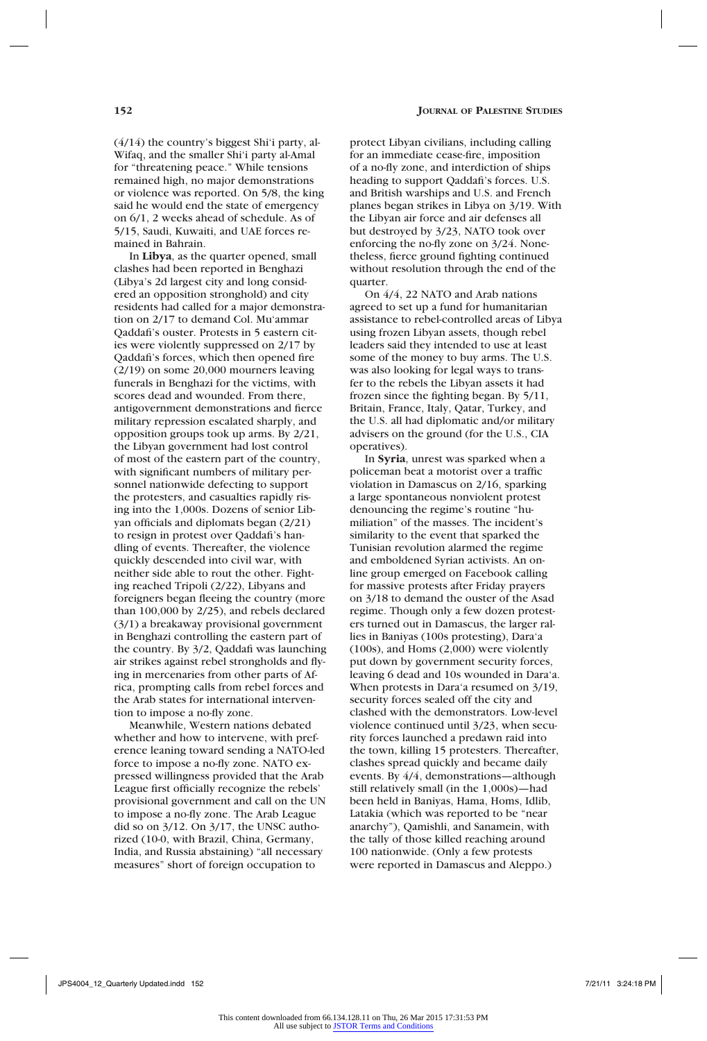(4/14) the country's biggest Shi'i party, al-Wifaq, and the smaller Shi'i party al-Amal for "threatening peace." While tensions remained high, no major demonstrations or violence was reported. On 5/8, the king said he would end the state of emergency on 6/1, 2 weeks ahead of schedule. As of 5/15, Saudi, Kuwaiti, and UAE forces remained in Bahrain.

In **Libya**, as the quarter opened, small clashes had been reported in Benghazi (Libya's 2d largest city and long considered an opposition stronghold) and city residents had called for a major demonstration on 2/17 to demand Col. Mu'ammar Qaddafi's ouster. Protests in 5 eastern cities were violently suppressed on 2/17 by Qaddafi's forces, which then opened fire (2/19) on some 20,000 mourners leaving funerals in Benghazi for the victims, with scores dead and wounded. From there, antigovernment demonstrations and fierce military repression escalated sharply, and opposition groups took up arms. By 2/21, the Libyan government had lost control of most of the eastern part of the country, with significant numbers of military personnel nationwide defecting to support the protesters, and casualties rapidly rising into the 1,000s. Dozens of senior Libyan officials and diplomats began (2/21) to resign in protest over Qaddafi's handling of events. Thereafter, the violence quickly descended into civil war, with neither side able to rout the other. Fighting reached Tripoli (2/22), Libyans and foreigners began fleeing the country (more than 100,000 by 2/25), and rebels declared (3/1) a breakaway provisional government in Benghazi controlling the eastern part of the country. By 3/2, Qaddafi was launching air strikes against rebel strongholds and flying in mercenaries from other parts of Africa, prompting calls from rebel forces and the Arab states for international intervention to impose a no-fly zone.

Meanwhile, Western nations debated whether and how to intervene, with preference leaning toward sending a NATO-led force to impose a no-fly zone. NATO expressed willingness provided that the Arab League first officially recognize the rebels' provisional government and call on the UN to impose a no-fly zone. The Arab League did so on 3/12. On 3/17, the UNSC authorized (10-0, with Brazil, China, Germany, India, and Russia abstaining) "all necessary measures" short of foreign occupation to protect Libyan civilians, including calling for an immediate cease-fire, imposition of a no-fly zone, and interdiction of ships heading to support Qaddafi's forces. U.S. and British warships and U.S. and French planes began strikes in Libya on 3/19. With the Libyan air force and air defenses all but destroyed by 3/23, NATO took over enforcing the no-fly zone on 3/24. Nonetheless, fierce ground fighting continued without resolution through the end of the quarter.

On 4/4, 22 NATO and Arab nations agreed to set up a fund for humanitarian assistance to rebel-controlled areas of Libya using frozen Libyan assets, though rebel leaders said they intended to use at least some of the money to buy arms. The U.S. was also looking for legal ways to transfer to the rebels the Libyan assets it had frozen since the fighting began. By 5/11, Britain, France, Italy, Qatar, Turkey, and the U.S. all had diplomatic and/or military advisers on the ground (for the U.S., CIA operatives).

In **Syria**, unrest was sparked when a policeman beat a motorist over a traffic violation in Damascus on 2/16, sparking a large spontaneous nonviolent protest denouncing the regime's routine "humiliation" of the masses. The incident's similarity to the event that sparked the Tunisian revolution alarmed the regime and emboldened Syrian activists. An online group emerged on Facebook calling for massive protests after Friday prayers on 3/18 to demand the ouster of the Asad regime. Though only a few dozen protesters turned out in Damascus, the larger rallies in Baniyas (100s protesting), Dara'a (100s), and Homs (2,000) were violently put down by government security forces, leaving 6 dead and 10s wounded in Dara'a. When protests in Dara'a resumed on 3/19, security forces sealed off the city and clashed with the demonstrators. Low-level violence continued until 3/23, when security forces launched a predawn raid into the town, killing 15 protesters. Thereafter, clashes spread quickly and became daily events. By 4/4, demonstrations—although still relatively small (in the 1,000s)—had been held in Baniyas, Hama, Homs, Idlib, Latakia (which was reported to be "near anarchy"), Qamishli, and Sanamein, with the tally of those killed reaching around 100 nationwide. (Only a few protests were reported in Damascus and Aleppo.)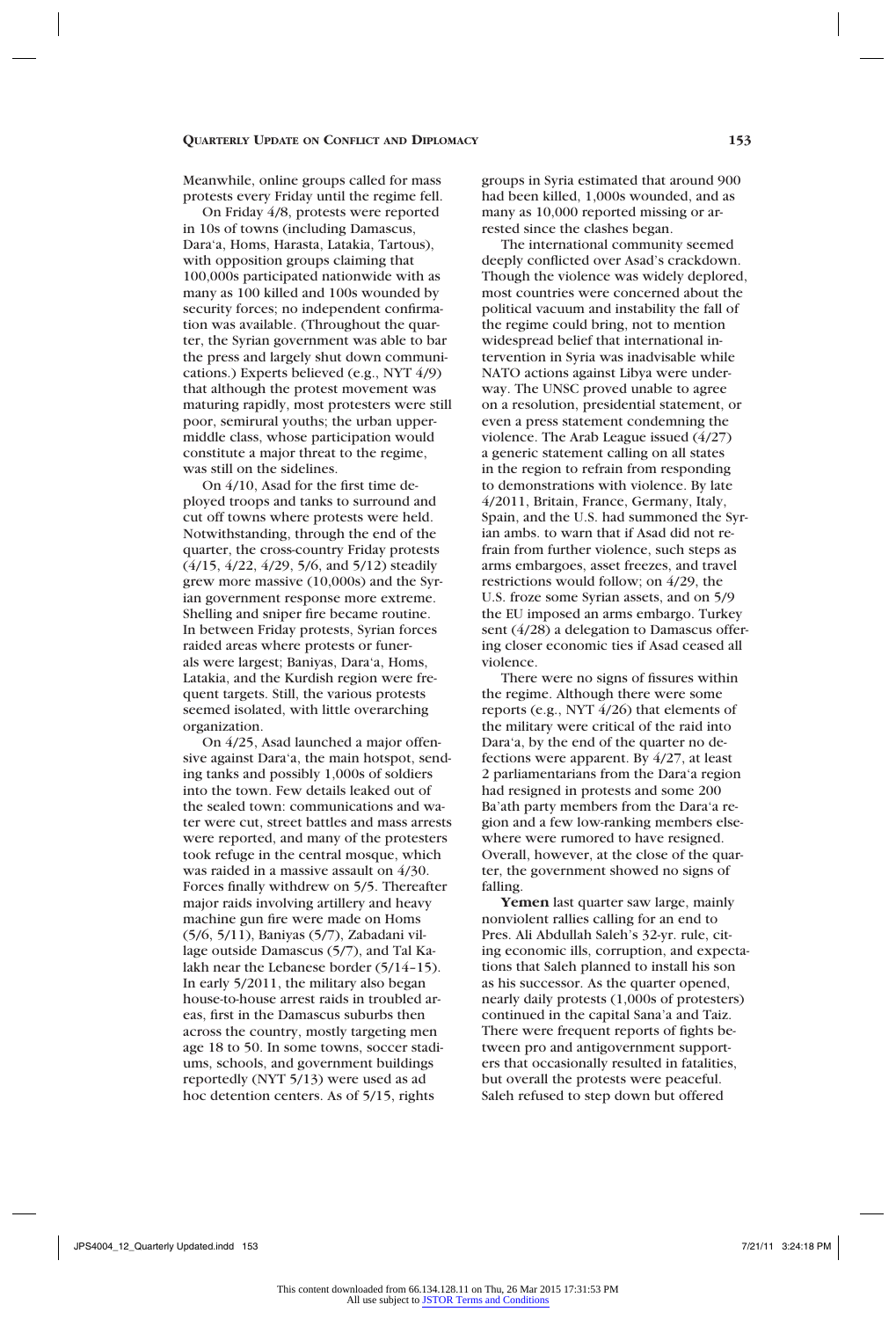Meanwhile, online groups called for mass protests every Friday until the regime fell.

On Friday 4/8, protests were reported in 10s of towns (including Damascus, Dara'a, Homs, Harasta, Latakia, Tartous), with opposition groups claiming that 100,000s participated nationwide with as many as 100 killed and 100s wounded by security forces; no independent confirmation was available. (Throughout the quarter, the Syrian government was able to bar the press and largely shut down communications.) Experts believed (e.g., NYT 4/9) that although the protest movement was maturing rapidly, most protesters were still poor, semirural youths; the urban upper-middle class, whose participation would constitute a major threat to the regime, was still on the sidelines.

On 4/10, Asad for the first time deployed troops and tanks to surround and cut off towns where protests were held. Notwithstanding, through the end of the quarter, the cross-country Friday protests (4/15, 4/22, 4/29, 5/6, and 5/12) steadily grew more massive (10,000s) and the Syrian government response more extreme. Shelling and sniper fire became routine. In between Friday protests, Syrian forces raided areas where protests or funerals were largest; Baniyas, Dara'a, Homs, Latakia, and the Kurdish region were frequent targets. Still, the various protests seemed isolated, with little overarching organization.

On 4/25, Asad launched a major offensive against Dara'a, the main hotspot, sending tanks and possibly 1,000s of soldiers into the town. Few details leaked out of the sealed town: communications and water were cut, street battles and mass arrests were reported, and many of the protesters took refuge in the central mosque, which was raided in a massive assault on 4/30. Forces finally withdrew on 5/5. Thereafter major raids involving artillery and heavy machine gun fire were made on Homs (5/6, 5/11), Baniyas (5/7), Zabadani village outside Damascus (5/7), and Tal Kalakh near the Lebanese border (5/14–15). In early 5/2011, the military also began house-to-house arrest raids in troubled areas, first in the Damascus suburbs then across the country, mostly targeting men age 18 to 50. In some towns, soccer stadiums, schools, and government buildings reportedly (NYT 5/13) were used as ad hoc detention centers. As of 5/15, rights groups in Syria estimated that around 900 had been killed, 1,000s wounded, and as many as 10,000 reported missing or arrested since the clashes began.

The international community seemed deeply conflicted over Asad's crackdown. Though the violence was widely deplored, most countries were concerned about the political vacuum and instability the fall of the regime could bring, not to mention widespread belief that international intervention in Syria was inadvisable while NATO actions against Libya were underway. The UNSC proved unable to agree on a resolution, presidential statement, or even a press statement condemning the violence. The Arab League issued (4/27) a generic statement calling on all states in the region to refrain from responding to demonstrations with violence. By late 4/2011, Britain, France, Germany, Italy, Spain, and the U.S. had summoned the Syrian ambs. to warn that if Asad did not refrain from further violence, such steps as arms embargoes, asset freezes, and travel restrictions would follow; on 4/29, the U.S. froze some Syrian assets, and on 5/9 the EU imposed an arms embargo. Turkey sent (4/28) a delegation to Damascus offering closer economic ties if Asad ceased all violence.

There were no signs of fissures within the regime. Although there were some reports (e.g., NYT 4/26) that elements of the military were critical of the raid into Dara'a, by the end of the quarter no defections were apparent. By 4/27, at least 2 parliamentarians from the Dara'a region had resigned in protests and some 200 Ba'ath party members from the Dara'a region and a few low-ranking members elsewhere were rumored to have resigned. Overall, however, at the close of the quarter, the government showed no signs of falling.

**Yemen** last quarter saw large, mainly nonviolent rallies calling for an end to Pres. Ali Abdullah Saleh's 32-yr. rule, citing economic ills, corruption, and expectations that Saleh planned to install his son as his successor. As the quarter opened, nearly daily protests (1,000s of protesters) continued in the capital Sana'a and Taiz. There were frequent reports of fights between pro and antigovernment supporters that occasionally resulted in fatalities, but overall the protests were peaceful. Saleh refused to step down but offered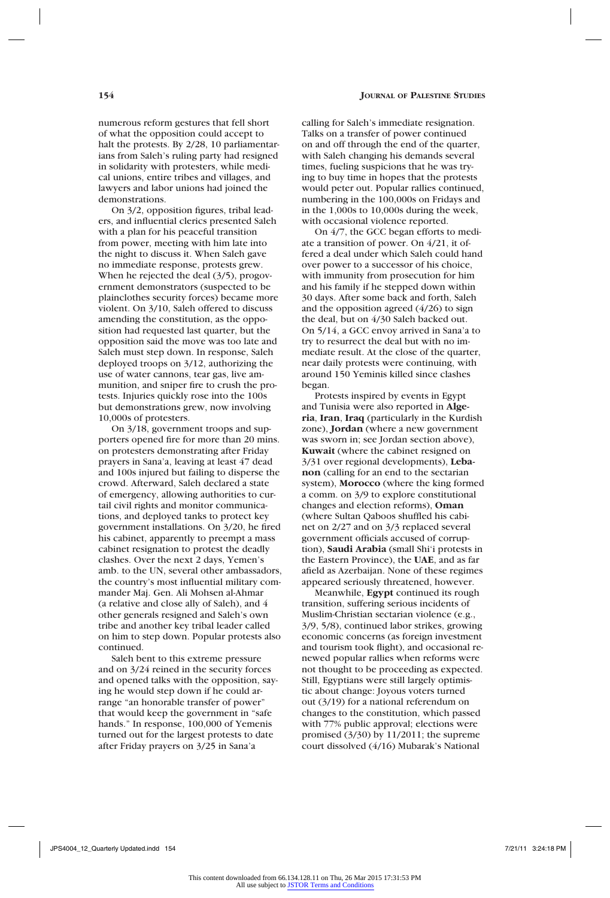numerous reform gestures that fell short of what the opposition could accept to halt the protests. By 2/28, 10 parliamentarians from Saleh's ruling party had resigned in solidarity with protesters, while medical unions, entire tribes and villages, and lawyers and labor unions had joined the demonstrations.

On 3/2, opposition figures, tribal leaders, and influential clerics presented Saleh with a plan for his peaceful transition from power, meeting with him late into the night to discuss it. When Saleh gave no immediate response, protests grew. When he rejected the deal (3/5), progovernment demonstrators (suspected to be plainclothes security forces) became more violent. On 3/10, Saleh offered to discuss amending the constitution, as the opposition had requested last quarter, but the opposition said the move was too late and Saleh must step down. In response, Saleh deployed troops on 3/12, authorizing the use of water cannons, tear gas, live ammunition, and sniper fire to crush the protests. Injuries quickly rose into the 100s but demonstrations grew, now involving 10,000s of protesters.

On 3/18, government troops and supporters opened fire for more than 20 mins. on protesters demonstrating after Friday prayers in Sana'a, leaving at least 47 dead and 100s injured but failing to disperse the crowd. Afterward, Saleh declared a state of emergency, allowing authorities to curtail civil rights and monitor communications, and deployed tanks to protect key government installations. On 3/20, he fired his cabinet, apparently to preempt a mass cabinet resignation to protest the deadly clashes. Over the next 2 days, Yemen's amb. to the UN, several other ambassadors, the country's most influential military commander Maj. Gen. Ali Mohsen al-Ahmar (a relative and close ally of Saleh), and 4 other generals resigned and Saleh's own tribe and another key tribal leader called on him to step down. Popular protests also continued.

Saleh bent to this extreme pressure and on 3/24 reined in the security forces and opened talks with the opposition, saying he would step down if he could arrange "an honorable transfer of power" that would keep the government in "safe hands." In response, 100,000 of Yemenis turned out for the largest protests to date after Friday prayers on 3/25 in Sana'a calling for Saleh's immediate resignation. Talks on a transfer of power continued on and off through the end of the quarter, with Saleh changing his demands several times, fueling suspicions that he was trying to buy time in hopes that the protests would peter out. Popular rallies continued, numbering in the 100,000s on Fridays and in the 1,000s to 10,000s during the week, with occasional violence reported.

On 4/7, the GCC began efforts to mediate a transition of power. On 4/21, it offered a deal under which Saleh could hand over power to a successor of his choice, with immunity from prosecution for him and his family if he stepped down within 30 days. After some back and forth, Saleh and the opposition agreed (4/26) to sign the deal, but on 4/30 Saleh backed out. On 5/14, a GCC envoy arrived in Sana'a to try to resurrect the deal but with no immediate result. At the close of the quarter, near daily protests were continuing, with around 150 Yeminis killed since clashes began.

Protests inspired by events in Egypt and Tunisia were also reported in **Algeria**, **Iran**, **Iraq** (particularly in the Kurdish zone), **Jordan** (where a new government was sworn in; see Jordan section above), **Kuwait** (where the cabinet resigned on 3/31 over regional developments), **Lebanon** (calling for an end to the sectarian system), **Morocco** (where the king formed a comm. on 3/9 to explore constitutional changes and election reforms), **Oman** (where Sultan Qaboos shuffled his cabinet on 2/27 and on 3/3 replaced several government officials accused of corruption), **Saudi Arabia** (small Shi'i protests in the Eastern Province), the **UAE**, and as far afield as Azerbaijan. None of these regimes appeared seriously threatened, however.

Meanwhile, **Egypt** continued its rough transition, suffering serious incidents of Muslim-Christian sectarian violence (e.g., 3/9, 5/8), continued labor strikes, growing economic concerns (as foreign investment and tourism took flight), and occasional renewed popular rallies when reforms were not thought to be proceeding as expected. Still, Egyptians were still largely optimistic about change: Joyous voters turned out (3/19) for a national referendum on changes to the constitution, which passed with 77% public approval; elections were promised (3/30) by 11/2011; the supreme court dissolved (4/16) Mubarak's National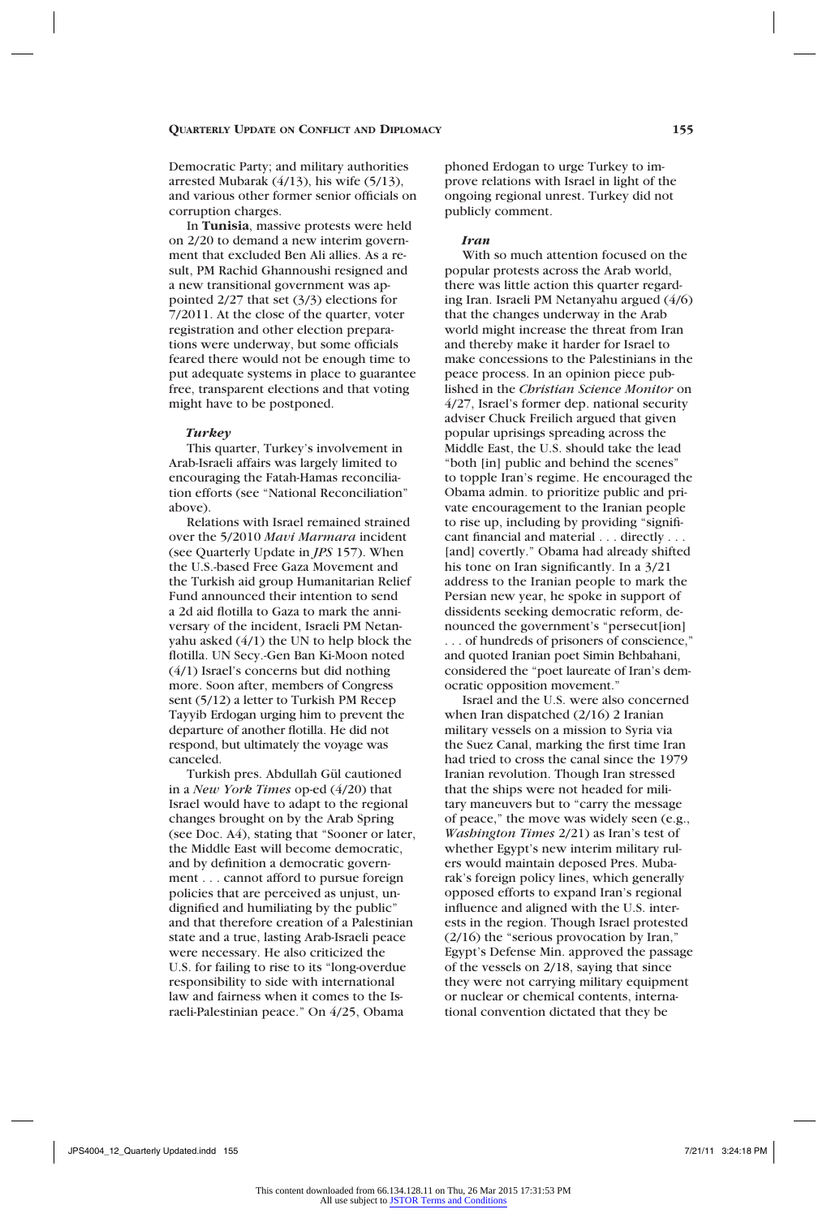Democratic Party; and military authorities arrested Mubarak (4/13), his wife (5/13), and various other former senior officials on corruption charges.

In **Tunisia**, massive protests were held on 2/20 to demand a new interim government that excluded Ben Ali allies. As a result, PM Rachid Ghannoushi resigned and a new transitional government was appointed 2/27 that set (3/3) elections for 7/2011. At the close of the quarter, voter registration and other election preparations were underway, but some officials feared there would not be enough time to put adequate systems in place to guarantee free, transparent elections and that voting might have to be postponed.

### *Turkey*

This quarter, Turkey's involvement in Arab-Israeli affairs was largely limited to encouraging the Fatah-Hamas reconciliation efforts (see "National Reconciliation" above).

Relations with Israel remained strained over the 5/2010 *Mavi Marmara* incident (see Quarterly Update in *JPS* 157). When the U.S.-based Free Gaza Movement and the Turkish aid group Humanitarian Relief Fund announced their intention to send a 2d aid flotilla to Gaza to mark the anniversary of the incident, Israeli PM Netanyahu asked (4/1) the UN to help block the flotilla. UN Secy.-Gen Ban Ki-Moon noted (4/1) Israel's concerns but did nothing more. Soon after, members of Congress sent (5/12) a letter to Turkish PM Recep Tayyib Erdogan urging him to prevent the departure of another flotilla. He did not respond, but ultimately the voyage was canceled.

Turkish pres. Abdullah Gül cautioned in a *New York Times* op-ed (4/20) that Israel would have to adapt to the regional changes brought on by the Arab Spring (see Doc. A4), stating that "Sooner or later, the Middle East will become democratic, and by definition a democratic government . . . cannot afford to pursue foreign policies that are perceived as unjust, undignified and humiliating by the public" and that therefore creation of a Palestinian state and a true, lasting Arab-Israeli peace were necessary. He also criticized the U.S. for failing to rise to its "long-overdue responsibility to side with international law and fairness when it comes to the Israeli-Palestinian peace." On 4/25, Obama phoned Erdogan to urge Turkey to improve relations with Israel in light of the ongoing regional unrest. Turkey did not publicly comment.

### *Iran*

With so much attention focused on the popular protests across the Arab world, there was little action this quarter regarding Iran. Israeli PM Netanyahu argued (4/6) that the changes underway in the Arab world might increase the threat from Iran and thereby make it harder for Israel to make concessions to the Palestinians in the peace process. In an opinion piece published in the *Christian Science Monitor* on 4/27, Israel's former dep. national security adviser Chuck Freilich argued that given popular uprisings spreading across the Middle East, the U.S. should take the lead "both [in] public and behind the scenes" to topple Iran's regime. He encouraged the Obama admin. to prioritize public and private encouragement to the Iranian people to rise up, including by providing "significant financial and material . . . directly . . . [and] covertly." Obama had already shifted his tone on Iran significantly. In a 3/21 address to the Iranian people to mark the Persian new year, he spoke in support of dissidents seeking democratic reform, denounced the government's "persecut[ion] . . . of hundreds of prisoners of conscience," and quoted Iranian poet Simin Behbahani, considered the "poet laureate of Iran's democratic opposition movement."

Israel and the U.S. were also concerned when Iran dispatched (2/16) 2 Iranian military vessels on a mission to Syria via the Suez Canal, marking the first time Iran had tried to cross the canal since the 1979 Iranian revolution. Though Iran stressed that the ships were not headed for military maneuvers but to "carry the message of peace," the move was widely seen (e.g., *Washington Times* 2/21) as Iran's test of whether Egypt's new interim military rulers would maintain deposed Pres. Mubarak's foreign policy lines, which generally opposed efforts to expand Iran's regional influence and aligned with the U.S. interests in the region. Though Israel protested (2/16) the "serious provocation by Iran," Egypt's Defense Min. approved the passage of the vessels on 2/18, saying that since they were not carrying military equipment or nuclear or chemical contents, international convention dictated that they be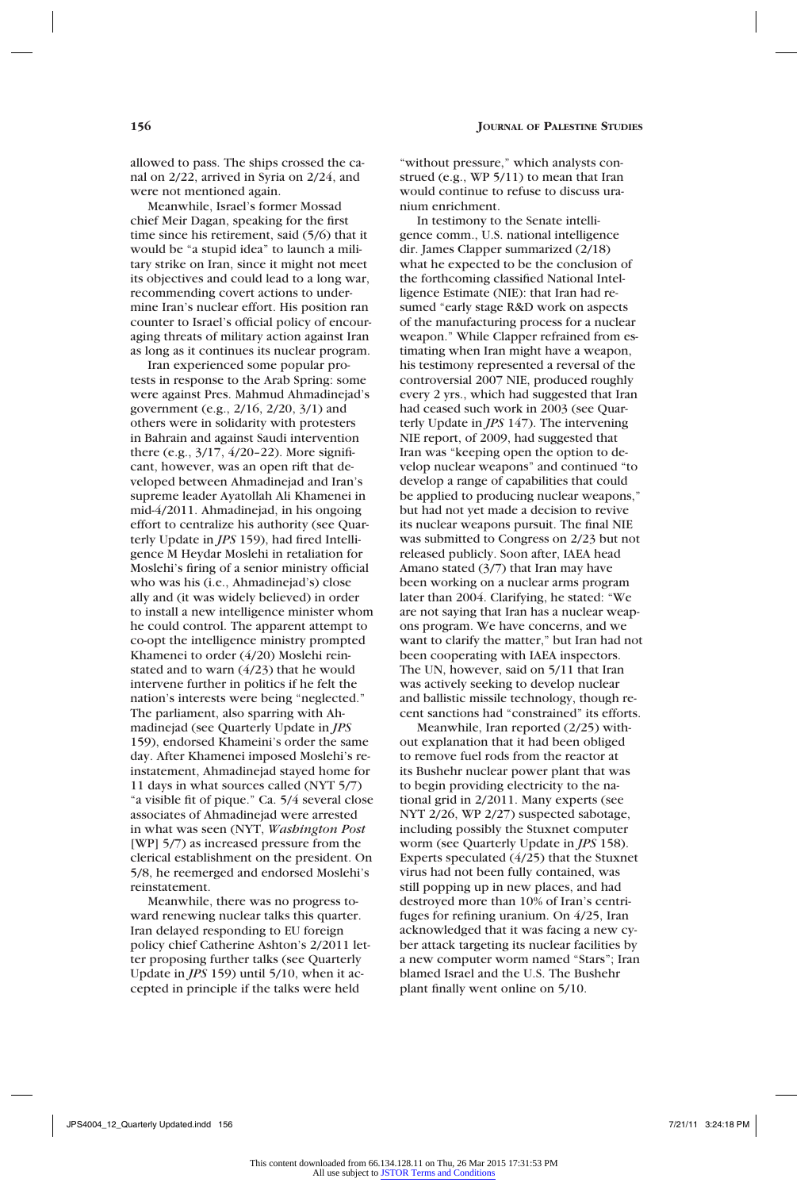allowed to pass. The ships crossed the canal on 2/22, arrived in Syria on 2/24, and were not mentioned again.

Meanwhile, Israel's former Mossad chief Meir Dagan, speaking for the first time since his retirement, said (5/6) that it would be "a stupid idea" to launch a military strike on Iran, since it might not meet its objectives and could lead to a long war, recommending covert actions to undermine Iran's nuclear effort. His position ran counter to Israel's official policy of encouraging threats of military action against Iran as long as it continues its nuclear program.

Iran experienced some popular protests in response to the Arab Spring: some were against Pres. Mahmud Ahmadinejad's government (e.g., 2/16, 2/20, 3/1) and others were in solidarity with protesters in Bahrain and against Saudi intervention there (e.g., 3/17, 4/20–22). More significant, however, was an open rift that developed between Ahmadinejad and Iran's supreme leader Ayatollah Ali Khamenei in mid-4/2011. Ahmadinejad, in his ongoing effort to centralize his authority (see Quarterly Update in *JPS* 159), had fired Intelligence M Heydar Moslehi in retaliation for Moslehi's firing of a senior ministry official who was his (i.e., Ahmadinejad's) close ally and (it was widely believed) in order to install a new intelligence minister whom he could control. The apparent attempt to co-opt the intelligence ministry prompted Khamenei to order (4/20) Moslehi reinstated and to warn (4/23) that he would intervene further in politics if he felt the nation's interests were being "neglected." The parliament, also sparring with Ahmadinejad (see Quarterly Update in *JPS* 159), endorsed Khameini's order the same day. After Khamenei imposed Moslehi's reinstatement, Ahmadinejad stayed home for 11 days in what sources called (NYT 5/7) "a visible fit of pique." Ca. 5/4 several close associates of Ahmadinejad were arrested in what was seen (NYT, *Washington Post* [WP] 5/7) as increased pressure from the clerical establishment on the president. On 5/8, he reemerged and endorsed Moslehi's reinstatement.

Meanwhile, there was no progress toward renewing nuclear talks this quarter. Iran delayed responding to EU foreign policy chief Catherine Ashton's 2/2011 letter proposing further talks (see Quarterly Update in *JPS* 159) until 5/10, when it accepted in principle if the talks were held "without pressure," which analysts construed (e.g., WP 5/11) to mean that Iran would continue to refuse to discuss uranium enrichment.

In testimony to the Senate intelligence comm., U.S. national intelligence dir. James Clapper summarized (2/18) what he expected to be the conclusion of the forthcoming classified National Intelligence Estimate (NIE): that Iran had resumed "early stage R&D work on aspects of the manufacturing process for a nuclear weapon." While Clapper refrained from estimating when Iran might have a weapon, his testimony represented a reversal of the controversial 2007 NIE, produced roughly every 2 yrs., which had suggested that Iran had ceased such work in 2003 (see Quarterly Update in *JPS* 147). The intervening NIE report, of 2009, had suggested that Iran was "keeping open the option to develop nuclear weapons" and continued "to develop a range of capabilities that could be applied to producing nuclear weapons," but had not yet made a decision to revive its nuclear weapons pursuit. The final NIE was submitted to Congress on 2/23 but not released publicly. Soon after, IAEA head Amano stated (3/7) that Iran may have been working on a nuclear arms program later than 2004. Clarifying, he stated: "We are not saying that Iran has a nuclear weapons program. We have concerns, and we want to clarify the matter," but Iran had not been cooperating with IAEA inspectors. The UN, however, said on 5/11 that Iran was actively seeking to develop nuclear and ballistic missile technology, though recent sanctions had "constrained" its efforts.

Meanwhile, Iran reported (2/25) without explanation that it had been obliged to remove fuel rods from the reactor at its Bushehr nuclear power plant that was to begin providing electricity to the national grid in 2/2011. Many experts (see NYT 2/26, WP 2/27) suspected sabotage, including possibly the Stuxnet computer worm (see Quarterly Update in *JPS* 158). Experts speculated (4/25) that the Stuxnet virus had not been fully contained, was still popping up in new places, and had destroyed more than 10% of Iran's centrifuges for refining uranium. On 4/25, Iran acknowledged that it was facing a new cyber attack targeting its nuclear facilities by a new computer worm named "Stars"; Iran blamed Israel and the U.S. The Bushehr plant finally went online on 5/10.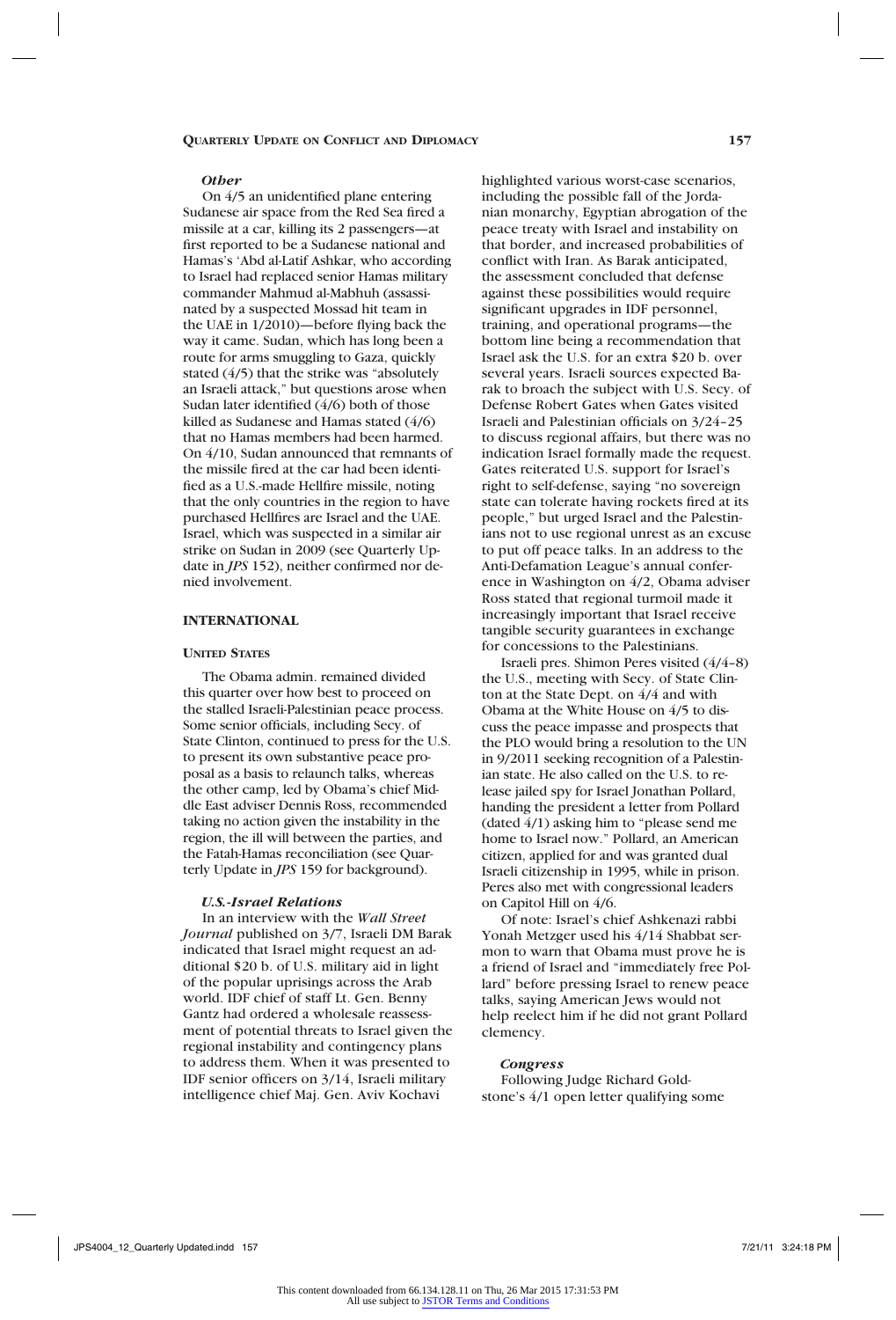### *Other*

On 4/5 an unidentified plane entering Sudanese air space from the Red Sea fired a missile at a car, killing its 2 passengers—at first reported to be a Sudanese national and Hamas's 'Abd al-Latif Ashkar, who according to Israel had replaced senior Hamas military commander Mahmud al-Mabhuh (assassinated by a suspected Mossad hit team in the UAE in 1/2010)—before flying back the way it came. Sudan, which has long been a route for arms smuggling to Gaza, quickly stated (4/5) that the strike was "absolutely an Israeli attack," but questions arose when Sudan later identified (4/6) both of those killed as Sudanese and Hamas stated (4/6) that no Hamas members had been harmed. On 4/10, Sudan announced that remnants of the missile fired at the car had been identified as a U.S.-made Hellfire missile, noting that the only countries in the region to have purchased Hellfires are Israel and the UAE. Israel, which was suspected in a similar air strike on Sudan in 2009 (see Quarterly Update in *JPS* 152), neither confirmed nor denied involvement.

## INTERNATIONAL

### United States

The Obama admin. remained divided this quarter over how best to proceed on the stalled Israeli-Palestinian peace process. Some senior officials, including Secy. of State Clinton, continued to press for the U.S. to present its own substantive peace proposal as a basis to relaunch talks, whereas the other camp, led by Obama's chief Middle East adviser Dennis Ross, recommended taking no action given the instability in the region, the ill will between the parties, and the Fatah-Hamas reconciliation (see Quarterly Update in *JPS* 159 for background).

#### *U.S.-Israel Relations*

In an interview with the *Wall Street Journal* published on 3/7, Israeli DM Barak indicated that Israel might request an additional $20 b. of U.S. military aid in light of the popular uprisings across the Arab world. IDF chief of staff Lt. Gen. Benny Gantz had ordered a wholesale reassessment of potential threats to Israel given the regional instability and contingency plans to address them. When it was presented to IDF senior officers on 3/14, Israeli military intelligence chief Maj. Gen. Aviv Kochavi highlighted various worst-case scenarios, including the possible fall of the Jordanian monarchy, Egyptian abrogation of the peace treaty with Israel and instability on that border, and increased probabilities of conflict with Iran. As Barak anticipated, the assessment concluded that defense against these possibilities would require significant upgrades in IDF personnel, training, and operational programs—the bottom line being a recommendation that Israel ask the U.S. for an extra $20 b. over several years. Israeli sources expected Barak to broach the subject with U.S. Secy. of Defense Robert Gates when Gates visited Israeli and Palestinian officials on 3/24–25 to discuss regional affairs, but there was no indication Israel formally made the request. Gates reiterated U.S. support for Israel's right to self-defense, saying "no sovereign state can tolerate having rockets fired at its people," but urged Israel and the Palestinians not to use regional unrest as an excuse to put off peace talks. In an address to the Anti-Defamation League's annual conference in Washington on 4/2, Obama adviser Ross stated that regional turmoil made it increasingly important that Israel receive tangible security guarantees in exchange for concessions to the Palestinians.

Israeli pres. Shimon Peres visited (4/4–8) the U.S., meeting with Secy. of State Clinton at the State Dept. on 4/4 and with Obama at the White House on 4/5 to discuss the peace impasse and prospects that the PLO would bring a resolution to the UN in 9/2011 seeking recognition of a Palestinian state. He also called on the U.S. to release jailed spy for Israel Jonathan Pollard, handing the president a letter from Pollard (dated 4/1) asking him to "please send me home to Israel now." Pollard, an American citizen, applied for and was granted dual Israeli citizenship in 1995, while in prison. Peres also met with congressional leaders on Capitol Hill on 4/6.

Of note: Israel's chief Ashkenazi rabbi Yonah Metzger used his 4/14 Shabbat sermon to warn that Obama must prove he is a friend of Israel and "immediately free Pollard" before pressing Israel to renew peace talks, saying American Jews would not help reelect him if he did not grant Pollard clemency.

#### *Congress*

Following Judge Richard Goldstone's 4/1 open letter qualifying some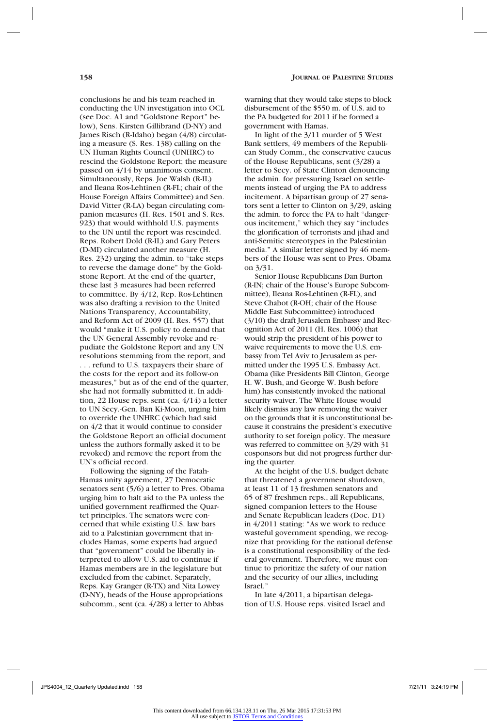conclusions he and his team reached in conducting the UN investigation into OCL (see Doc. A1 and "Goldstone Report" below), Sens. Kirsten Gillibrand (D-NY) and James Risch (R-Idaho) began (4/8) circulating a measure (S. Res. 138) calling on the UN Human Rights Council (UNHRC) to rescind the Goldstone Report; the measure passed on 4/14 by unanimous consent. Simultaneously, Reps. Joe Walsh (R-IL) and Ileana Ros-Lehtinen (R-FL; chair of the House Foreign Affairs Committee) and Sen. David Vitter (R-LA) began circulating companion measures (H. Res. 1501 and S. Res. 923) that would withhold U.S. payments to the UN until the report was rescinded. Reps. Robert Dold (R-IL) and Gary Peters (D-MI) circulated another measure (H. Res. 232) urging the admin. to "take steps to reverse the damage done" by the Goldstone Report. At the end of the quarter, these last 3 measures had been referred to committee. By 4/12, Rep. Ros-Lehtinen was also drafting a revision to the United Nations Transparency, Accountability, and Reform Act of 2009 (H. Res. 557) that would "make it U.S. policy to demand that the UN General Assembly revoke and repudiate the Goldstone Report and any UN resolutions stemming from the report, and . . . refund to U.S. taxpayers their share of the costs for the report and its follow-on measures," but as of the end of the quarter, she had not formally submitted it. In addition, 22 House reps. sent (ca. 4/14) a letter to UN Secy.-Gen. Ban Ki-Moon, urging him to override the UNHRC (which had said on 4/2 that it would continue to consider the Goldstone Report an official document unless the authors formally asked it to be revoked) and remove the report from the UN's official record.

Following the signing of the Fatah-Hamas unity agreement, 27 Democratic senators sent (5/6) a letter to Pres. Obama urging him to halt aid to the PA unless the unified government reaffirmed the Quartet principles. The senators were concerned that while existing U.S. law bars aid to a Palestinian government that includes Hamas, some experts had argued that "government" could be liberally interpreted to allow U.S. aid to continue if Hamas members are in the legislature but excluded from the cabinet. Separately, Reps. Kay Granger (R-TX) and Nita Lowey (D-NY), heads of the House appropriations subcomm., sent (ca. 4/28) a letter to Abbas warning that they would take steps to block disbursement of the $550 m. of U.S. aid to the PA budgeted for 2011 if he formed a government with Hamas.

In light of the 3/11 murder of 5 West Bank settlers, 49 members of the Republican Study Comm., the conservative caucus of the House Republicans, sent (3/28) a letter to Secy. of State Clinton denouncing the admin. for pressuring Israel on settlements instead of urging the PA to address incitement. A bipartisan group of 27 senators sent a letter to Clinton on 3/29, asking the admin. to force the PA to halt "dangerous incitement," which they say "includes the glorification of terrorists and jihad and anti-Semitic stereotypes in the Palestinian media." A similar letter signed by 46 members of the House was sent to Pres. Obama on 3/31.

Senior House Republicans Dan Burton (R-IN; chair of the House's Europe Subcommittee), Ileana Ros-Lehtinen (R-FL), and Steve Chabot (R-OH; chair of the House Middle East Subcommittee) introduced (3/10) the draft Jerusalem Embassy and Recognition Act of 2011 (H. Res. 1006) that would strip the president of his power to waive requirements to move the U.S. embassy from Tel Aviv to Jerusalem as permitted under the 1995 U.S. Embassy Act. Obama (like Presidents Bill Clinton, George H. W. Bush, and George W. Bush before him) has consistently invoked the national security waiver. The White House would likely dismiss any law removing the waiver on the grounds that it is unconstitutional because it constrains the president's executive authority to set foreign policy. The measure was referred to committee on 3/29 with 31 cosponsors but did not progress further during the quarter.

At the height of the U.S. budget debate that threatened a government shutdown, at least 11 of 13 freshmen senators and 65 of 87 freshmen reps., all Republicans, signed companion letters to the House and Senate Republican leaders (Doc. D1) in 4/2011 stating: "As we work to reduce wasteful government spending, we recognize that providing for the national defense is a constitutional responsibility of the federal government. Therefore, we must continue to prioritize the safety of our nation and the security of our allies, including Israel."

In late 4/2011, a bipartisan delegation of U.S. House reps. visited Israel and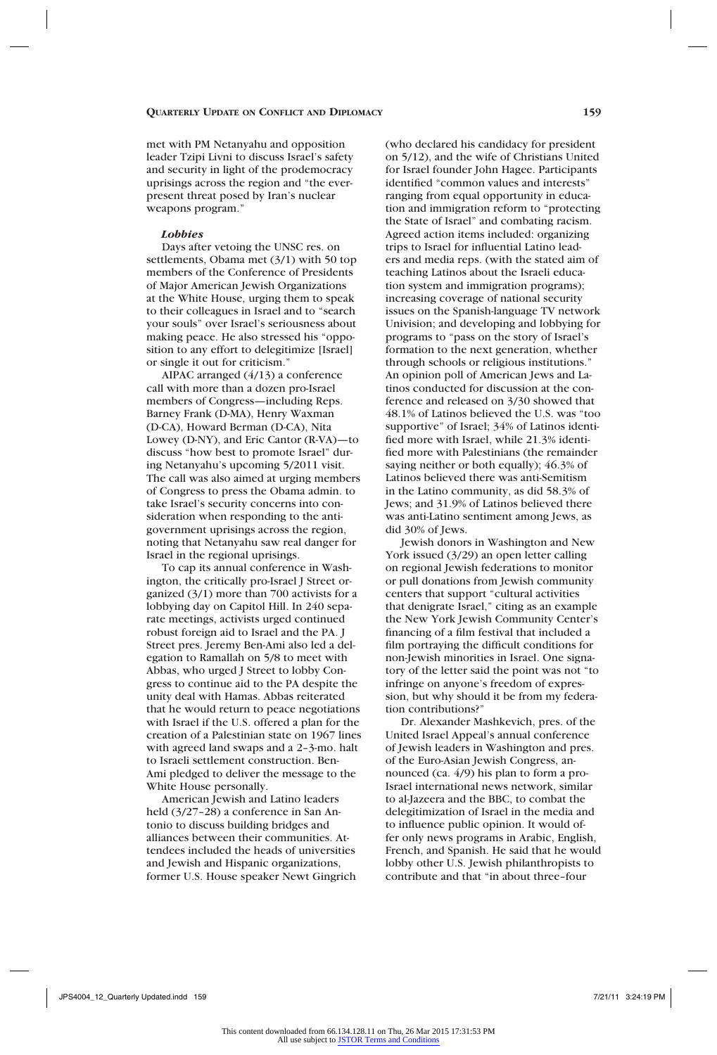met with PM Netanyahu and opposition leader Tzipi Livni to discuss Israel's safety and security in light of the prodemocracy uprisings across the region and "the ever-present threat posed by Iran's nuclear weapons program."

### *Lobbies*

Days after vetoing the UNSC res. on settlements, Obama met (3/1) with 50 top members of the Conference of Presidents of Major American Jewish Organizations at the White House, urging them to speak to their colleagues in Israel and to "search your souls" over Israel's seriousness about making peace. He also stressed his "opposition to any effort to delegitimize [Israel] or single it out for criticism."

AIPAC arranged (4/13) a conference call with more than a dozen pro-Israel members of Congress—including Reps. Barney Frank (D-MA), Henry Waxman (D-CA), Howard Berman (D-CA), Nita Lowey (D-NY), and Eric Cantor (R-VA)—to discuss "how best to promote Israel" during Netanyahu's upcoming 5/2011 visit. The call was also aimed at urging members of Congress to press the Obama admin. to take Israel's security concerns into consideration when responding to the antigovernment uprisings across the region, noting that Netanyahu saw real danger for Israel in the regional uprisings.

To cap its annual conference in Washington, the critically pro-Israel J Street organized (3/1) more than 700 activists for a lobbying day on Capitol Hill. In 240 separate meetings, activists urged continued robust foreign aid to Israel and the PA. J Street pres. Jeremy Ben-Ami also led a delegation to Ramallah on 5/8 to meet with Abbas, who urged J Street to lobby Congress to continue aid to the PA despite the unity deal with Hamas. Abbas reiterated that he would return to peace negotiations with Israel if the U.S. offered a plan for the creation of a Palestinian state on 1967 lines with agreed land swaps and a 2–3-mo. halt to Israeli settlement construction. Ben-Ami pledged to deliver the message to the White House personally.

American Jewish and Latino leaders held (3/27–28) a conference in San Antonio to discuss building bridges and alliances between their communities. Attendees included the heads of universities and Jewish and Hispanic organizations, former U.S. House speaker Newt Gingrich (who declared his candidacy for president on 5/12), and the wife of Christians United for Israel founder John Hagee. Participants identified "common values and interests" ranging from equal opportunity in education and immigration reform to "protecting the State of Israel" and combating racism. Agreed action items included: organizing trips to Israel for influential Latino leaders and media reps. (with the stated aim of teaching Latinos about the Israeli education system and immigration programs); increasing coverage of national security issues on the Spanish-language TV network Univision; and developing and lobbying for programs to "pass on the story of Israel's formation to the next generation, whether through schools or religious institutions." An opinion poll of American Jews and Latinos conducted for discussion at the conference and released on 3/30 showed that 48.1% of Latinos believed the U.S. was "too supportive" of Israel; 34% of Latinos identified more with Israel, while 21.3% identified more with Palestinians (the remainder saying neither or both equally); 46.3% of Latinos believed there was anti-Semitism in the Latino community, as did 58.3% of Jews; and 31.9% of Latinos believed there was anti-Latino sentiment among Jews, as did 30% of Jews.

Jewish donors in Washington and New York issued (3/29) an open letter calling on regional Jewish federations to monitor or pull donations from Jewish community centers that support "cultural activities that denigrate Israel," citing as an example the New York Jewish Community Center's financing of a film festival that included a film portraying the difficult conditions for non-Jewish minorities in Israel. One signatory of the letter said the point was not "to infringe on anyone's freedom of expression, but why should it be from my federation contributions?"

Dr. Alexander Mashkevich, pres. of the United Israel Appeal's annual conference of Jewish leaders in Washington and pres. of the Euro-Asian Jewish Congress, announced (ca. 4/9) his plan to form a pro-Israel international news network, similar to al-Jazeera and the BBC, to combat the delegitimization of Israel in the media and to influence public opinion. It would offer only news programs in Arabic, English, French, and Spanish. He said that he would lobby other U.S. Jewish philanthropists to contribute and that "in about three–four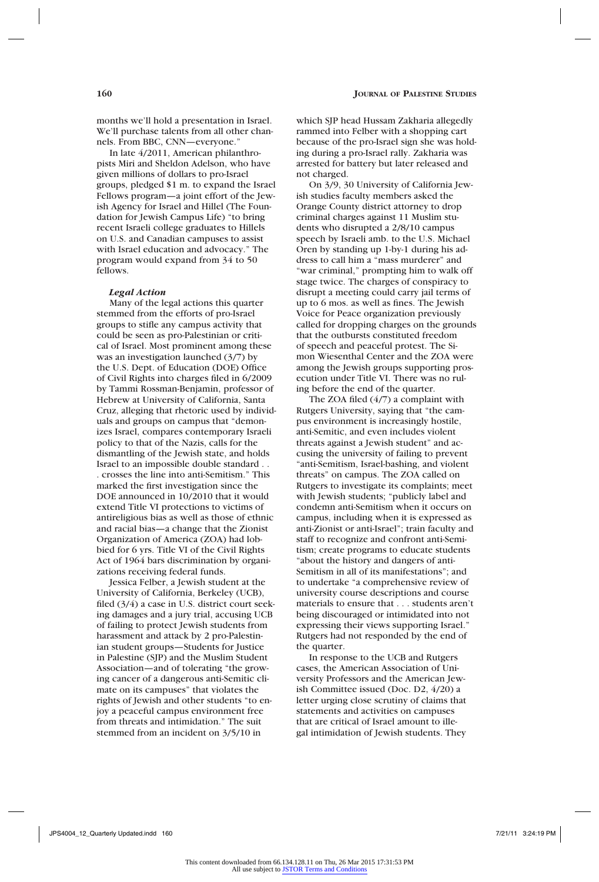months we'll hold a presentation in Israel. We'll purchase talents from all other channels. From BBC, CNN—everyone."

In late 4/2011, American philanthropists Miri and Sheldon Adelson, who have given millions of dollars to pro-Israel groups, pledged $1 m. to expand the Israel Fellows program—a joint effort of the Jewish Agency for Israel and Hillel (The Foundation for Jewish Campus Life) "to bring recent Israeli college graduates to Hillels on U.S. and Canadian campuses to assist with Israel education and advocacy." The program would expand from 34 to 50 fellows.

### *Legal Action*

Many of the legal actions this quarter stemmed from the efforts of pro-Israel groups to stifle any campus activity that could be seen as pro-Palestinian or critical of Israel. Most prominent among these was an investigation launched (3/7) by the U.S. Dept. of Education (DOE) Office of Civil Rights into charges filed in 6/2009 by Tammi Rossman-Benjamin, professor of Hebrew at University of California, Santa Cruz, alleging that rhetoric used by individuals and groups on campus that "demonizes Israel, compares contemporary Israeli policy to that of the Nazis, calls for the dismantling of the Jewish state, and holds Israel to an impossible double standard . . . crosses the line into anti-Semitism." This marked the first investigation since the DOE announced in 10/2010 that it would extend Title VI protections to victims of antireligious bias as well as those of ethnic and racial bias—a change that the Zionist Organization of America (ZOA) had lobbied for for 6 yrs. Title VI of the Civil Rights Act of 1964 bars discrimination by organizations receiving federal funds.

Jessica Felber, a Jewish student at the University of California, Berkeley (UCB), filed (3/4) a case in U.S. district court seeking damages and a jury trial, accusing UCB of failing to protect Jewish students from harassment and attack by 2 pro-Palestinian student groups—Students for Justice in Palestine (SJP) and the Muslim Student Association—and of tolerating "the growing cancer of a dangerous anti-Semitic climate on its campuses" that violates the rights of Jewish and other students "to enjoy a peaceful campus environment free from threats and intimidation." The suit stemmed from an incident on 3/5/10 in which SJP head Hussam Zakharia allegedly rammed into Felber with a shopping cart because of the pro-Israel sign she was holding during a pro-Israel rally. Zakharia was arrested for battery but later released and not charged.

On 3/9, 30 University of California Jewish studies faculty members asked the Orange County district attorney to drop criminal charges against 11 Muslim students who disrupted a 2/8/10 campus speech by Israeli amb. to the U.S. Michael Oren by standing up 1-by-1 during his address to call him a "mass murderer" and "war criminal," prompting him to walk off stage twice. The charges of conspiracy to disrupt a meeting could carry jail terms of up to 6 mos. as well as fines. The Jewish Voice for Peace organization previously called for dropping charges on the grounds that the outbursts constituted freedom of speech and peaceful protest. The Simon Wiesenthal Center and the ZOA were among the Jewish groups supporting prosecution under Title VI. There was no ruling before the end of the quarter.

The ZOA filed (4/7) a complaint with Rutgers University, saying that "the campus environment is increasingly hostile, anti-Semitic, and even includes violent threats against a Jewish student" and accusing the university of failing to prevent "anti-Semitism, Israel-bashing, and violent threats" on campus. The ZOA called on Rutgers to investigate its complaints; meet with Jewish students; "publicly label and condemn anti-Semitism when it occurs on campus, including when it is expressed as anti-Zionist or anti-Israel"; train faculty and staff to recognize and confront anti-Semitism; create programs to educate students "about the history and dangers of anti-Semitism in all of its manifestations"; and to undertake "a comprehensive review of university course descriptions and course materials to ensure that . . . students aren't being discouraged or intimidated into not expressing their views supporting Israel." Rutgers had not responded by the end of the quarter.

In response to the UCB and Rutgers cases, the American Association of University Professors and the American Jewish Committee issued (Doc. D2, 4/20) a letter urging close scrutiny of claims that statements and activities on campuses that are critical of Israel amount to illegal intimidation of Jewish students. They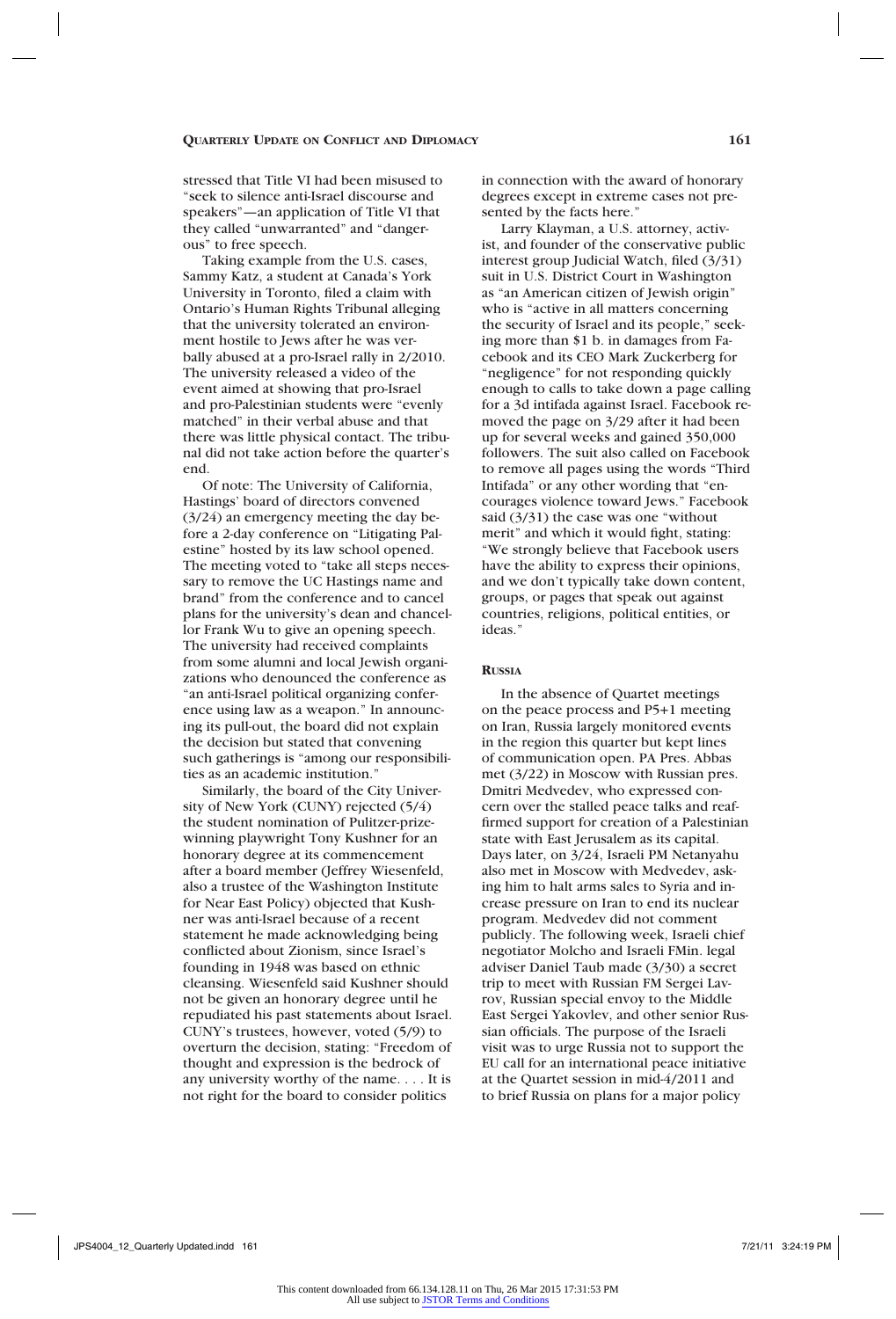stressed that Title VI had been misused to "seek to silence anti-Israel discourse and speakers"—an application of Title VI that they called "unwarranted" and "dangerous" to free speech.

Taking example from the U.S. cases, Sammy Katz, a student at Canada's York University in Toronto, filed a claim with Ontario's Human Rights Tribunal alleging that the university tolerated an environment hostile to Jews after he was verbally abused at a pro-Israel rally in 2/2010. The university released a video of the event aimed at showing that pro-Israel and pro-Palestinian students were "evenly matched" in their verbal abuse and that there was little physical contact. The tribunal did not take action before the quarter's end.

Of note: The University of California, Hastings' board of directors convened (3/24) an emergency meeting the day before a 2-day conference on "Litigating Palestine" hosted by its law school opened. The meeting voted to "take all steps necessary to remove the UC Hastings name and brand" from the conference and to cancel plans for the university's dean and chancellor Frank Wu to give an opening speech. The university had received complaints from some alumni and local Jewish organizations who denounced the conference as "an anti-Israel political organizing conference using law as a weapon." In announcing its pull-out, the board did not explain the decision but stated that convening such gatherings is "among our responsibilities as an academic institution."

Similarly, the board of the City University of New York (CUNY) rejected (5/4) the student nomination of Pulitzer-prize-winning playwright Tony Kushner for an honorary degree at its commencement after a board member (Jeffrey Wiesenfeld, also a trustee of the Washington Institute for Near East Policy) objected that Kushner was anti-Israel because of a recent statement he made acknowledging being conflicted about Zionism, since Israel's founding in 1948 was based on ethnic cleansing. Wiesenfeld said Kushner should not be given an honorary degree until he repudiated his past statements about Israel. CUNY's trustees, however, voted (5/9) to overturn the decision, stating: "Freedom of thought and expression is the bedrock of any university worthy of the name. . . . It is not right for the board to consider politics in connection with the award of honorary degrees except in extreme cases not presented by the facts here."

Larry Klayman, a U.S. attorney, activist, and founder of the conservative public interest group Judicial Watch, filed (3/31) suit in U.S. District Court in Washington as "an American citizen of Jewish origin" who is "active in all matters concerning the security of Israel and its people," seeking more than $1 b. in damages from Facebook and its CEO Mark Zuckerberg for "negligence" for not responding quickly enough to calls to take down a page calling for a 3d intifada against Israel. Facebook removed the page on 3/29 after it had been up for several weeks and gained 350,000 followers. The suit also called on Facebook to remove all pages using the words "Third Intifada" or any other wording that "encourages violence toward Jews." Facebook said (3/31) the case was one "without merit" and which it would fight, stating: "We strongly believe that Facebook users have the ability to express their opinions, and we don't typically take down content, groups, or pages that speak out against countries, religions, political entities, or ideas."

#### Russia

In the absence of Quartet meetings on the peace process and P5+1 meeting on Iran, Russia largely monitored events in the region this quarter but kept lines of communication open. PA Pres. Abbas met (3/22) in Moscow with Russian pres. Dmitri Medvedev, who expressed concern over the stalled peace talks and reaffirmed support for creation of a Palestinian state with East Jerusalem as its capital. Days later, on 3/24, Israeli PM Netanyahu also met in Moscow with Medvedev, asking him to halt arms sales to Syria and increase pressure on Iran to end its nuclear program. Medvedev did not comment publicly. The following week, Israeli chief negotiator Molcho and Israeli FMin. legal adviser Daniel Taub made (3/30) a secret trip to meet with Russian FM Sergei Lavrov, Russian special envoy to the Middle East Sergei Yakovlev, and other senior Russian officials. The purpose of the Israeli visit was to urge Russia not to support the EU call for an international peace initiative at the Quartet session in mid-4/2011 and to brief Russia on plans for a major policy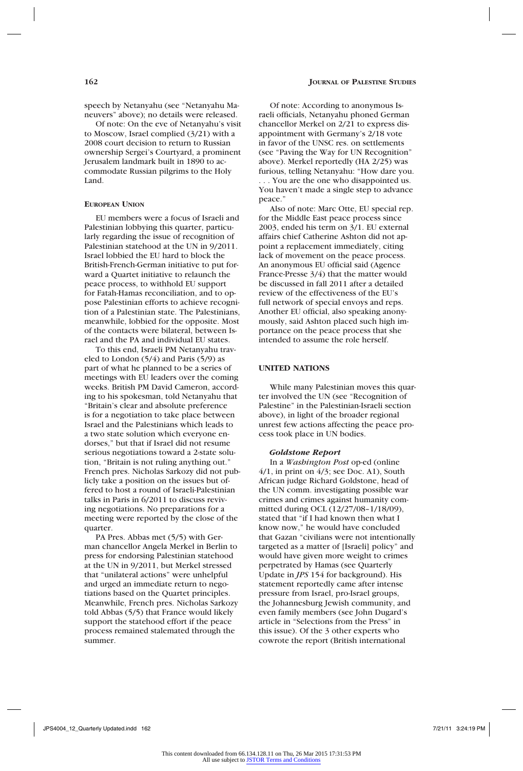speech by Netanyahu (see "Netanyahu Maneuvers" above); no details were released.

Of note: On the eve of Netanyahu's visit to Moscow, Israel complied (3/21) with a 2008 court decision to return to Russian ownership Sergei's Courtyard, a prominent Jerusalem landmark built in 1890 to accommodate Russian pilgrims to the Holy Land.

#### European Union

EU members were a focus of Israeli and Palestinian lobbying this quarter, particularly regarding the issue of recognition of Palestinian statehood at the UN in 9/2011. Israel lobbied the EU hard to block the British-French-German initiative to put forward a Quartet initiative to relaunch the peace process, to withhold EU support for Fatah-Hamas reconciliation, and to oppose Palestinian efforts to achieve recognition of a Palestinian state. The Palestinians, meanwhile, lobbied for the opposite. Most of the contacts were bilateral, between Israel and the PA and individual EU states.

To this end, Israeli PM Netanyahu traveled to London (5/4) and Paris (5/9) as part of what he planned to be a series of meetings with EU leaders over the coming weeks. British PM David Cameron, according to his spokesman, told Netanyahu that "Britain's clear and absolute preference is for a negotiation to take place between Israel and the Palestinians which leads to a two state solution which everyone endorses," but that if Israel did not resume serious negotiations toward a 2-state solution, "Britain is not ruling anything out." French pres. Nicholas Sarkozy did not publicly take a position on the issues but offered to host a round of Israeli-Palestinian talks in Paris in 6/2011 to discuss reviving negotiations. No preparations for a meeting were reported by the close of the quarter.

PA Pres. Abbas met (5/5) with German chancellor Angela Merkel in Berlin to press for endorsing Palestinian statehood at the UN in 9/2011, but Merkel stressed that "unilateral actions" were unhelpful and urged an immediate return to negotiations based on the Quartet principles. Meanwhile, French pres. Nicholas Sarkozy told Abbas (5/5) that France would likely support the statehood effort if the peace process remained stalemated through the summer.

Of note: According to anonymous Israeli officials, Netanyahu phoned German chancellor Merkel on 2/21 to express disappointment with Germany's 2/18 vote in favor of the UNSC res. on settlements (see "Paving the Way for UN Recognition" above). Merkel reportedly (HA 2/25) was furious, telling Netanyahu: "How dare you. . . . You are the one who disappointed us. You haven't made a single step to advance peace."

Also of note: Marc Otte, EU special rep. for the Middle East peace process since 2003, ended his term on 3/1. EU external affairs chief Catherine Ashton did not appoint a replacement immediately, citing lack of movement on the peace process. An anonymous EU official said (Agence France-Presse 3/4) that the matter would be discussed in fall 2011 after a detailed review of the effectiveness of the EU's full network of special envoys and reps. Another EU official, also speaking anonymously, said Ashton placed such high importance on the peace process that she intended to assume the role herself.

### UNITED NATIONS

While many Palestinian moves this quarter involved the UN (see "Recognition of Palestine" in the Palestinian-Israeli section above), in light of the broader regional unrest few actions affecting the peace process took place in UN bodies.

#### *Goldstone Report*

In a *Washington Post* op-ed (online 4/1, in print on 4/3; see Doc. A1), South African judge Richard Goldstone, head of the UN comm. investigating possible war crimes and crimes against humanity committed during OCL (12/27/08–1/18/09), stated that "if I had known then what I know now," he would have concluded that Gazan "civilians were not intentionally targeted as a matter of [Israeli] policy" and would have given more weight to crimes perpetrated by Hamas (see Quarterly Update in *JPS* 154 for background). His statement reportedly came after intense pressure from Israel, pro-Israel groups, the Johannesburg Jewish community, and even family members (see John Dugard's article in "Selections from the Press" in this issue). Of the 3 other experts who cowrote the report (British international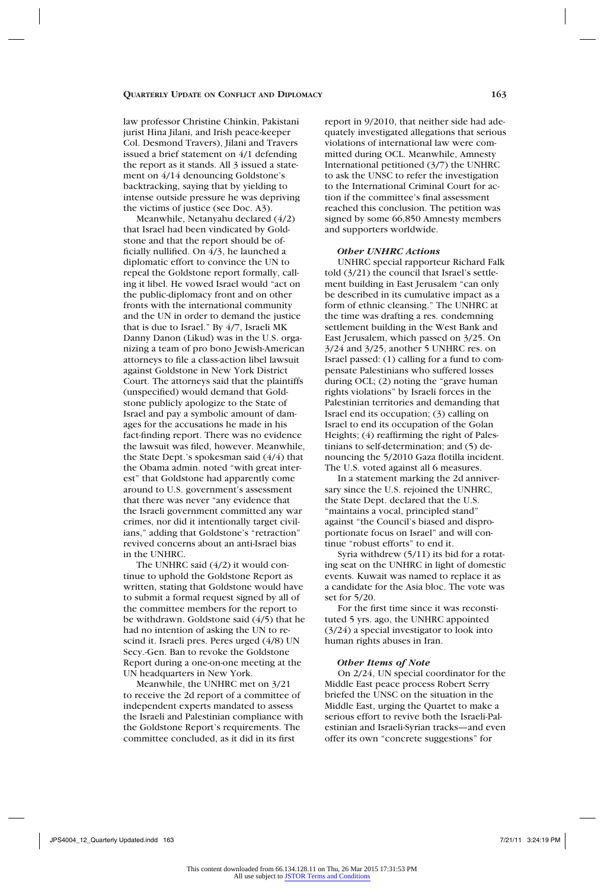law professor Christine Chinkin, Pakistani jurist Hina Jilani, and Irish peace-keeper Col. Desmond Travers), Jilani and Travers issued a brief statement on 4/1 defending the report as it stands. All 3 issued a statement on 4/14 denouncing Goldstone's backtracking, saying that by yielding to intense outside pressure he was depriving the victims of justice (see Doc. A3).

Meanwhile, Netanyahu declared (4/2) that Israel had been vindicated by Goldstone and that the report should be officially nullified. On 4/3, he launched a diplomatic effort to convince the UN to repeal the Goldstone report formally, calling it libel. He vowed Israel would "act on the public-diplomacy front and on other fronts with the international community and the UN in order to demand the justice that is due to Israel." By 4/7, Israeli MK Danny Danon (Likud) was in the U.S. organizing a team of pro bono Jewish-American attorneys to file a class-action libel lawsuit against Goldstone in New York District Court. The attorneys said that the plaintiffs (unspecified) would demand that Goldstone publicly apologize to the State of Israel and pay a symbolic amount of damages for the accusations he made in his fact-finding report. There was no evidence the lawsuit was filed, however. Meanwhile, the State Dept.'s spokesman said (4/4) that the Obama admin. noted "with great interest" that Goldstone had apparently come around to U.S. government's assessment that there was never "any evidence that the Israeli government committed any war crimes, nor did it intentionally target civilians," adding that Goldstone's "retraction" revived concerns about an anti-Israel bias in the UNHRC.

The UNHRC said (4/2) it would continue to uphold the Goldstone Report as written, stating that Goldstone would have to submit a formal request signed by all of the committee members for the report to be withdrawn. Goldstone said (4/5) that he had no intention of asking the UN to rescind it. Israeli pres. Peres urged (4/8) UN Secy.-Gen. Ban to revoke the Goldstone Report during a one-on-one meeting at the UN headquarters in New York.

Meanwhile, the UNHRC met on 3/21 to receive the 2d report of a committee of independent experts mandated to assess the Israeli and Palestinian compliance with the Goldstone Report's requirements. The committee concluded, as it did in its first report in 9/2010, that neither side had adequately investigated allegations that serious violations of international law were committed during OCL. Meanwhile, Amnesty International petitioned (3/7) the UNHRC to ask the UNSC to refer the investigation to the International Criminal Court for action if the committee's final assessment reached this conclusion. The petition was signed by some 66,850 Amnesty members and supporters worldwide.

### *Other UNHRC Actions*

UNHRC special rapporteur Richard Falk told (3/21) the council that Israel's settlement building in East Jerusalem "can only be described in its cumulative impact as a form of ethnic cleansing." The UNHRC at the time was drafting a res. condemning settlement building in the West Bank and East Jerusalem, which passed on 3/25. On 3/24 and 3/25, another 5 UNHRC res. on Israel passed: (1) calling for a fund to compensate Palestinians who suffered losses during OCL; (2) noting the "grave human rights violations" by Israeli forces in the Palestinian territories and demanding that Israel end its occupation; (3) calling on Israel to end its occupation of the Golan Heights; (4) reaffirming the right of Palestinians to self-determination; and (5) denouncing the 5/2010 Gaza flotilla incident. The U.S. voted against all 6 measures.

In a statement marking the 2d anniversary since the U.S. rejoined the UNHRC, the State Dept. declared that the U.S. "maintains a vocal, principled stand" against "the Council's biased and disproportionate focus on Israel" and will continue "robust efforts" to end it.

Syria withdrew (5/11) its bid for a rotating seat on the UNHRC in light of domestic events. Kuwait was named to replace it as a candidate for the Asia bloc. The vote was set for 5/20.

For the first time since it was reconstituted 5 yrs. ago, the UNHRC appointed (3/24) a special investigator to look into human rights abuses in Iran.

### *Other Items of Note*

On 2/24, UN special coordinator for the Middle East peace process Robert Serry briefed the UNSC on the situation in the Middle East, urging the Quartet to make a serious effort to revive both the Israeli-Palestinian and Israeli-Syrian tracks—and even offer its own "concrete suggestions" for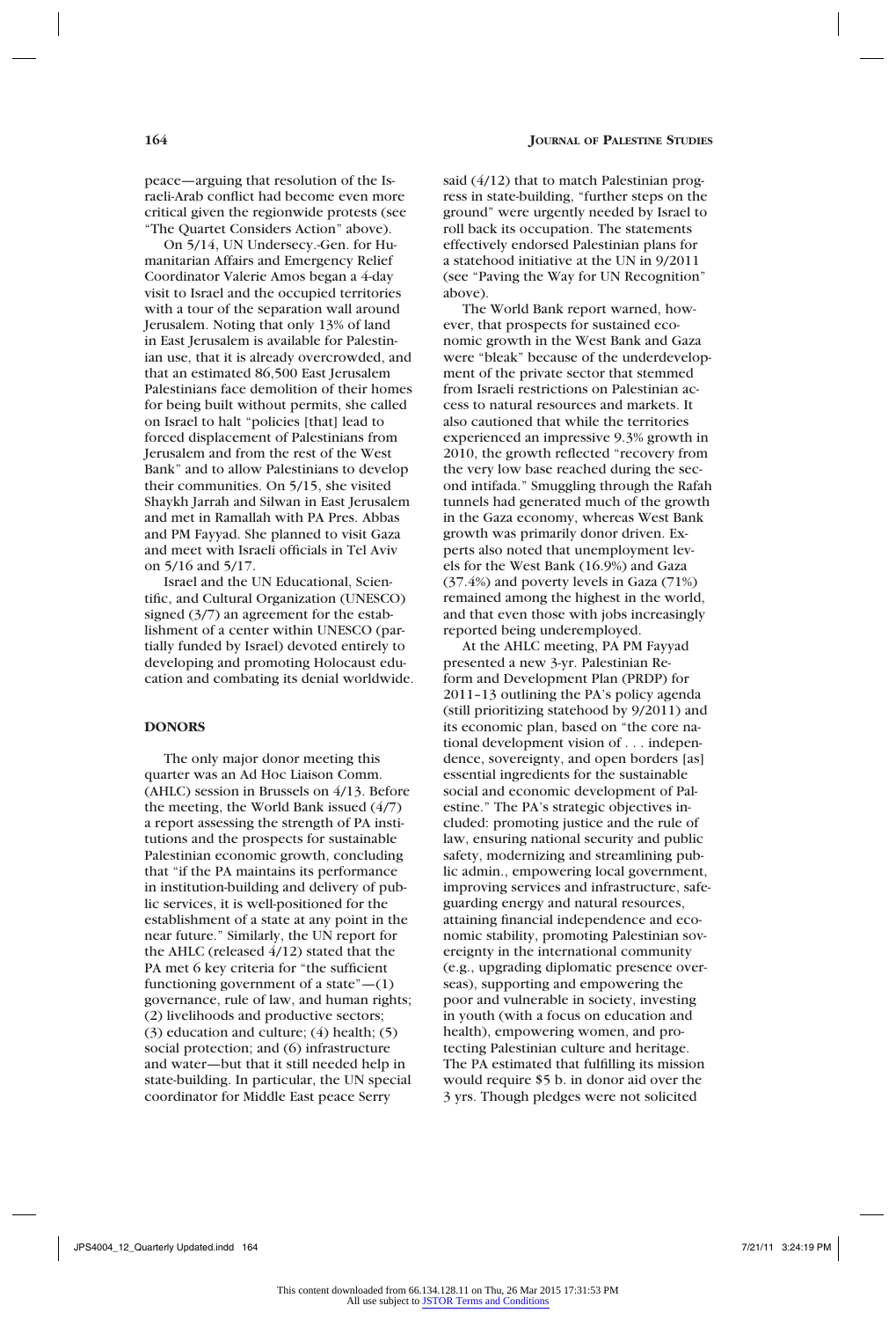peace—arguing that resolution of the Israeli-Arab conflict had become even more critical given the regionwide protests (see "The Quartet Considers Action" above).

On 5/14, UN Undersecy.-Gen. for Humanitarian Affairs and Emergency Relief Coordinator Valerie Amos began a 4-day visit to Israel and the occupied territories with a tour of the separation wall around Jerusalem. Noting that only 13% of land in East Jerusalem is available for Palestinian use, that it is already overcrowded, and that an estimated 86,500 East Jerusalem Palestinians face demolition of their homes for being built without permits, she called on Israel to halt "policies [that] lead to forced displacement of Palestinians from Jerusalem and from the rest of the West Bank" and to allow Palestinians to develop their communities. On 5/15, she visited Shaykh Jarrah and Silwan in East Jerusalem and met in Ramallah with PA Pres. Abbas and PM Fayyad. She planned to visit Gaza and meet with Israeli officials in Tel Aviv on 5/16 and 5/17.

Israel and the UN Educational, Scientific, and Cultural Organization (UNESCO) signed (3/7) an agreement for the establishment of a center within UNESCO (partially funded by Israel) devoted entirely to developing and promoting Holocaust education and combating its denial worldwide.

## DONORS

The only major donor meeting this quarter was an Ad Hoc Liaison Comm. (AHLC) session in Brussels on 4/13. Before the meeting, the World Bank issued (4/7) a report assessing the strength of PA institutions and the prospects for sustainable Palestinian economic growth, concluding that "if the PA maintains its performance in institution-building and delivery of public services, it is well-positioned for the establishment of a state at any point in the near future." Similarly, the UN report for the AHLC (released 4/12) stated that the PA met 6 key criteria for "the sufficient functioning government of a state"—(1) governance, rule of law, and human rights; (2) livelihoods and productive sectors; (3) education and culture; (4) health; (5) social protection; and (6) infrastructure and water—but that it still needed help in state-building. In particular, the UN special coordinator for Middle East peace Serry said (4/12) that to match Palestinian progress in state-building, "further steps on the ground" were urgently needed by Israel to roll back its occupation. The statements effectively endorsed Palestinian plans for a statehood initiative at the UN in 9/2011 (see "Paving the Way for UN Recognition" above).

The World Bank report warned, however, that prospects for sustained economic growth in the West Bank and Gaza were "bleak" because of the underdevelopment of the private sector that stemmed from Israeli restrictions on Palestinian access to natural resources and markets. It also cautioned that while the territories experienced an impressive 9.3% growth in 2010, the growth reflected "recovery from the very low base reached during the second intifada." Smuggling through the Rafah tunnels had generated much of the growth in the Gaza economy, whereas West Bank growth was primarily donor driven. Experts also noted that unemployment levels for the West Bank (16.9%) and Gaza (37.4%) and poverty levels in Gaza (71%) remained among the highest in the world, and that even those with jobs increasingly reported being underemployed.

At the AHLC meeting, PA PM Fayyad presented a new 3-yr. Palestinian Reform and Development Plan (PRDP) for 2011–13 outlining the PA's policy agenda (still prioritizing statehood by 9/2011) and its economic plan, based on "the core national development vision of . . . independence, sovereignty, and open borders [as] essential ingredients for the sustainable social and economic development of Palestine." The PA's strategic objectives included: promoting justice and the rule of law, ensuring national security and public safety, modernizing and streamlining public admin., empowering local government, improving services and infrastructure, safeguarding energy and natural resources, attaining financial independence and economic stability, promoting Palestinian sovereignty in the international community (e.g., upgrading diplomatic presence overseas), supporting and empowering the poor and vulnerable in society, investing in youth (with a focus on education and health), empowering women, and protecting Palestinian culture and heritage. The PA estimated that fulfilling its mission would require $5 b. in donor aid over the 3 yrs. Though pledges were not solicited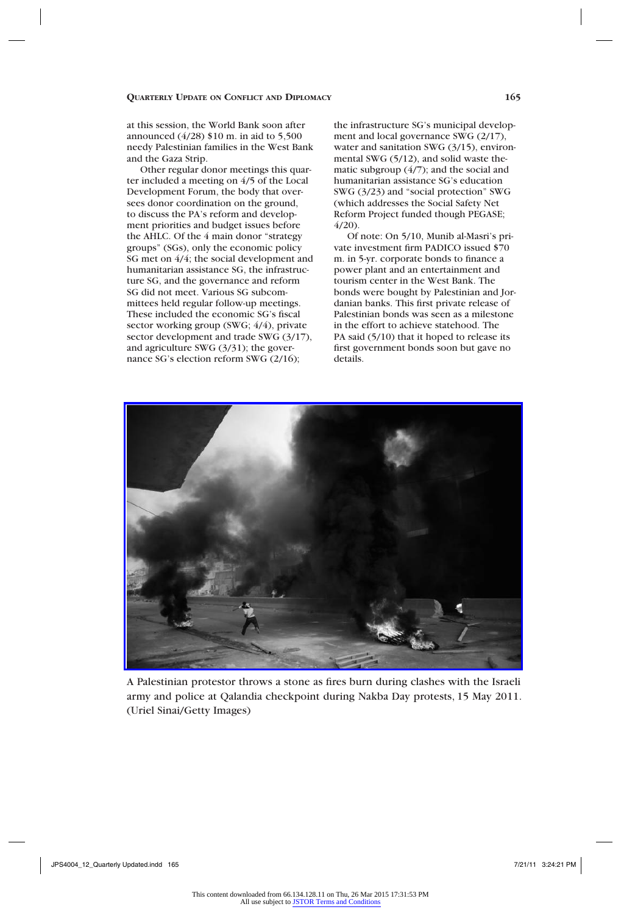at this session, the World Bank soon after announced (4/28) $10 m. in aid to 5,500 needy Palestinian families in the West Bank and the Gaza Strip.

Other regular donor meetings this quarter included a meeting on 4/5 of the Local Development Forum, the body that oversees donor coordination on the ground, to discuss the PA's reform and development priorities and budget issues before the AHLC. Of the 4 main donor "strategy groups" (SGs), only the economic policy SG met on 4/4; the social development and humanitarian assistance SG, the infrastructure SG, and the governance and reform SG did not meet. Various SG subcommittees held regular follow-up meetings. These included the economic SG's fiscal sector working group (SWG; 4/4), private sector development and trade SWG (3/17), and agriculture SWG (3/31); the governance SG's election reform SWG (2/16); the infrastructure SG's municipal development and local governance SWG (2/17), water and sanitation SWG (3/15), environmental SWG (5/12), and solid waste thematic subgroup (4/7); and the social and humanitarian assistance SG's education SWG (3/23) and "social protection" SWG (which addresses the Social Safety Net Reform Project funded though PEGASE; 4/20).

Of note: On 5/10, Munib al-Masri's private investment firm PADICO issued $70 m. in 5-yr. corporate bonds to finance a power plant and an entertainment and tourism center in the West Bank. The bonds were bought by Palestinian and Jordanian banks. This first private release of Palestinian bonds was seen as a milestone in the effort to achieve statehood. The PA said (5/10) that it hoped to release its first government bonds soon but gave no details.

A Palestinian protestor throws a stone as fires burn during clashes with the Israeli army and police at Qalandia checkpoint during Nakba Day protests, 15 May 2011. (Uriel Sinai/Getty Images)